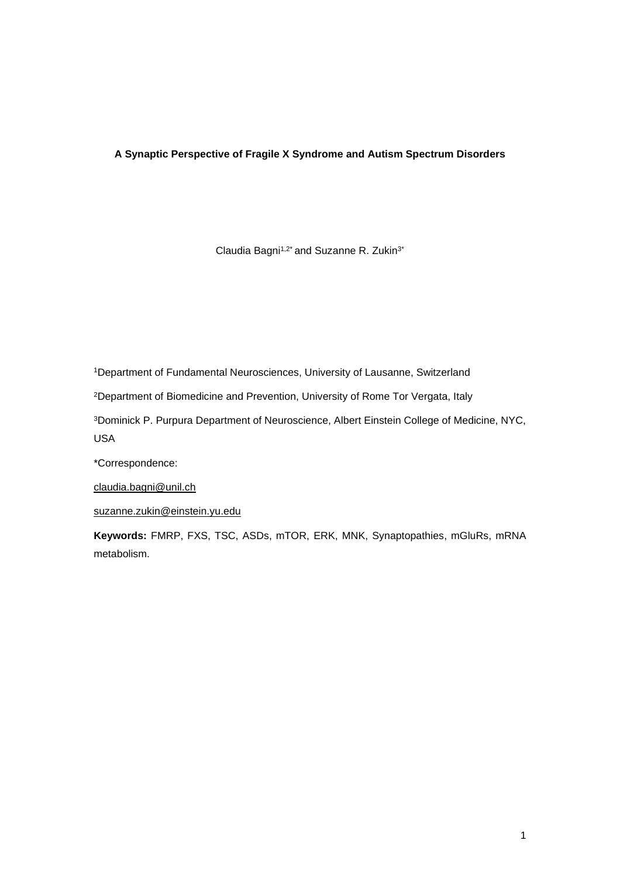**A Synaptic Perspective of Fragile X Syndrome and Autism Spectrum Disorders**

Claudia Bagni[1,2*] and Suzanne R. Zukin[3*]

[1]Department of Fundamental Neurosciences, University of Lausanne, Switzerland

[2]Department of Biomedicine and Prevention, University of Rome Tor Vergata, Italy

[3]Dominick P. Purpura Department of Neuroscience, Albert Einstein College of Medicine, NYC, USA

*Correspondence:

claudia.bagni@unil.ch

suzanne.zukin@einstein.yu.edu

**Keywords:** FMRP, FXS, TSC, ASDs, mTOR, ERK, MNK, Synaptopathies, mGluRs, mRNA metabolism.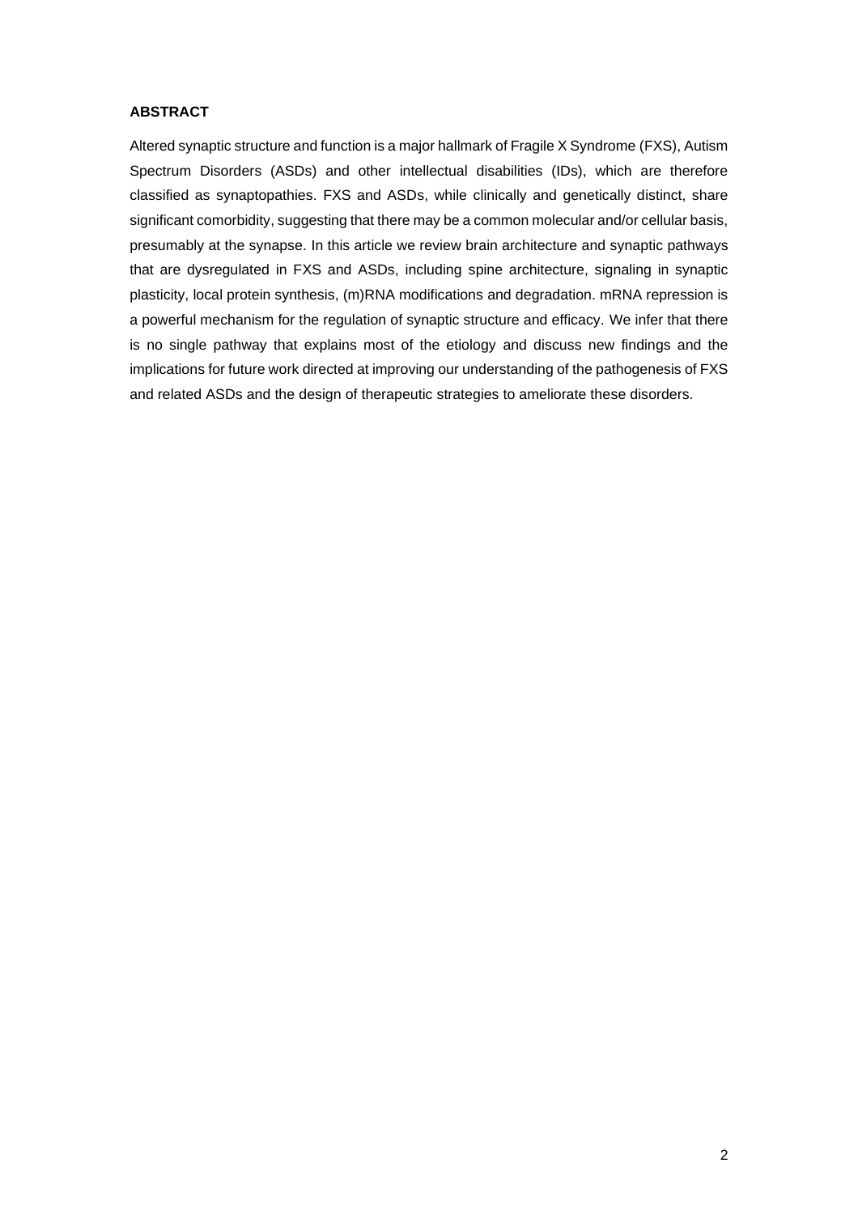**ABSTRACT**

Altered synaptic structure and function is a major hallmark of Fragile X Syndrome (FXS), Autism Spectrum Disorders (ASDs) and other intellectual disabilities (IDs), which are therefore classified as synaptopathies. FXS and ASDs, while clinically and genetically distinct, share significant comorbidity, suggesting that there may be a common molecular and/or cellular basis, presumably at the synapse. In this article we review brain architecture and synaptic pathways that are dysregulated in FXS and ASDs, including spine architecture, signaling in synaptic plasticity, local protein synthesis, (m)RNA modifications and degradation. mRNA repression is a powerful mechanism for the regulation of synaptic structure and efficacy. We infer that there is no single pathway that explains most of the etiology and discuss new findings and the implications for future work directed at improving our understanding of the pathogenesis of FXS and related ASDs and the design of therapeutic strategies to ameliorate these disorders.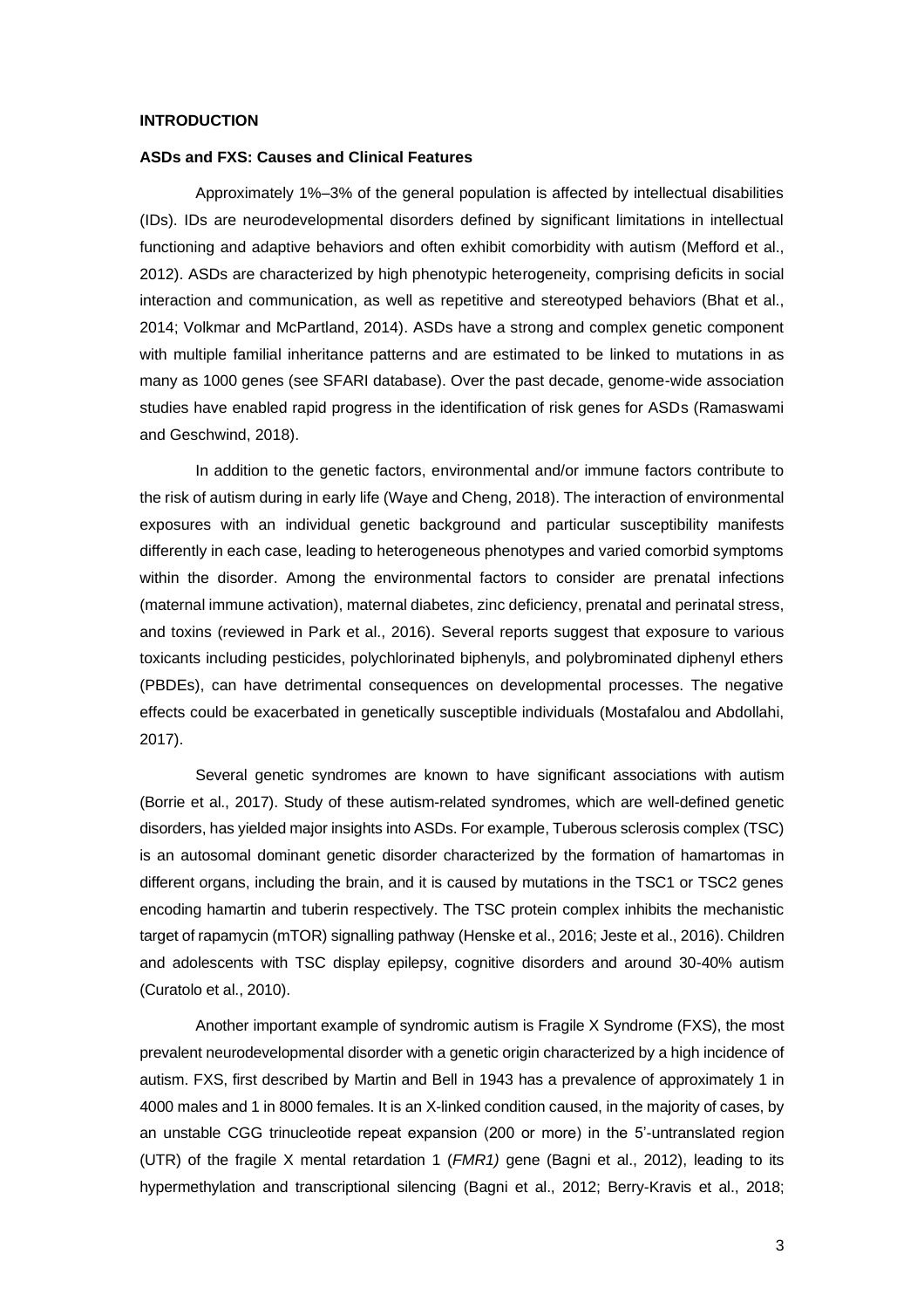## INTRODUCTION

### ASDs and FXS: Causes and Clinical Features

Approximately 1%–3% of the general population is affected by intellectual disabilities (IDs). IDs are neurodevelopmental disorders defined by significant limitations in intellectual functioning and adaptive behaviors and often exhibit comorbidity with autism (Mefford et al., 2012). ASDs are characterized by high phenotypic heterogeneity, comprising deficits in social interaction and communication, as well as repetitive and stereotyped behaviors (Bhat et al., 2014; Volkmar and McPartland, 2014). ASDs have a strong and complex genetic component with multiple familial inheritance patterns and are estimated to be linked to mutations in as many as 1000 genes (see SFARI database). Over the past decade, genome-wide association studies have enabled rapid progress in the identification of risk genes for ASDs (Ramaswami and Geschwind, 2018).

In addition to the genetic factors, environmental and/or immune factors contribute to the risk of autism during in early life (Waye and Cheng, 2018). The interaction of environmental exposures with an individual genetic background and particular susceptibility manifests differently in each case, leading to heterogeneous phenotypes and varied comorbid symptoms within the disorder. Among the environmental factors to consider are prenatal infections (maternal immune activation), maternal diabetes, zinc deficiency, prenatal and perinatal stress, and toxins (reviewed in Park et al., 2016). Several reports suggest that exposure to various toxicants including pesticides, polychlorinated biphenyls, and polybrominated diphenyl ethers (PBDEs), can have detrimental consequences on developmental processes. The negative effects could be exacerbated in genetically susceptible individuals (Mostafalou and Abdollahi, 2017).

Several genetic syndromes are known to have significant associations with autism (Borrie et al., 2017). Study of these autism-related syndromes, which are well-defined genetic disorders, has yielded major insights into ASDs. For example, Tuberous sclerosis complex (TSC) is an autosomal dominant genetic disorder characterized by the formation of hamartomas in different organs, including the brain, and it is caused by mutations in the TSC1 or TSC2 genes encoding hamartin and tuberin respectively. The TSC protein complex inhibits the mechanistic target of rapamycin (mTOR) signalling pathway (Henske et al., 2016; Jeste et al., 2016). Children and adolescents with TSC display epilepsy, cognitive disorders and around 30-40% autism (Curatolo et al., 2010).

Another important example of syndromic autism is Fragile X Syndrome (FXS), the most prevalent neurodevelopmental disorder with a genetic origin characterized by a high incidence of autism. FXS, first described by Martin and Bell in 1943 has a prevalence of approximately 1 in 4000 males and 1 in 8000 females. It is an X-linked condition caused, in the majority of cases, by an unstable CGG trinucleotide repeat expansion (200 or more) in the 5'-untranslated region (UTR) of the fragile X mental retardation 1 (*FMR1)* gene (Bagni et al., 2012), leading to its hypermethylation and transcriptional silencing (Bagni et al., 2012; Berry-Kravis et al., 2018;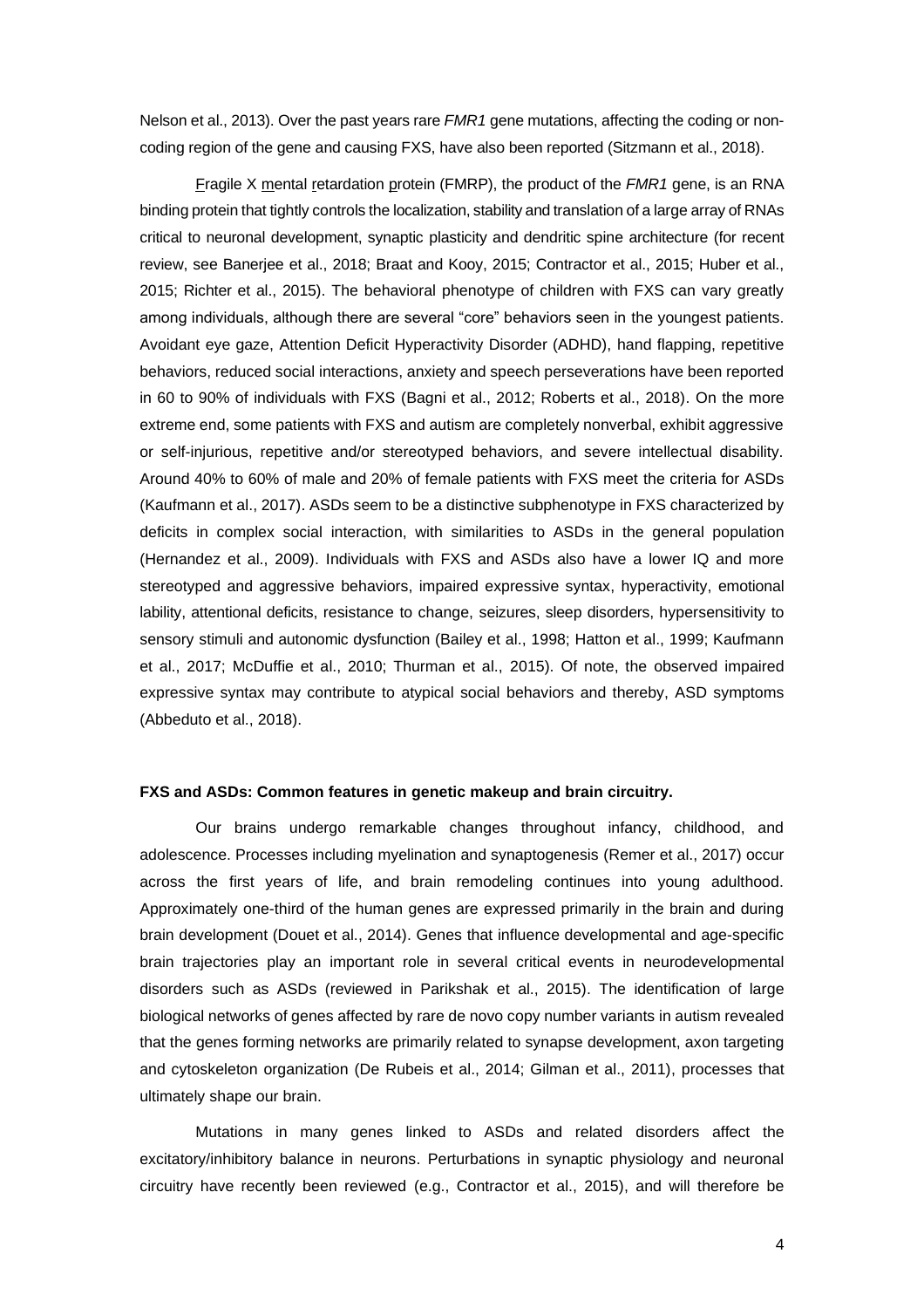Nelson et al., 2013). Over the past years rare *FMR1* gene mutations, affecting the coding or non-coding region of the gene and causing FXS, have also been reported (Sitzmann et al., 2018).

Fragile X mental retardation protein (FMRP), the product of the *FMR1* gene, is an RNA binding protein that tightly controls the localization, stability and translation of a large array of RNAs critical to neuronal development, synaptic plasticity and dendritic spine architecture (for recent review, see Banerjee et al., 2018; Braat and Kooy, 2015; Contractor et al., 2015; Huber et al., 2015; Richter et al., 2015). The behavioral phenotype of children with FXS can vary greatly among individuals, although there are several "core" behaviors seen in the youngest patients. Avoidant eye gaze, Attention Deficit Hyperactivity Disorder (ADHD), hand flapping, repetitive behaviors, reduced social interactions, anxiety and speech perseverations have been reported in 60 to 90% of individuals with FXS (Bagni et al., 2012; Roberts et al., 2018). On the more extreme end, some patients with FXS and autism are completely nonverbal, exhibit aggressive or self-injurious, repetitive and/or stereotyped behaviors, and severe intellectual disability. Around 40% to 60% of male and 20% of female patients with FXS meet the criteria for ASDs (Kaufmann et al., 2017). ASDs seem to be a distinctive subphenotype in FXS characterized by deficits in complex social interaction, with similarities to ASDs in the general population (Hernandez et al., 2009). Individuals with FXS and ASDs also have a lower IQ and more stereotyped and aggressive behaviors, impaired expressive syntax, hyperactivity, emotional lability, attentional deficits, resistance to change, seizures, sleep disorders, hypersensitivity to sensory stimuli and autonomic dysfunction (Bailey et al., 1998; Hatton et al., 1999; Kaufmann et al., 2017; McDuffie et al., 2010; Thurman et al., 2015). Of note, the observed impaired expressive syntax may contribute to atypical social behaviors and thereby, ASD symptoms (Abbeduto et al., 2018).

**FXS and ASDs: Common features in genetic makeup and brain circuitry.**

Our brains undergo remarkable changes throughout infancy, childhood, and adolescence. Processes including myelination and synaptogenesis (Remer et al., 2017) occur across the first years of life, and brain remodeling continues into young adulthood. Approximately one-third of the human genes are expressed primarily in the brain and during brain development (Douet et al., 2014). Genes that influence developmental and age-specific brain trajectories play an important role in several critical events in neurodevelopmental disorders such as ASDs (reviewed in Parikshak et al., 2015). The identification of large biological networks of genes affected by rare de novo copy number variants in autism revealed that the genes forming networks are primarily related to synapse development, axon targeting and cytoskeleton organization (De Rubeis et al., 2014; Gilman et al., 2011), processes that ultimately shape our brain.

Mutations in many genes linked to ASDs and related disorders affect the excitatory/inhibitory balance in neurons. Perturbations in synaptic physiology and neuronal circuitry have recently been reviewed (e.g., Contractor et al., 2015), and will therefore be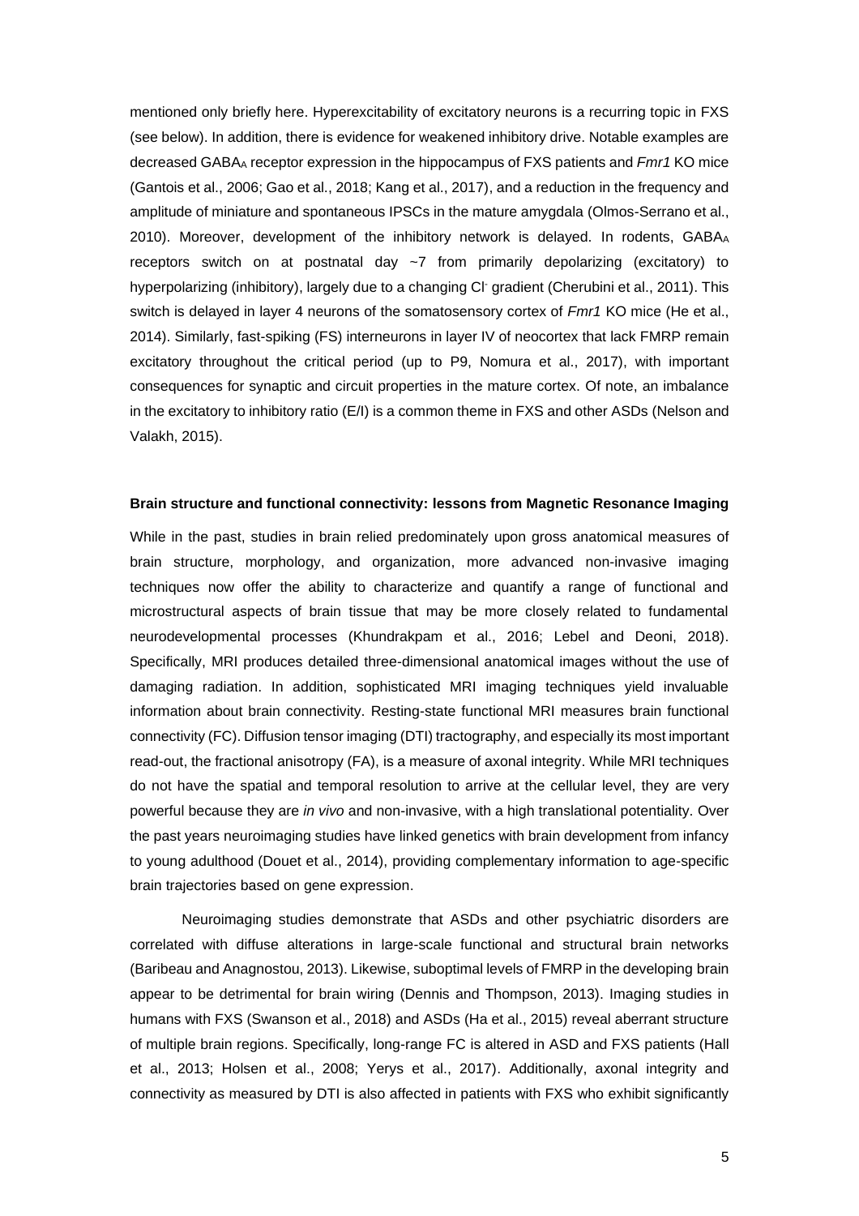mentioned only briefly here. Hyperexcitability of excitatory neurons is a recurring topic in FXS (see below). In addition, there is evidence for weakened inhibitory drive. Notable examples are decreased $GABA_A$ receptor expression in the hippocampus of FXS patients and *Fmr1* KO mice (Gantois et al., 2006; Gao et al., 2018; Kang et al., 2017), and a reduction in the frequency and amplitude of miniature and spontaneous IPSCs in the mature amygdala (Olmos-Serrano et al., 2010). Moreover, development of the inhibitory network is delayed. In rodents, $GABA_A$ receptors switch on at postnatal day ~7 from primarily depolarizing (excitatory) to hyperpolarizing (inhibitory), largely due to a changing $Cl^-$ gradient (Cherubini et al., 2011). This switch is delayed in layer 4 neurons of the somatosensory cortex of *Fmr1* KO mice (He et al., 2014). Similarly, fast-spiking (FS) interneurons in layer IV of neocortex that lack FMRP remain excitatory throughout the critical period (up to P9, Nomura et al., 2017), with important consequences for synaptic and circuit properties in the mature cortex. Of note, an imbalance in the excitatory to inhibitory ratio (E/I) is a common theme in FXS and other ASDs (Nelson and Valakh, 2015).

**Brain structure and functional connectivity: lessons from Magnetic Resonance Imaging**

While in the past, studies in brain relied predominately upon gross anatomical measures of brain structure, morphology, and organization, more advanced non-invasive imaging techniques now offer the ability to characterize and quantify a range of functional and microstructural aspects of brain tissue that may be more closely related to fundamental neurodevelopmental processes (Khundrakpam et al., 2016; Lebel and Deoni, 2018). Specifically, MRI produces detailed three-dimensional anatomical images without the use of damaging radiation. In addition, sophisticated MRI imaging techniques yield invaluable information about brain connectivity. Resting-state functional MRI measures brain functional connectivity (FC). Diffusion tensor imaging (DTI) tractography, and especially its most important read-out, the fractional anisotropy (FA), is a measure of axonal integrity. While MRI techniques do not have the spatial and temporal resolution to arrive at the cellular level, they are very powerful because they are *in vivo* and non-invasive, with a high translational potentiality. Over the past years neuroimaging studies have linked genetics with brain development from infancy to young adulthood (Douet et al., 2014), providing complementary information to age-specific brain trajectories based on gene expression.

Neuroimaging studies demonstrate that ASDs and other psychiatric disorders are correlated with diffuse alterations in large-scale functional and structural brain networks (Baribeau and Anagnostou, 2013). Likewise, suboptimal levels of FMRP in the developing brain appear to be detrimental for brain wiring (Dennis and Thompson, 2013). Imaging studies in humans with FXS (Swanson et al., 2018) and ASDs (Ha et al., 2015) reveal aberrant structure of multiple brain regions. Specifically, long-range FC is altered in ASD and FXS patients (Hall et al., 2013; Holsen et al., 2008; Yerys et al., 2017). Additionally, axonal integrity and connectivity as measured by DTI is also affected in patients with FXS who exhibit significantly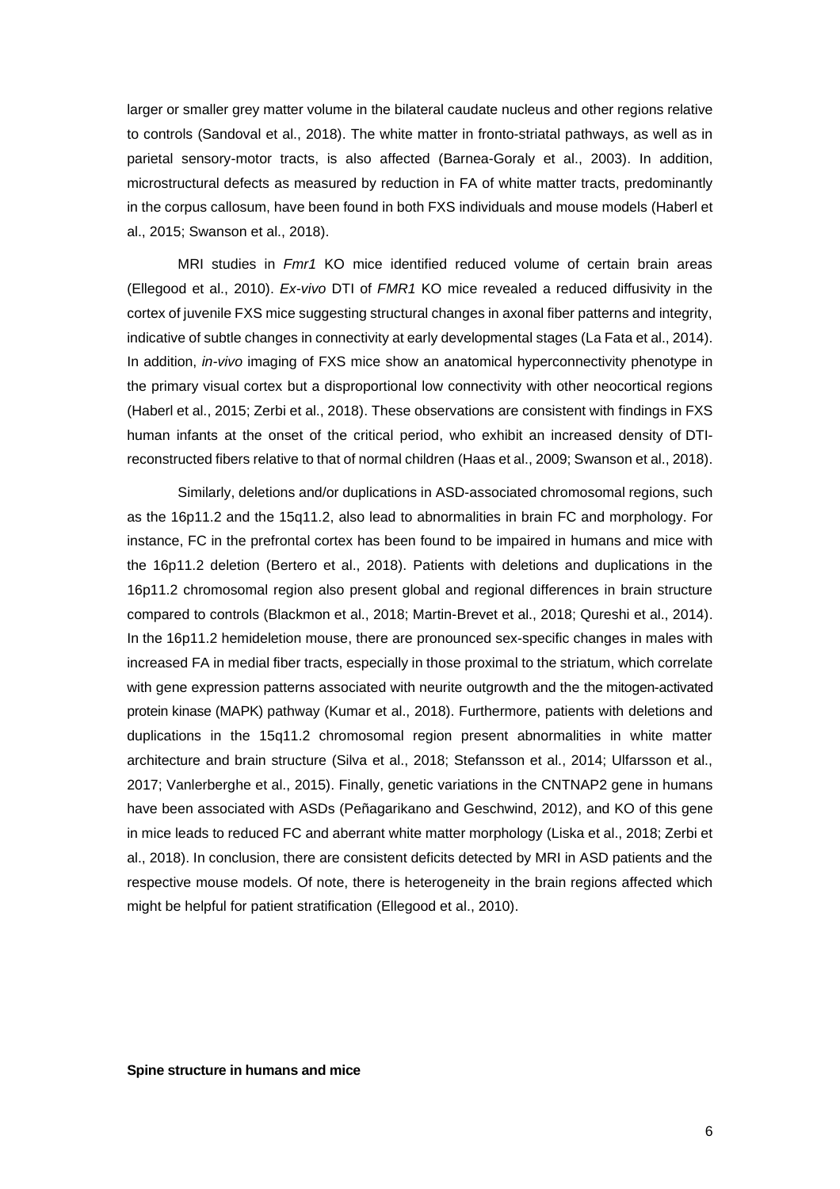larger or smaller grey matter volume in the bilateral caudate nucleus and other regions relative to controls (Sandoval et al., 2018). The white matter in fronto-striatal pathways, as well as in parietal sensory-motor tracts, is also affected (Barnea-Goraly et al., 2003). In addition, microstructural defects as measured by reduction in FA of white matter tracts, predominantly in the corpus callosum, have been found in both FXS individuals and mouse models (Haberl et al., 2015; Swanson et al., 2018).

MRI studies in *Fmr1* KO mice identified reduced volume of certain brain areas (Ellegood et al., 2010). *Ex-vivo* DTI of *FMR1* KO mice revealed a reduced diffusivity in the cortex of juvenile FXS mice suggesting structural changes in axonal fiber patterns and integrity, indicative of subtle changes in connectivity at early developmental stages (La Fata et al., 2014). In addition, *in-vivo* imaging of FXS mice show an anatomical hyperconnectivity phenotype in the primary visual cortex but a disproportional low connectivity with other neocortical regions (Haberl et al., 2015; Zerbi et al., 2018). These observations are consistent with findings in FXS human infants at the onset of the critical period, who exhibit an increased density of DTI-reconstructed fibers relative to that of normal children (Haas et al., 2009; Swanson et al., 2018).

Similarly, deletions and/or duplications in ASD-associated chromosomal regions, such as the 16p11.2 and the 15q11.2, also lead to abnormalities in brain FC and morphology. For instance, FC in the prefrontal cortex has been found to be impaired in humans and mice with the 16p11.2 deletion (Bertero et al., 2018). Patients with deletions and duplications in the 16p11.2 chromosomal region also present global and regional differences in brain structure compared to controls (Blackmon et al., 2018; Martin-Brevet et al., 2018; Qureshi et al., 2014). In the 16p11.2 hemideletion mouse, there are pronounced sex-specific changes in males with increased FA in medial fiber tracts, especially in those proximal to the striatum, which correlate with gene expression patterns associated with neurite outgrowth and the the mitogen-activated protein kinase (MAPK) pathway (Kumar et al., 2018). Furthermore, patients with deletions and duplications in the 15q11.2 chromosomal region present abnormalities in white matter architecture and brain structure (Silva et al., 2018; Stefansson et al., 2014; Ulfarsson et al., 2017; Vanlerberghe et al., 2015). Finally, genetic variations in the CNTNAP2 gene in humans have been associated with ASDs (Peñagarikano and Geschwind, 2012), and KO of this gene in mice leads to reduced FC and aberrant white matter morphology (Liska et al., 2018; Zerbi et al., 2018). In conclusion, there are consistent deficits detected by MRI in ASD patients and the respective mouse models. Of note, there is heterogeneity in the brain regions affected which might be helpful for patient stratification (Ellegood et al., 2010).

**Spine structure in humans and mice**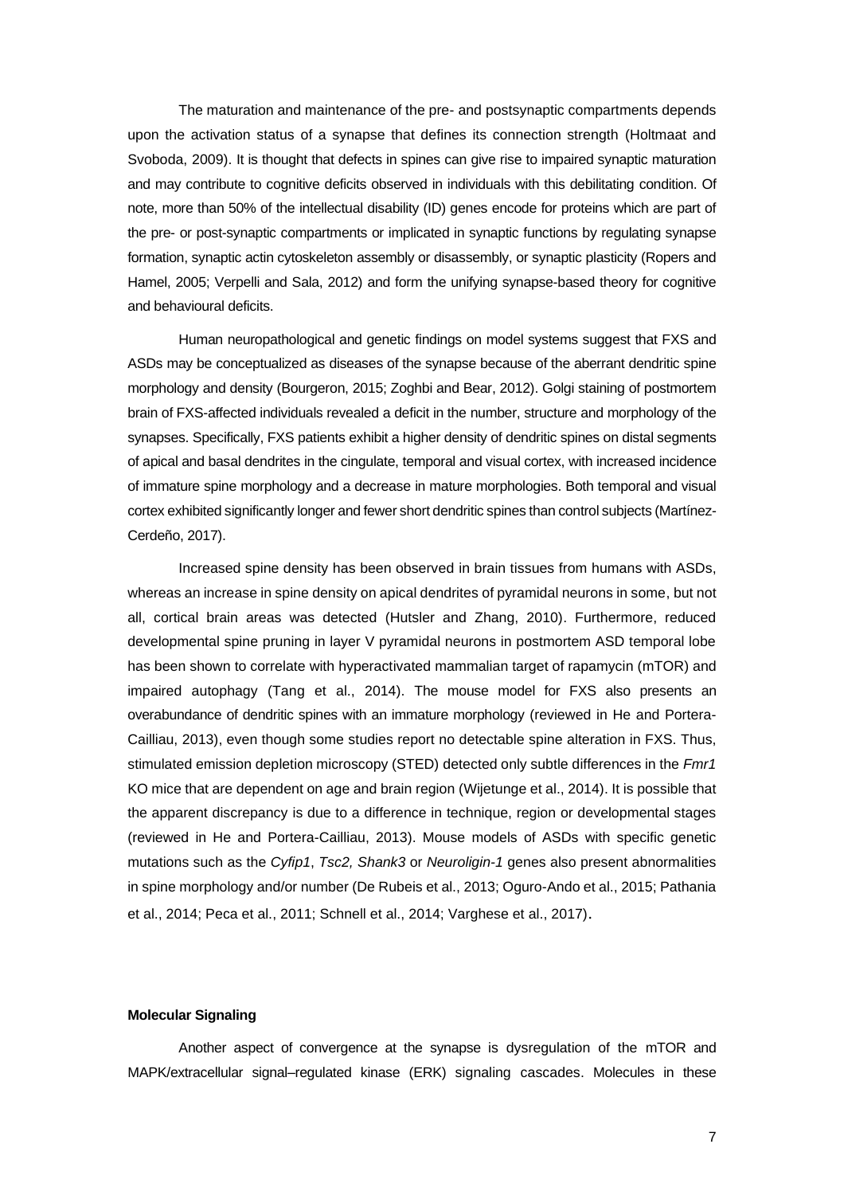The maturation and maintenance of the pre- and postsynaptic compartments depends upon the activation status of a synapse that defines its connection strength (Holtmaat and Svoboda, 2009). It is thought that defects in spines can give rise to impaired synaptic maturation and may contribute to cognitive deficits observed in individuals with this debilitating condition. Of note, more than 50% of the intellectual disability (ID) genes encode for proteins which are part of the pre- or post-synaptic compartments or implicated in synaptic functions by regulating synapse formation, synaptic actin cytoskeleton assembly or disassembly, or synaptic plasticity (Ropers and Hamel, 2005; Verpelli and Sala, 2012) and form the unifying synapse-based theory for cognitive and behavioural deficits.

Human neuropathological and genetic findings on model systems suggest that FXS and ASDs may be conceptualized as diseases of the synapse because of the aberrant dendritic spine morphology and density (Bourgeron, 2015; Zoghbi and Bear, 2012). Golgi staining of postmortem brain of FXS-affected individuals revealed a deficit in the number, structure and morphology of the synapses. Specifically, FXS patients exhibit a higher density of dendritic spines on distal segments of apical and basal dendrites in the cingulate, temporal and visual cortex, with increased incidence of immature spine morphology and a decrease in mature morphologies. Both temporal and visual cortex exhibited significantly longer and fewer short dendritic spines than control subjects (Martínez-Cerdeño, 2017).

Increased spine density has been observed in brain tissues from humans with ASDs, whereas an increase in spine density on apical dendrites of pyramidal neurons in some, but not all, cortical brain areas was detected (Hutsler and Zhang, 2010). Furthermore, reduced developmental spine pruning in layer V pyramidal neurons in postmortem ASD temporal lobe has been shown to correlate with hyperactivated mammalian target of rapamycin (mTOR) and impaired autophagy (Tang et al., 2014). The mouse model for FXS also presents an overabundance of dendritic spines with an immature morphology (reviewed in He and Portera-Cailliau, 2013), even though some studies report no detectable spine alteration in FXS. Thus, stimulated emission depletion microscopy (STED) detected only subtle differences in the *Fmr1* KO mice that are dependent on age and brain region (Wijetunge et al., 2014). It is possible that the apparent discrepancy is due to a difference in technique, region or developmental stages (reviewed in He and Portera-Cailliau, 2013). Mouse models of ASDs with specific genetic mutations such as the *Cyfip1*, *Tsc2, Shank3* or *Neuroligin-1* genes also present abnormalities in spine morphology and/or number (De Rubeis et al., 2013; Oguro-Ando et al., 2015; Pathania et al., 2014; Peca et al., 2011; Schnell et al., 2014; Varghese et al., 2017).

**Molecular Signaling**

Another aspect of convergence at the synapse is dysregulation of the mTOR and MAPK/extracellular signal–regulated kinase (ERK) signaling cascades. Molecules in these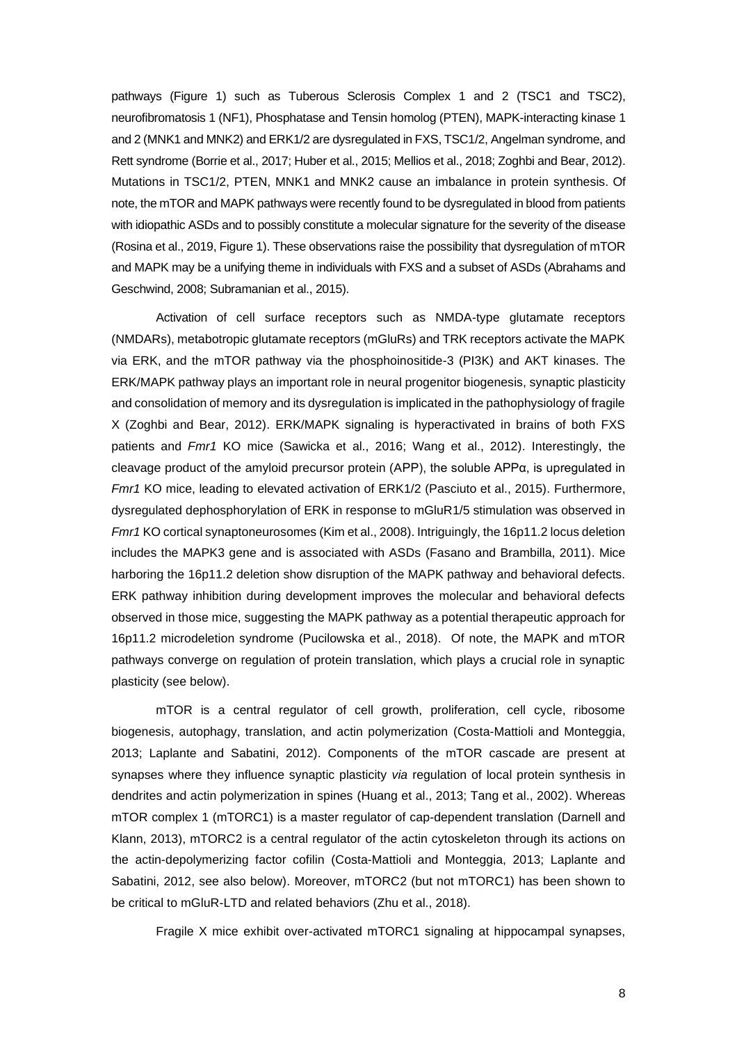pathways (Figure 1) such as Tuberous Sclerosis Complex 1 and 2 (TSC1 and TSC2), neurofibromatosis 1 (NF1), Phosphatase and Tensin homolog (PTEN), MAPK-interacting kinase 1 and 2 (MNK1 and MNK2) and ERK1/2 are dysregulated in FXS, TSC1/2, Angelman syndrome, and Rett syndrome (Borrie et al., 2017; Huber et al., 2015; Mellios et al., 2018; Zoghbi and Bear, 2012). Mutations in TSC1/2, PTEN, MNK1 and MNK2 cause an imbalance in protein synthesis. Of note, the mTOR and MAPK pathways were recently found to be dysregulated in blood from patients with idiopathic ASDs and to possibly constitute a molecular signature for the severity of the disease (Rosina et al., 2019, Figure 1). These observations raise the possibility that dysregulation of mTOR and MAPK may be a unifying theme in individuals with FXS and a subset of ASDs (Abrahams and Geschwind, 2008; Subramanian et al., 2015).

Activation of cell surface receptors such as NMDA-type glutamate receptors (NMDARs), metabotropic glutamate receptors (mGluRs) and TRK receptors activate the MAPK via ERK, and the mTOR pathway via the phosphoinositide-3 (PI3K) and AKT kinases. The ERK/MAPK pathway plays an important role in neural progenitor biogenesis, synaptic plasticity and consolidation of memory and its dysregulation is implicated in the pathophysiology of fragile X (Zoghbi and Bear, 2012). ERK/MAPK signaling is hyperactivated in brains of both FXS patients and *Fmr1* KO mice (Sawicka et al., 2016; Wang et al., 2012). Interestingly, the cleavage product of the amyloid precursor protein (APP), the soluble APPα, is upregulated in *Fmr1* KO mice, leading to elevated activation of ERK1/2 (Pasciuto et al., 2015). Furthermore, dysregulated dephosphorylation of ERK in response to mGluR1/5 stimulation was observed in *Fmr1* KO cortical synaptoneurosomes (Kim et al., 2008). Intriguingly, the 16p11.2 locus deletion includes the MAPK3 gene and is associated with ASDs (Fasano and Brambilla, 2011). Mice harboring the 16p11.2 deletion show disruption of the MAPK pathway and behavioral defects. ERK pathway inhibition during development improves the molecular and behavioral defects observed in those mice, suggesting the MAPK pathway as a potential therapeutic approach for 16p11.2 microdeletion syndrome (Pucilowska et al., 2018). Of note, the MAPK and mTOR pathways converge on regulation of protein translation, which plays a crucial role in synaptic plasticity (see below).

mTOR is a central regulator of cell growth, proliferation, cell cycle, ribosome biogenesis, autophagy, translation, and actin polymerization (Costa-Mattioli and Monteggia, 2013; Laplante and Sabatini, 2012). Components of the mTOR cascade are present at synapses where they influence synaptic plasticity *via* regulation of local protein synthesis in dendrites and actin polymerization in spines (Huang et al., 2013; Tang et al., 2002). Whereas mTOR complex 1 (mTORC1) is a master regulator of cap-dependent translation (Darnell and Klann, 2013), mTORC2 is a central regulator of the actin cytoskeleton through its actions on the actin-depolymerizing factor cofilin (Costa-Mattioli and Monteggia, 2013; Laplante and Sabatini, 2012, see also below). Moreover, mTORC2 (but not mTORC1) has been shown to be critical to mGluR-LTD and related behaviors (Zhu et al., 2018).

Fragile X mice exhibit over-activated mTORC1 signaling at hippocampal synapses,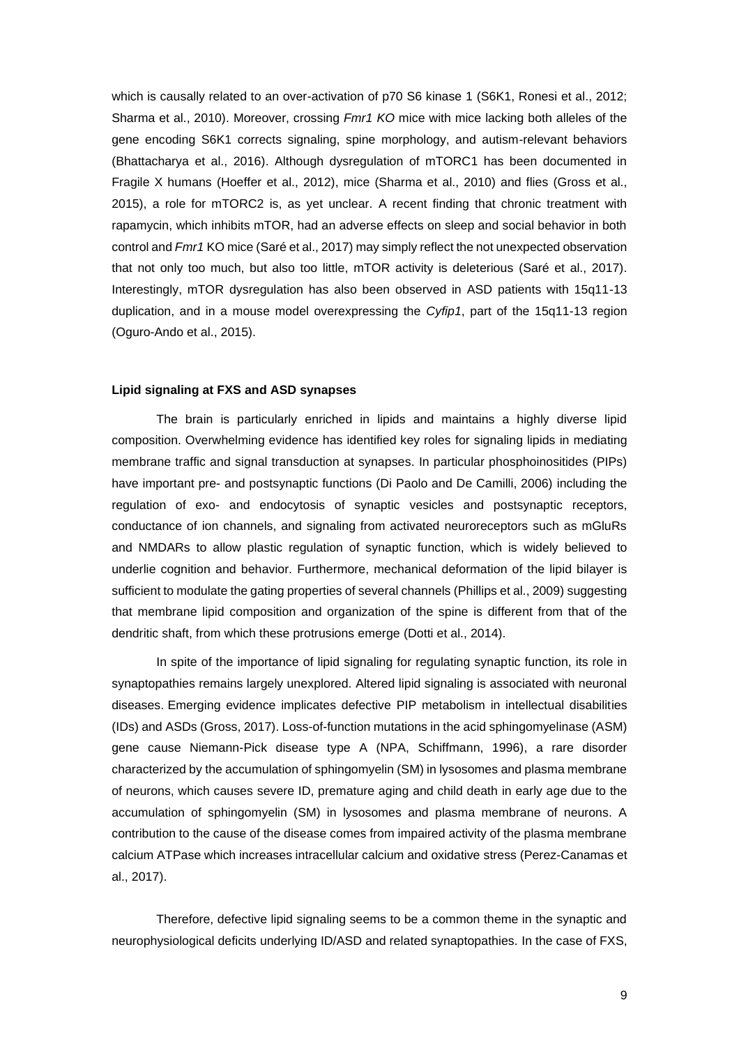which is causally related to an over-activation of p70 S6 kinase 1 (S6K1, Ronesi et al., 2012; Sharma et al., 2010). Moreover, crossing *Fmr1 KO* mice with mice lacking both alleles of the gene encoding S6K1 corrects signaling, spine morphology, and autism-relevant behaviors (Bhattacharya et al., 2016). Although dysregulation of mTORC1 has been documented in Fragile X humans (Hoeffer et al., 2012), mice (Sharma et al., 2010) and flies (Gross et al., 2015), a role for mTORC2 is, as yet unclear. A recent finding that chronic treatment with rapamycin, which inhibits mTOR, had an adverse effects on sleep and social behavior in both control and *Fmr1* KO mice (Saré et al., 2017) may simply reflect the not unexpected observation that not only too much, but also too little, mTOR activity is deleterious (Saré et al., 2017). Interestingly, mTOR dysregulation has also been observed in ASD patients with 15q11-13 duplication, and in a mouse model overexpressing the *Cyfip1*, part of the 15q11-13 region (Oguro-Ando et al., 2015).

**Lipid signaling at FXS and ASD synapses**

The brain is particularly enriched in lipids and maintains a highly diverse lipid composition. Overwhelming evidence has identified key roles for signaling lipids in mediating membrane traffic and signal transduction at synapses. In particular phosphoinositides (PIPs) have important pre- and postsynaptic functions (Di Paolo and De Camilli, 2006) including the regulation of exo- and endocytosis of synaptic vesicles and postsynaptic receptors, conductance of ion channels, and signaling from activated neuroreceptors such as mGluRs and NMDARs to allow plastic regulation of synaptic function, which is widely believed to underlie cognition and behavior. Furthermore, mechanical deformation of the lipid bilayer is sufficient to modulate the gating properties of several channels (Phillips et al., 2009) suggesting that membrane lipid composition and organization of the spine is different from that of the dendritic shaft, from which these protrusions emerge (Dotti et al., 2014).

In spite of the importance of lipid signaling for regulating synaptic function, its role in synaptopathies remains largely unexplored. Altered lipid signaling is associated with neuronal diseases. Emerging evidence implicates defective PIP metabolism in intellectual disabilities (IDs) and ASDs (Gross, 2017). Loss-of-function mutations in the acid sphingomyelinase (ASM) gene cause Niemann-Pick disease type A (NPA, Schiffmann, 1996), a rare disorder characterized by the accumulation of sphingomyelin (SM) in lysosomes and plasma membrane of neurons, which causes severe ID, premature aging and child death in early age due to the accumulation of sphingomyelin (SM) in lysosomes and plasma membrane of neurons. A contribution to the cause of the disease comes from impaired activity of the plasma membrane calcium ATPase which increases intracellular calcium and oxidative stress (Perez-Canamas et al., 2017).

Therefore, defective lipid signaling seems to be a common theme in the synaptic and neurophysiological deficits underlying ID/ASD and related synaptopathies. In the case of FXS,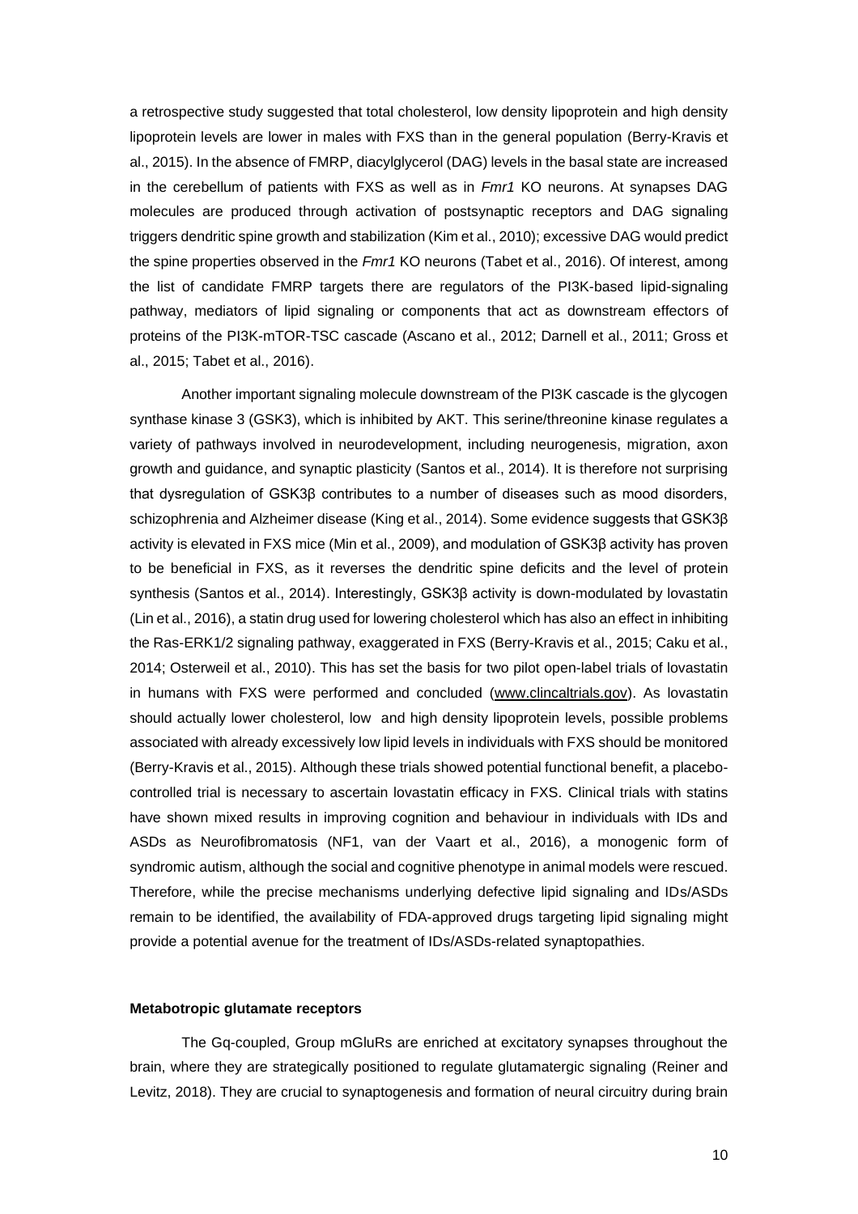a retrospective study suggested that total cholesterol, low density lipoprotein and high density lipoprotein levels are lower in males with FXS than in the general population (Berry-Kravis et al., 2015). In the absence of FMRP, diacylglycerol (DAG) levels in the basal state are increased in the cerebellum of patients with FXS as well as in *Fmr1* KO neurons. At synapses DAG molecules are produced through activation of postsynaptic receptors and DAG signaling triggers dendritic spine growth and stabilization (Kim et al., 2010); excessive DAG would predict the spine properties observed in the *Fmr1* KO neurons (Tabet et al., 2016). Of interest, among the list of candidate FMRP targets there are regulators of the PI3K-based lipid-signaling pathway, mediators of lipid signaling or components that act as downstream effectors of proteins of the PI3K-mTOR-TSC cascade (Ascano et al., 2012; Darnell et al., 2011; Gross et al., 2015; Tabet et al., 2016).

Another important signaling molecule downstream of the PI3K cascade is the glycogen synthase kinase 3 (GSK3), which is inhibited by AKT. This serine/threonine kinase regulates a variety of pathways involved in neurodevelopment, including neurogenesis, migration, axon growth and guidance, and synaptic plasticity (Santos et al., 2014). It is therefore not surprising that dysregulation of GSK3β contributes to a number of diseases such as mood disorders, schizophrenia and Alzheimer disease (King et al., 2014). Some evidence suggests that GSK3β activity is elevated in FXS mice (Min et al., 2009), and modulation of GSK3β activity has proven to be beneficial in FXS, as it reverses the dendritic spine deficits and the level of protein synthesis (Santos et al., 2014). Interestingly, GSK3β activity is down-modulated by lovastatin (Lin et al., 2016), a statin drug used for lowering cholesterol which has also an effect in inhibiting the Ras-ERK1/2 signaling pathway, exaggerated in FXS (Berry-Kravis et al., 2015; Caku et al., 2014; Osterweil et al., 2010). This has set the basis for two pilot open-label trials of lovastatin in humans with FXS were performed and concluded (www.clincaltrials.gov). As lovastatin should actually lower cholesterol, low and high density lipoprotein levels, possible problems associated with already excessively low lipid levels in individuals with FXS should be monitored (Berry-Kravis et al., 2015). Although these trials showed potential functional benefit, a placebo-controlled trial is necessary to ascertain lovastatin efficacy in FXS. Clinical trials with statins have shown mixed results in improving cognition and behaviour in individuals with IDs and ASDs as Neurofibromatosis (NF1, van der Vaart et al., 2016), a monogenic form of syndromic autism, although the social and cognitive phenotype in animal models were rescued. Therefore, while the precise mechanisms underlying defective lipid signaling and IDs/ASDs remain to be identified, the availability of FDA-approved drugs targeting lipid signaling might provide a potential avenue for the treatment of IDs/ASDs-related synaptopathies.

**Metabotropic glutamate receptors**

The Gq-coupled, Group mGluRs are enriched at excitatory synapses throughout the brain, where they are strategically positioned to regulate glutamatergic signaling (Reiner and Levitz, 2018). They are crucial to synaptogenesis and formation of neural circuitry during brain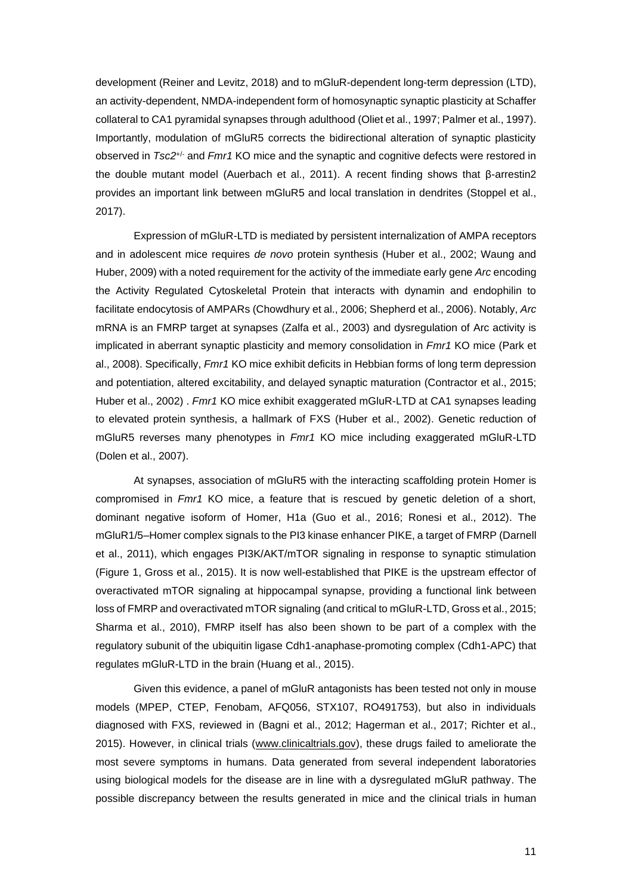development (Reiner and Levitz, 2018) and to mGluR-dependent long-term depression (LTD), an activity-dependent, NMDA-independent form of homosynaptic synaptic plasticity at Schaffer collateral to CA1 pyramidal synapses through adulthood (Oliet et al., 1997; Palmer et al., 1997). Importantly, modulation of mGluR5 corrects the bidirectional alteration of synaptic plasticity observed in *Tsc2*$^{+/-}$ and *Fmr1* KO mice and the synaptic and cognitive defects were restored in the double mutant model (Auerbach et al., 2011). A recent finding shows that β-arrestin2 provides an important link between mGluR5 and local translation in dendrites (Stoppel et al., 2017).

Expression of mGluR-LTD is mediated by persistent internalization of AMPA receptors and in adolescent mice requires *de novo* protein synthesis (Huber et al., 2002; Waung and Huber, 2009) with a noted requirement for the activity of the immediate early gene *Arc* encoding the Activity Regulated Cytoskeletal Protein that interacts with dynamin and endophilin to facilitate endocytosis of AMPARs (Chowdhury et al., 2006; Shepherd et al., 2006). Notably, *Arc* mRNA is an FMRP target at synapses (Zalfa et al., 2003) and dysregulation of Arc activity is implicated in aberrant synaptic plasticity and memory consolidation in *Fmr1* KO mice (Park et al., 2008). Specifically, *Fmr1* KO mice exhibit deficits in Hebbian forms of long term depression and potentiation, altered excitability, and delayed synaptic maturation (Contractor et al., 2015; Huber et al., 2002) . *Fmr1* KO mice exhibit exaggerated mGluR-LTD at CA1 synapses leading to elevated protein synthesis, a hallmark of FXS (Huber et al., 2002). Genetic reduction of mGluR5 reverses many phenotypes in *Fmr1* KO mice including exaggerated mGluR-LTD (Dolen et al., 2007).

At synapses, association of mGluR5 with the interacting scaffolding protein Homer is compromised in *Fmr1* KO mice, a feature that is rescued by genetic deletion of a short, dominant negative isoform of Homer, H1a (Guo et al., 2016; Ronesi et al., 2012). The mGluR1/5–Homer complex signals to the PI3 kinase enhancer PIKE, a target of FMRP (Darnell et al., 2011), which engages PI3K/AKT/mTOR signaling in response to synaptic stimulation (Figure 1, Gross et al., 2015). It is now well-established that PIKE is the upstream effector of overactivated mTOR signaling at hippocampal synapse, providing a functional link between loss of FMRP and overactivated mTOR signaling (and critical to mGluR-LTD, Gross et al., 2015; Sharma et al., 2010), FMRP itself has also been shown to be part of a complex with the regulatory subunit of the ubiquitin ligase Cdh1-anaphase-promoting complex (Cdh1-APC) that regulates mGluR-LTD in the brain (Huang et al., 2015).

Given this evidence, a panel of mGluR antagonists has been tested not only in mouse models (MPEP, CTEP, Fenobam, AFQ056, STX107, RO491753), but also in individuals diagnosed with FXS, reviewed in (Bagni et al., 2012; Hagerman et al., 2017; Richter et al., 2015). However, in clinical trials (www.clinicaltrials.gov), these drugs failed to ameliorate the most severe symptoms in humans. Data generated from several independent laboratories using biological models for the disease are in line with a dysregulated mGluR pathway. The possible discrepancy between the results generated in mice and the clinical trials in human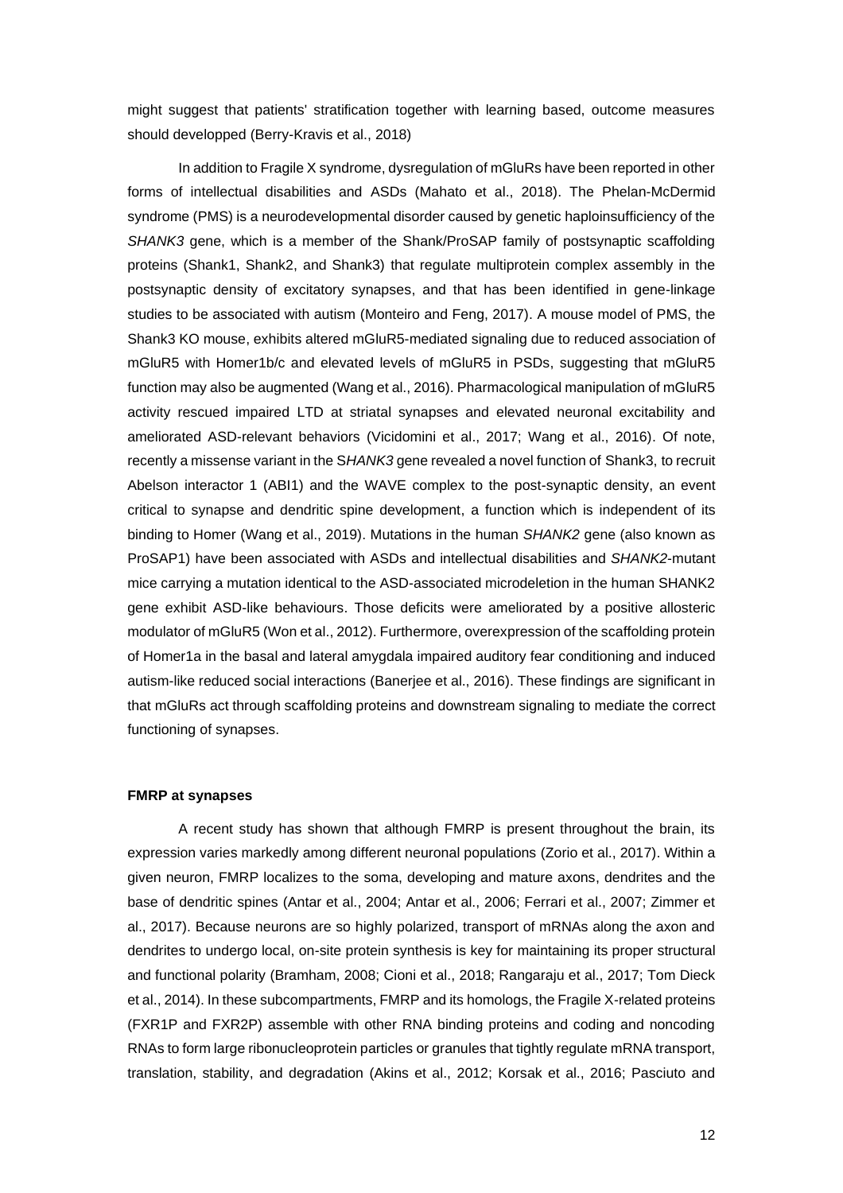might suggest that patients' stratification together with learning based, outcome measures should developped (Berry-Kravis et al., 2018)

In addition to Fragile X syndrome, dysregulation of mGluRs have been reported in other forms of intellectual disabilities and ASDs (Mahato et al., 2018). The Phelan-McDermid syndrome (PMS) is a neurodevelopmental disorder caused by genetic haploinsufficiency of the *SHANK3* gene, which is a member of the Shank/ProSAP family of postsynaptic scaffolding proteins (Shank1, Shank2, and Shank3) that regulate multiprotein complex assembly in the postsynaptic density of excitatory synapses, and that has been identified in gene-linkage studies to be associated with autism (Monteiro and Feng, 2017). A mouse model of PMS, the Shank3 KO mouse, exhibits altered mGluR5-mediated signaling due to reduced association of mGluR5 with Homer1b/c and elevated levels of mGluR5 in PSDs, suggesting that mGluR5 function may also be augmented (Wang et al., 2016). Pharmacological manipulation of mGluR5 activity rescued impaired LTD at striatal synapses and elevated neuronal excitability and ameliorated ASD-relevant behaviors (Vicidomini et al., 2017; Wang et al., 2016). Of note, recently a missense variant in the S*HANK3* gene revealed a novel function of Shank3, to recruit Abelson interactor 1 (ABI1) and the WAVE complex to the post-synaptic density, an event critical to synapse and dendritic spine development, a function which is independent of its binding to Homer (Wang et al., 2019). Mutations in the human *SHANK2* gene (also known as ProSAP1) have been associated with ASDs and intellectual disabilities and *SHANK2*-mutant mice carrying a mutation identical to the ASD-associated microdeletion in the human SHANK2 gene exhibit ASD-like behaviours. Those deficits were ameliorated by a positive allosteric modulator of mGluR5 (Won et al., 2012). Furthermore, overexpression of the scaffolding protein of Homer1a in the basal and lateral amygdala impaired auditory fear conditioning and induced autism-like reduced social interactions (Banerjee et al., 2016). These findings are significant in that mGluRs act through scaffolding proteins and downstream signaling to mediate the correct functioning of synapses.

**FMRP at synapses**

A recent study has shown that although FMRP is present throughout the brain, its expression varies markedly among different neuronal populations (Zorio et al., 2017). Within a given neuron, FMRP localizes to the soma, developing and mature axons, dendrites and the base of dendritic spines (Antar et al., 2004; Antar et al., 2006; Ferrari et al., 2007; Zimmer et al., 2017). Because neurons are so highly polarized, transport of mRNAs along the axon and dendrites to undergo local, on-site protein synthesis is key for maintaining its proper structural and functional polarity (Bramham, 2008; Cioni et al., 2018; Rangaraju et al., 2017; Tom Dieck et al., 2014). In these subcompartments, FMRP and its homologs, the Fragile X-related proteins (FXR1P and FXR2P) assemble with other RNA binding proteins and coding and noncoding RNAs to form large ribonucleoprotein particles or granules that tightly regulate mRNA transport, translation, stability, and degradation (Akins et al., 2012; Korsak et al., 2016; Pasciuto and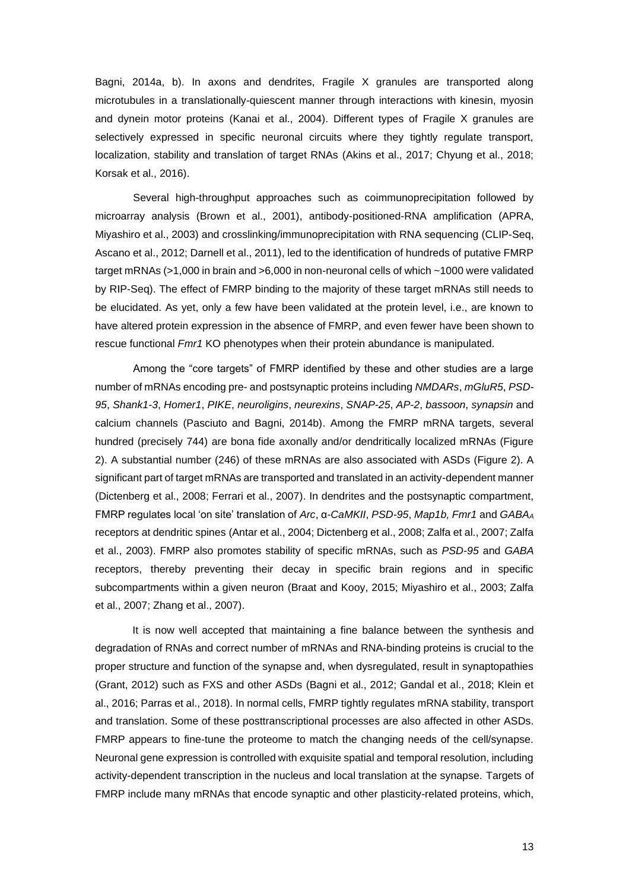Bagni, 2014a, b). In axons and dendrites, Fragile X granules are transported along microtubules in a translationally-quiescent manner through interactions with kinesin, myosin and dynein motor proteins (Kanai et al., 2004). Different types of Fragile X granules are selectively expressed in specific neuronal circuits where they tightly regulate transport, localization, stability and translation of target RNAs (Akins et al., 2017; Chyung et al., 2018; Korsak et al., 2016).

Several high-throughput approaches such as coimmunoprecipitation followed by microarray analysis (Brown et al., 2001), antibody-positioned-RNA amplification (APRA, Miyashiro et al., 2003) and crosslinking/immunoprecipitation with RNA sequencing (CLIP-Seq, Ascano et al., 2012; Darnell et al., 2011), led to the identification of hundreds of putative FMRP target mRNAs (>1,000 in brain and >6,000 in non-neuronal cells of which ~1000 were validated by RIP-Seq). The effect of FMRP binding to the majority of these target mRNAs still needs to be elucidated. As yet, only a few have been validated at the protein level, i.e., are known to have altered protein expression in the absence of FMRP, and even fewer have been shown to rescue functional *Fmr1* KO phenotypes when their protein abundance is manipulated.

Among the "core targets" of FMRP identified by these and other studies are a large number of mRNAs encoding pre- and postsynaptic proteins including *NMDARs*, *mGluR5*, *PSD-95*, *Shank1-3*, *Homer1*, *PIKE*, *neuroligins*, *neurexins*, *SNAP-25*, *AP-2*, *bassoon*, *synapsin* and calcium channels (Pasciuto and Bagni, 2014b). Among the FMRP mRNA targets, several hundred (precisely 744) are bona fide axonally and/or dendritically localized mRNAs (Figure 2). A substantial number (246) of these mRNAs are also associated with ASDs (Figure 2). A significant part of target mRNAs are transported and translated in an activity-dependent manner (Dictenberg et al., 2008; Ferrari et al., 2007). In dendrites and the postsynaptic compartment, FMRP regulates local 'on site' translation of *Arc*, α-*CaMKII*, *PSD-95*, *Map1b, Fmr1* and $GABA_A$ receptors at dendritic spines (Antar et al., 2004; Dictenberg et al., 2008; Zalfa et al., 2007; Zalfa et al., 2003). FMRP also promotes stability of specific mRNAs, such as *PSD-95* and *GABA* receptors, thereby preventing their decay in specific brain regions and in specific subcompartments within a given neuron (Braat and Kooy, 2015; Miyashiro et al., 2003; Zalfa et al., 2007; Zhang et al., 2007).

It is now well accepted that maintaining a fine balance between the synthesis and degradation of RNAs and correct number of mRNAs and RNA-binding proteins is crucial to the proper structure and function of the synapse and, when dysregulated, result in synaptopathies (Grant, 2012) such as FXS and other ASDs (Bagni et al., 2012; Gandal et al., 2018; Klein et al., 2016; Parras et al., 2018). In normal cells, FMRP tightly regulates mRNA stability, transport and translation. Some of these posttranscriptional processes are also affected in other ASDs. FMRP appears to fine-tune the proteome to match the changing needs of the cell/synapse. Neuronal gene expression is controlled with exquisite spatial and temporal resolution, including activity-dependent transcription in the nucleus and local translation at the synapse. Targets of FMRP include many mRNAs that encode synaptic and other plasticity-related proteins, which,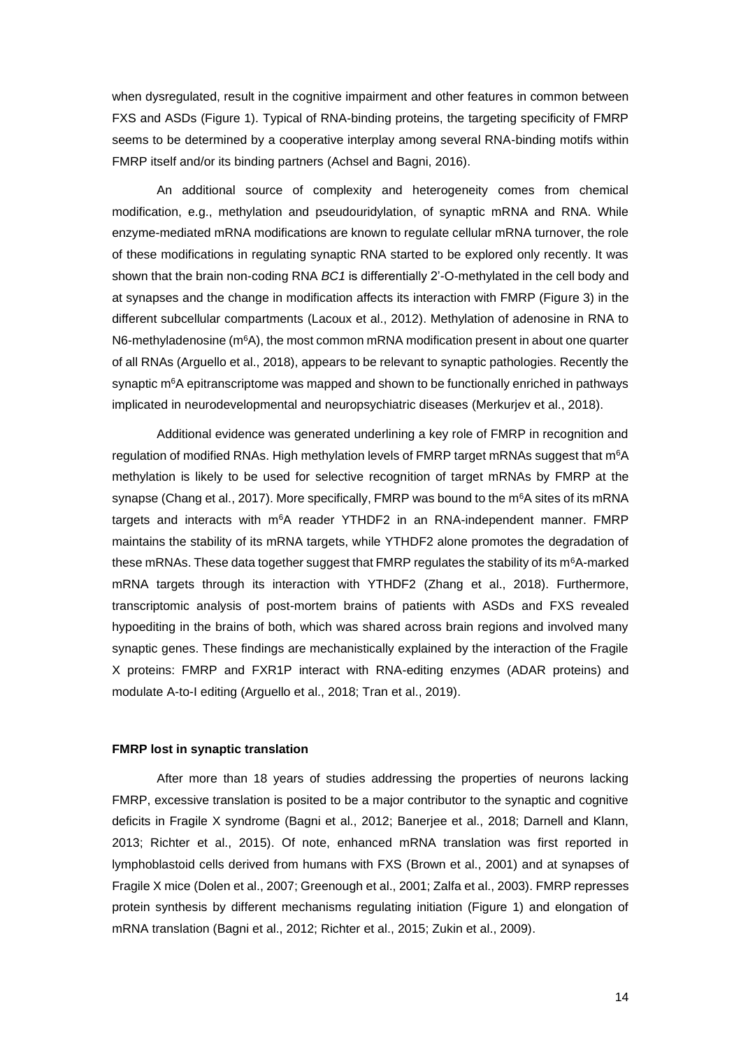when dysregulated, result in the cognitive impairment and other features in common between FXS and ASDs (Figure 1). Typical of RNA-binding proteins, the targeting specificity of FMRP seems to be determined by a cooperative interplay among several RNA-binding motifs within FMRP itself and/or its binding partners (Achsel and Bagni, 2016).

An additional source of complexity and heterogeneity comes from chemical modification, e.g., methylation and pseudouridylation, of synaptic mRNA and RNA. While enzyme-mediated mRNA modifications are known to regulate cellular mRNA turnover, the role of these modifications in regulating synaptic RNA started to be explored only recently. It was shown that the brain non-coding RNA *BC1* is differentially 2'-O-methylated in the cell body and at synapses and the change in modification affects its interaction with FMRP (Figure 3) in the different subcellular compartments (Lacoux et al., 2012). Methylation of adenosine in RNA to N6-methyladenosine ($m^6A$), the most common mRNA modification present in about one quarter of all RNAs (Arguello et al., 2018), appears to be relevant to synaptic pathologies. Recently the synaptic $m^6A$ epitranscriptome was mapped and shown to be functionally enriched in pathways implicated in neurodevelopmental and neuropsychiatric diseases (Merkurjev et al., 2018).

Additional evidence was generated underlining a key role of FMRP in recognition and regulation of modified RNAs. High methylation levels of FMRP target mRNAs suggest that $m^6A$ methylation is likely to be used for selective recognition of target mRNAs by FMRP at the synapse (Chang et al., 2017). More specifically, FMRP was bound to the $m^6A$ sites of its mRNA targets and interacts with $m^6A$ reader YTHDF2 in an RNA-independent manner. FMRP maintains the stability of its mRNA targets, while YTHDF2 alone promotes the degradation of these mRNAs. These data together suggest that FMRP regulates the stability of its $m^6A$-marked mRNA targets through its interaction with YTHDF2 (Zhang et al., 2018). Furthermore, transcriptomic analysis of post-mortem brains of patients with ASDs and FXS revealed hypoediting in the brains of both, which was shared across brain regions and involved many synaptic genes. These findings are mechanistically explained by the interaction of the Fragile X proteins: FMRP and FXR1P interact with RNA-editing enzymes (ADAR proteins) and modulate A-to-I editing (Arguello et al., 2018; Tran et al., 2019).

### FMRP lost in synaptic translation

After more than 18 years of studies addressing the properties of neurons lacking FMRP, excessive translation is posited to be a major contributor to the synaptic and cognitive deficits in Fragile X syndrome (Bagni et al., 2012; Banerjee et al., 2018; Darnell and Klann, 2013; Richter et al., 2015). Of note, enhanced mRNA translation was first reported in lymphoblastoid cells derived from humans with FXS (Brown et al., 2001) and at synapses of Fragile X mice (Dolen et al., 2007; Greenough et al., 2001; Zalfa et al., 2003). FMRP represses protein synthesis by different mechanisms regulating initiation (Figure 1) and elongation of mRNA translation (Bagni et al., 2012; Richter et al., 2015; Zukin et al., 2009).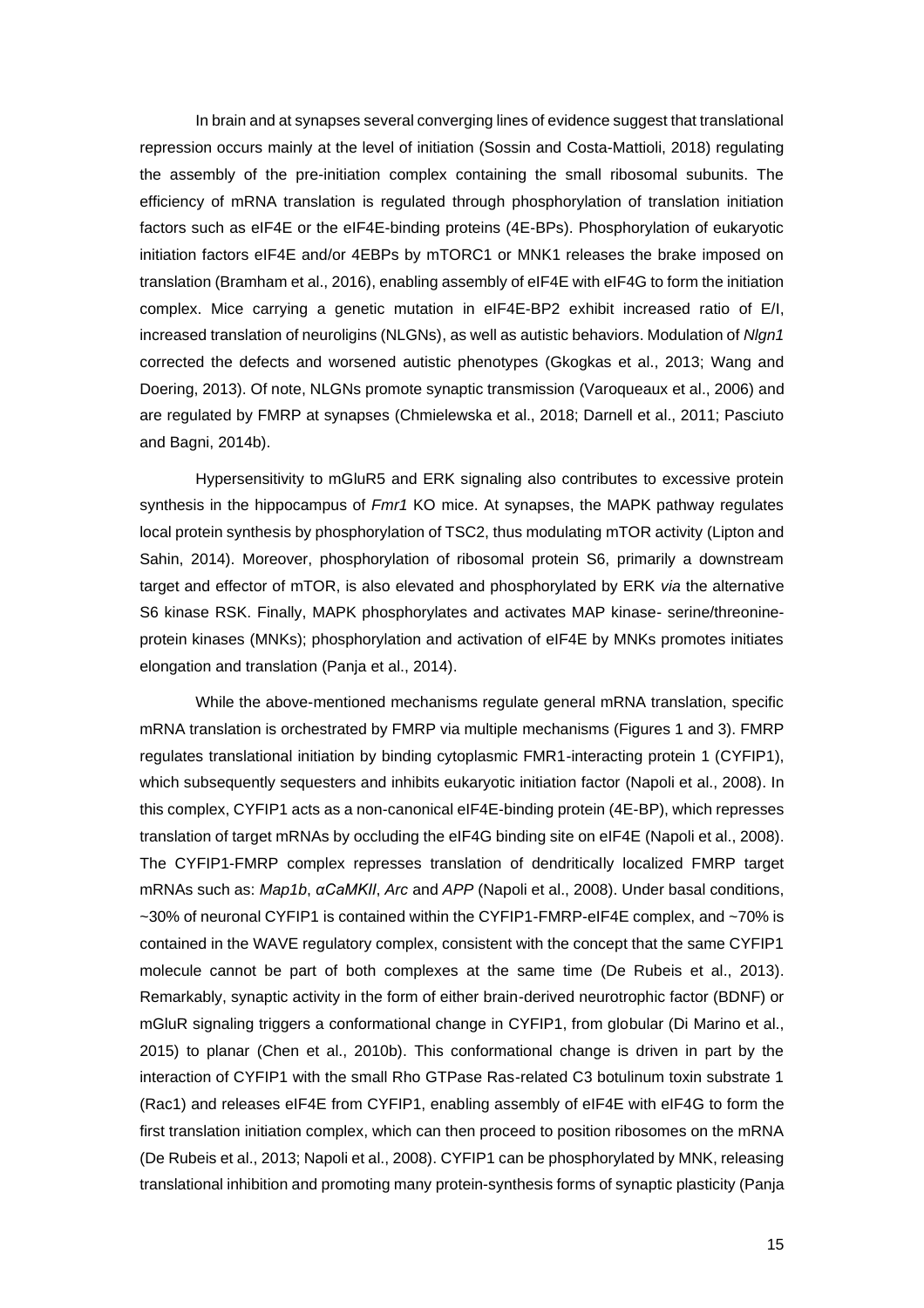In brain and at synapses several converging lines of evidence suggest that translational repression occurs mainly at the level of initiation (Sossin and Costa-Mattioli, 2018) regulating the assembly of the pre-initiation complex containing the small ribosomal subunits. The efficiency of mRNA translation is regulated through phosphorylation of translation initiation factors such as eIF4E or the eIF4E-binding proteins (4E-BPs). Phosphorylation of eukaryotic initiation factors eIF4E and/or 4EBPs by mTORC1 or MNK1 releases the brake imposed on translation (Bramham et al., 2016), enabling assembly of eIF4E with eIF4G to form the initiation complex. Mice carrying a genetic mutation in eIF4E-BP2 exhibit increased ratio of E/I, increased translation of neuroligins (NLGNs), as well as autistic behaviors. Modulation of *Nlgn1* corrected the defects and worsened autistic phenotypes (Gkogkas et al., 2013; Wang and Doering, 2013). Of note, NLGNs promote synaptic transmission (Varoqueaux et al., 2006) and are regulated by FMRP at synapses (Chmielewska et al., 2018; Darnell et al., 2011; Pasciuto and Bagni, 2014b).

Hypersensitivity to mGluR5 and ERK signaling also contributes to excessive protein synthesis in the hippocampus of *Fmr1* KO mice. At synapses, the MAPK pathway regulates local protein synthesis by phosphorylation of TSC2, thus modulating mTOR activity (Lipton and Sahin, 2014). Moreover, phosphorylation of ribosomal protein S6, primarily a downstream target and effector of mTOR, is also elevated and phosphorylated by ERK *via* the alternative S6 kinase RSK. Finally, MAPK phosphorylates and activates MAP kinase- serine/threonine-protein kinases (MNKs); phosphorylation and activation of eIF4E by MNKs promotes initiates elongation and translation (Panja et al., 2014).

While the above-mentioned mechanisms regulate general mRNA translation, specific mRNA translation is orchestrated by FMRP via multiple mechanisms (Figures 1 and 3). FMRP regulates translational initiation by binding cytoplasmic FMR1-interacting protein 1 (CYFIP1), which subsequently sequesters and inhibits eukaryotic initiation factor (Napoli et al., 2008). In this complex, CYFIP1 acts as a non-canonical eIF4E-binding protein (4E-BP), which represses translation of target mRNAs by occluding the eIF4G binding site on eIF4E (Napoli et al., 2008). The CYFIP1-FMRP complex represses translation of dendritically localized FMRP target mRNAs such as: *Map1b*, *αCaMKII*, *Arc* and *APP* (Napoli et al., 2008). Under basal conditions, ~30% of neuronal CYFIP1 is contained within the CYFIP1-FMRP-eIF4E complex, and ~70% is contained in the WAVE regulatory complex, consistent with the concept that the same CYFIP1 molecule cannot be part of both complexes at the same time (De Rubeis et al., 2013). Remarkably, synaptic activity in the form of either brain-derived neurotrophic factor (BDNF) or mGluR signaling triggers a conformational change in CYFIP1, from globular (Di Marino et al., 2015) to planar (Chen et al., 2010b). This conformational change is driven in part by the interaction of CYFIP1 with the small Rho GTPase Ras-related C3 botulinum toxin substrate 1 (Rac1) and releases eIF4E from CYFIP1, enabling assembly of eIF4E with eIF4G to form the first translation initiation complex, which can then proceed to position ribosomes on the mRNA (De Rubeis et al., 2013; Napoli et al., 2008). CYFIP1 can be phosphorylated by MNK, releasing translational inhibition and promoting many protein-synthesis forms of synaptic plasticity (Panja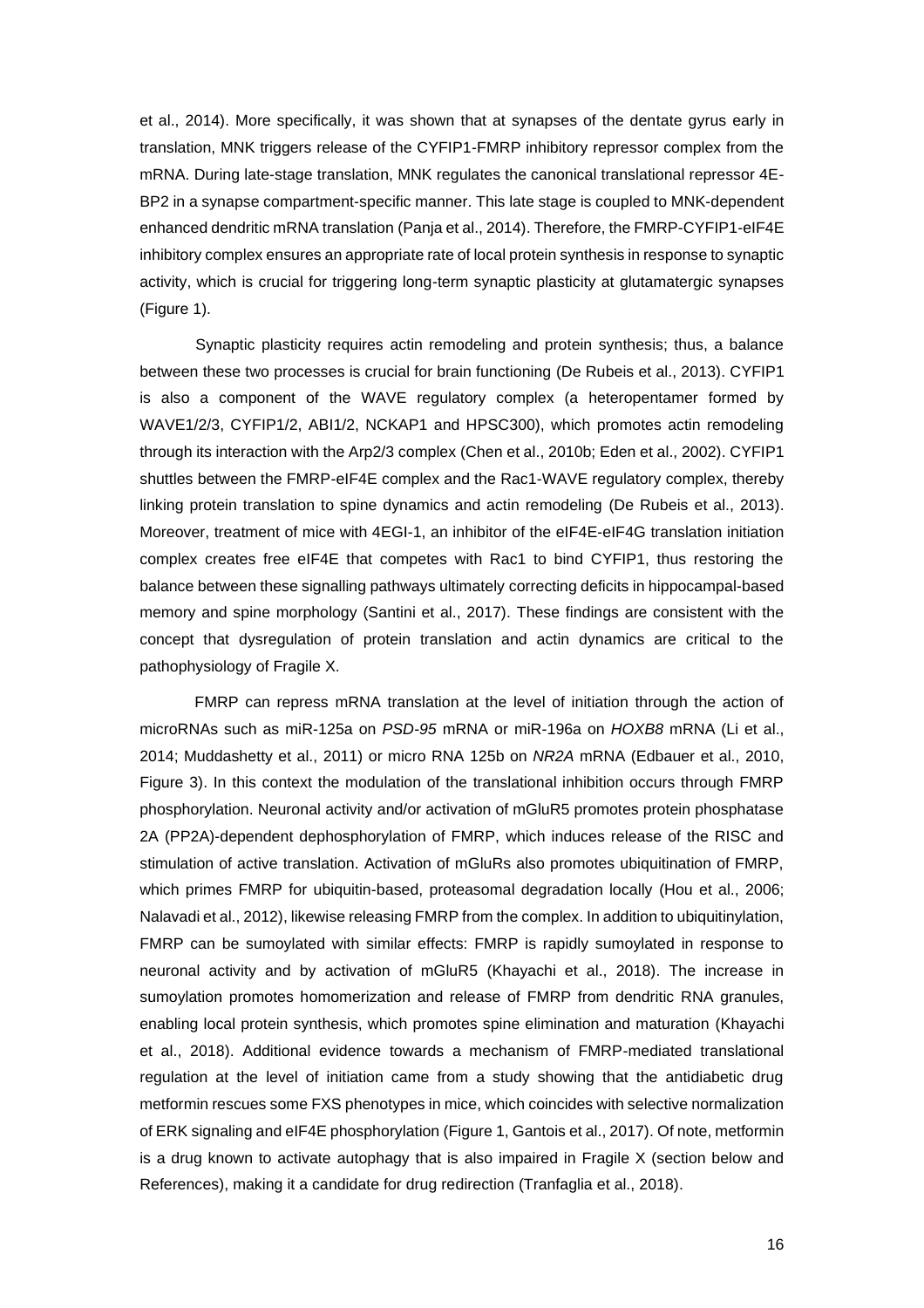et al., 2014). More specifically, it was shown that at synapses of the dentate gyrus early in translation, MNK triggers release of the CYFIP1-FMRP inhibitory repressor complex from the mRNA. During late-stage translation, MNK regulates the canonical translational repressor 4E-BP2 in a synapse compartment-specific manner. This late stage is coupled to MNK-dependent enhanced dendritic mRNA translation (Panja et al., 2014). Therefore, the FMRP-CYFIP1-eIF4E inhibitory complex ensures an appropriate rate of local protein synthesis in response to synaptic activity, which is crucial for triggering long-term synaptic plasticity at glutamatergic synapses (Figure 1).

Synaptic plasticity requires actin remodeling and protein synthesis; thus, a balance between these two processes is crucial for brain functioning (De Rubeis et al., 2013). CYFIP1 is also a component of the WAVE regulatory complex (a heteropentamer formed by WAVE1/2/3, CYFIP1/2, ABI1/2, NCKAP1 and HPSC300), which promotes actin remodeling through its interaction with the Arp2/3 complex (Chen et al., 2010b; Eden et al., 2002). CYFIP1 shuttles between the FMRP-eIF4E complex and the Rac1-WAVE regulatory complex, thereby linking protein translation to spine dynamics and actin remodeling (De Rubeis et al., 2013). Moreover, treatment of mice with 4EGI-1, an inhibitor of the eIF4E-eIF4G translation initiation complex creates free eIF4E that competes with Rac1 to bind CYFIP1, thus restoring the balance between these signalling pathways ultimately correcting deficits in hippocampal-based memory and spine morphology (Santini et al., 2017). These findings are consistent with the concept that dysregulation of protein translation and actin dynamics are critical to the pathophysiology of Fragile X.

FMRP can repress mRNA translation at the level of initiation through the action of microRNAs such as miR-125a on *PSD-95* mRNA or miR-196a on *HOXB8* mRNA (Li et al., 2014; Muddashetty et al., 2011) or micro RNA 125b on *NR2A* mRNA (Edbauer et al., 2010, Figure 3). In this context the modulation of the translational inhibition occurs through FMRP phosphorylation. Neuronal activity and/or activation of mGluR5 promotes protein phosphatase 2A (PP2A)-dependent dephosphorylation of FMRP, which induces release of the RISC and stimulation of active translation. Activation of mGluRs also promotes ubiquitination of FMRP, which primes FMRP for ubiquitin-based, proteasomal degradation locally (Hou et al., 2006; Nalavadi et al., 2012), likewise releasing FMRP from the complex. In addition to ubiquitinylation, FMRP can be sumoylated with similar effects: FMRP is rapidly sumoylated in response to neuronal activity and by activation of mGluR5 (Khayachi et al., 2018). The increase in sumoylation promotes homomerization and release of FMRP from dendritic RNA granules, enabling local protein synthesis, which promotes spine elimination and maturation (Khayachi et al., 2018). Additional evidence towards a mechanism of FMRP-mediated translational regulation at the level of initiation came from a study showing that the antidiabetic drug metformin rescues some FXS phenotypes in mice, which coincides with selective normalization of ERK signaling and eIF4E phosphorylation (Figure 1, Gantois et al., 2017). Of note, metformin is a drug known to activate autophagy that is also impaired in Fragile X (section below and References), making it a candidate for drug redirection (Tranfaglia et al., 2018).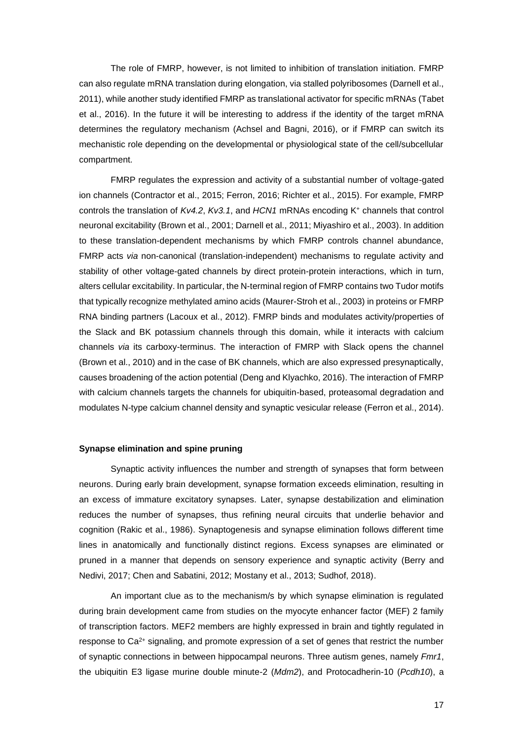The role of FMRP, however, is not limited to inhibition of translation initiation. FMRP can also regulate mRNA translation during elongation, via stalled polyribosomes (Darnell et al., 2011), while another study identified FMRP as translational activator for specific mRNAs (Tabet et al., 2016). In the future it will be interesting to address if the identity of the target mRNA determines the regulatory mechanism (Achsel and Bagni, 2016), or if FMRP can switch its mechanistic role depending on the developmental or physiological state of the cell/subcellular compartment.

FMRP regulates the expression and activity of a substantial number of voltage-gated ion channels (Contractor et al., 2015; Ferron, 2016; Richter et al., 2015). For example, FMRP controls the translation of *Kv4.2*, *Kv3.1*, and *HCN1* mRNAs encoding $K^+$ channels that control neuronal excitability (Brown et al., 2001; Darnell et al., 2011; Miyashiro et al., 2003). In addition to these translation-dependent mechanisms by which FMRP controls channel abundance, FMRP acts *via* non-canonical (translation-independent) mechanisms to regulate activity and stability of other voltage-gated channels by direct protein-protein interactions, which in turn, alters cellular excitability. In particular, the N-terminal region of FMRP contains two Tudor motifs that typically recognize methylated amino acids (Maurer-Stroh et al., 2003) in proteins or FMRP RNA binding partners (Lacoux et al., 2012). FMRP binds and modulates activity/properties of the Slack and BK potassium channels through this domain, while it interacts with calcium channels *via* its carboxy-terminus. The interaction of FMRP with Slack opens the channel (Brown et al., 2010) and in the case of BK channels, which are also expressed presynaptically, causes broadening of the action potential (Deng and Klyachko, 2016). The interaction of FMRP with calcium channels targets the channels for ubiquitin-based, proteasomal degradation and modulates N-type calcium channel density and synaptic vesicular release (Ferron et al., 2014).

### Synapse elimination and spine pruning

Synaptic activity influences the number and strength of synapses that form between neurons. During early brain development, synapse formation exceeds elimination, resulting in an excess of immature excitatory synapses. Later, synapse destabilization and elimination reduces the number of synapses, thus refining neural circuits that underlie behavior and cognition (Rakic et al., 1986). Synaptogenesis and synapse elimination follows different time lines in anatomically and functionally distinct regions. Excess synapses are eliminated or pruned in a manner that depends on sensory experience and synaptic activity (Berry and Nedivi, 2017; Chen and Sabatini, 2012; Mostany et al., 2013; Sudhof, 2018).

An important clue as to the mechanism/s by which synapse elimination is regulated during brain development came from studies on the myocyte enhancer factor (MEF) 2 family of transcription factors. MEF2 members are highly expressed in brain and tightly regulated in response to $Ca^{2+}$ signaling, and promote expression of a set of genes that restrict the number of synaptic connections in between hippocampal neurons. Three autism genes, namely *Fmr1*, the ubiquitin E3 ligase murine double minute-2 (*Mdm2*), and Protocadherin-10 (*Pcdh10*), a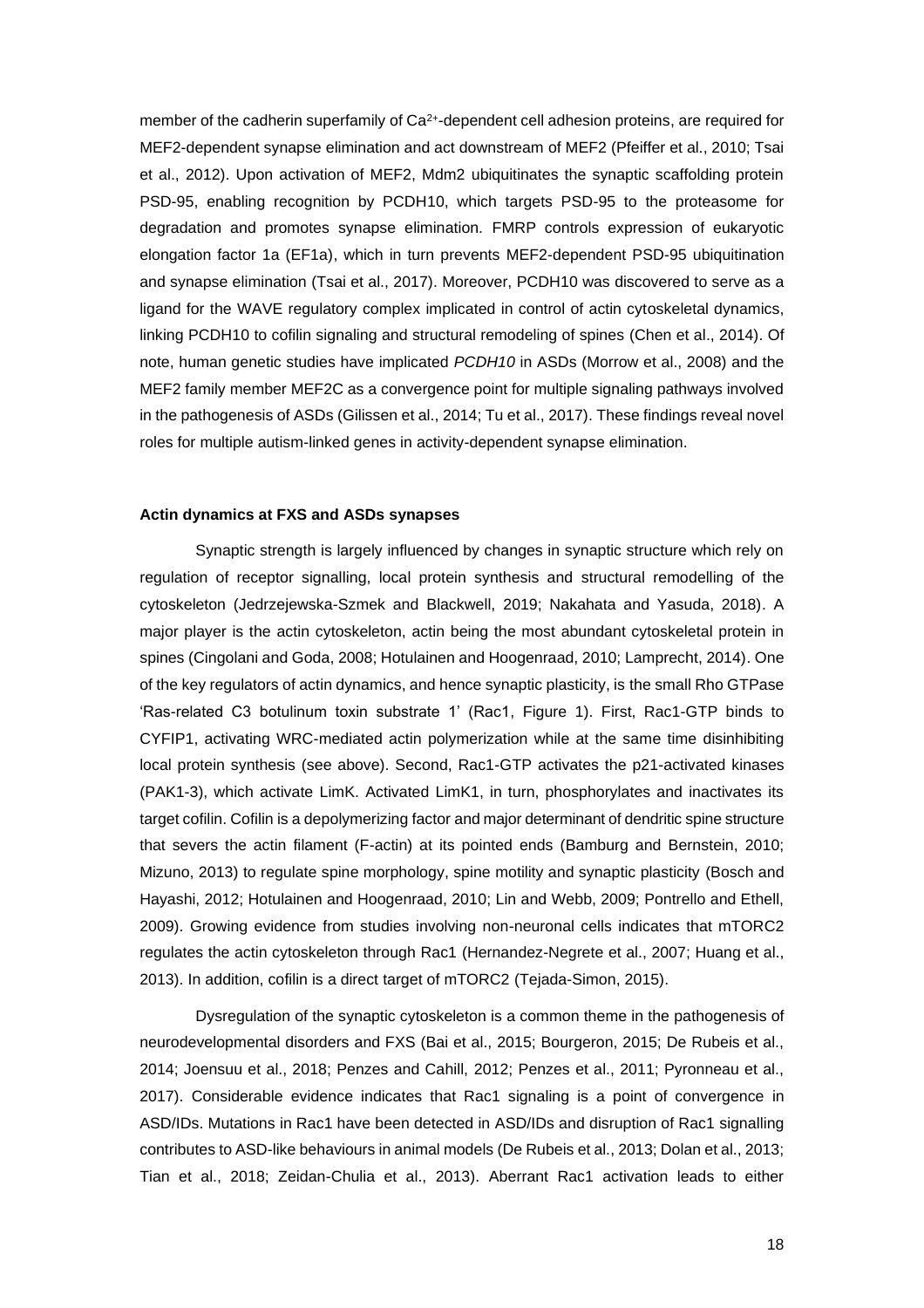member of the cadherin superfamily of $Ca^{2+}$-dependent cell adhesion proteins, are required for MEF2-dependent synapse elimination and act downstream of MEF2 (Pfeiffer et al., 2010; Tsai et al., 2012). Upon activation of MEF2, Mdm2 ubiquitinates the synaptic scaffolding protein PSD-95, enabling recognition by PCDH10, which targets PSD-95 to the proteasome for degradation and promotes synapse elimination. FMRP controls expression of eukaryotic elongation factor 1a (EF1a), which in turn prevents MEF2-dependent PSD-95 ubiquitination and synapse elimination (Tsai et al., 2017). Moreover, PCDH10 was discovered to serve as a ligand for the WAVE regulatory complex implicated in control of actin cytoskeletal dynamics, linking PCDH10 to cofilin signaling and structural remodeling of spines (Chen et al., 2014). Of note, human genetic studies have implicated *PCDH10* in ASDs (Morrow et al., 2008) and the MEF2 family member MEF2C as a convergence point for multiple signaling pathways involved in the pathogenesis of ASDs (Gilissen et al., 2014; Tu et al., 2017). These findings reveal novel roles for multiple autism-linked genes in activity-dependent synapse elimination.

**Actin dynamics at FXS and ASDs synapses**

Synaptic strength is largely influenced by changes in synaptic structure which rely on regulation of receptor signalling, local protein synthesis and structural remodelling of the cytoskeleton (Jedrzejewska-Szmek and Blackwell, 2019; Nakahata and Yasuda, 2018). A major player is the actin cytoskeleton, actin being the most abundant cytoskeletal protein in spines (Cingolani and Goda, 2008; Hotulainen and Hoogenraad, 2010; Lamprecht, 2014). One of the key regulators of actin dynamics, and hence synaptic plasticity, is the small Rho GTPase 'Ras-related C3 botulinum toxin substrate 1' (Rac1, Figure 1). First, Rac1-GTP binds to CYFIP1, activating WRC-mediated actin polymerization while at the same time disinhibiting local protein synthesis (see above). Second, Rac1-GTP activates the p21-activated kinases (PAK1-3), which activate LimK. Activated LimK1, in turn, phosphorylates and inactivates its target cofilin. Cofilin is a depolymerizing factor and major determinant of dendritic spine structure that severs the actin filament (F-actin) at its pointed ends (Bamburg and Bernstein, 2010; Mizuno, 2013) to regulate spine morphology, spine motility and synaptic plasticity (Bosch and Hayashi, 2012; Hotulainen and Hoogenraad, 2010; Lin and Webb, 2009; Pontrello and Ethell, 2009). Growing evidence from studies involving non-neuronal cells indicates that mTORC2 regulates the actin cytoskeleton through Rac1 (Hernandez-Negrete et al., 2007; Huang et al., 2013). In addition, cofilin is a direct target of mTORC2 (Tejada-Simon, 2015).

Dysregulation of the synaptic cytoskeleton is a common theme in the pathogenesis of neurodevelopmental disorders and FXS (Bai et al., 2015; Bourgeron, 2015; De Rubeis et al., 2014; Joensuu et al., 2018; Penzes and Cahill, 2012; Penzes et al., 2011; Pyronneau et al., 2017). Considerable evidence indicates that Rac1 signaling is a point of convergence in ASD/IDs. Mutations in Rac1 have been detected in ASD/IDs and disruption of Rac1 signalling contributes to ASD-like behaviours in animal models (De Rubeis et al., 2013; Dolan et al., 2013; Tian et al., 2018; Zeidan-Chulia et al., 2013). Aberrant Rac1 activation leads to either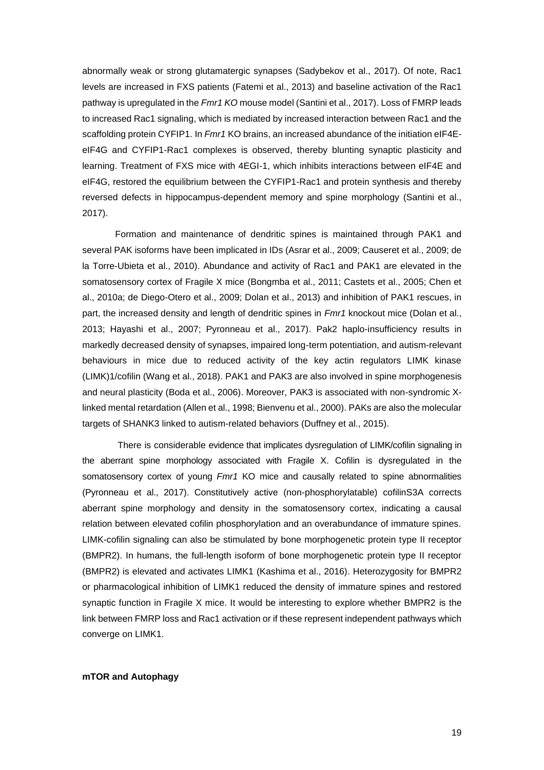abnormally weak or strong glutamatergic synapses (Sadybekov et al., 2017). Of note, Rac1 levels are increased in FXS patients (Fatemi et al., 2013) and baseline activation of the Rac1 pathway is upregulated in the *Fmr1 KO* mouse model (Santini et al., 2017). Loss of FMRP leads to increased Rac1 signaling, which is mediated by increased interaction between Rac1 and the scaffolding protein CYFIP1. In *Fmr1* KO brains, an increased abundance of the initiation eIF4E-eIF4G and CYFIP1-Rac1 complexes is observed, thereby blunting synaptic plasticity and learning. Treatment of FXS mice with 4EGI-1, which inhibits interactions between eIF4E and eIF4G, restored the equilibrium between the CYFIP1-Rac1 and protein synthesis and thereby reversed defects in hippocampus-dependent memory and spine morphology (Santini et al., 2017).

Formation and maintenance of dendritic spines is maintained through PAK1 and several PAK isoforms have been implicated in IDs (Asrar et al., 2009; Causeret et al., 2009; de la Torre-Ubieta et al., 2010). Abundance and activity of Rac1 and PAK1 are elevated in the somatosensory cortex of Fragile X mice (Bongmba et al., 2011; Castets et al., 2005; Chen et al., 2010a; de Diego-Otero et al., 2009; Dolan et al., 2013) and inhibition of PAK1 rescues, in part, the increased density and length of dendritic spines in *Fmr1* knockout mice (Dolan et al., 2013; Hayashi et al., 2007; Pyronneau et al., 2017). Pak2 haplo-insufficiency results in markedly decreased density of synapses, impaired long-term potentiation, and autism-relevant behaviours in mice due to reduced activity of the key actin regulators LIMK kinase (LIMK)1/cofilin (Wang et al., 2018). PAK1 and PAK3 are also involved in spine morphogenesis and neural plasticity (Boda et al., 2006). Moreover, PAK3 is associated with non-syndromic X-linked mental retardation (Allen et al., 1998; Bienvenu et al., 2000). PAKs are also the molecular targets of SHANK3 linked to autism-related behaviors (Duffney et al., 2015).

There is considerable evidence that implicates dysregulation of LIMK/cofilin signaling in the aberrant spine morphology associated with Fragile X. Cofilin is dysregulated in the somatosensory cortex of young *Fmr1* KO mice and causally related to spine abnormalities (Pyronneau et al., 2017). Constitutively active (non-phosphorylatable) cofilinS3A corrects aberrant spine morphology and density in the somatosensory cortex, indicating a causal relation between elevated cofilin phosphorylation and an overabundance of immature spines. LIMK-cofilin signaling can also be stimulated by bone morphogenetic protein type II receptor (BMPR2). In humans, the full-length isoform of bone morphogenetic protein type II receptor (BMPR2) is elevated and activates LIMK1 (Kashima et al., 2016). Heterozygosity for BMPR2 or pharmacological inhibition of LIMK1 reduced the density of immature spines and restored synaptic function in Fragile X mice. It would be interesting to explore whether BMPR2 is the link between FMRP loss and Rac1 activation or if these represent independent pathways which converge on LIMK1.

**mTOR and Autophagy**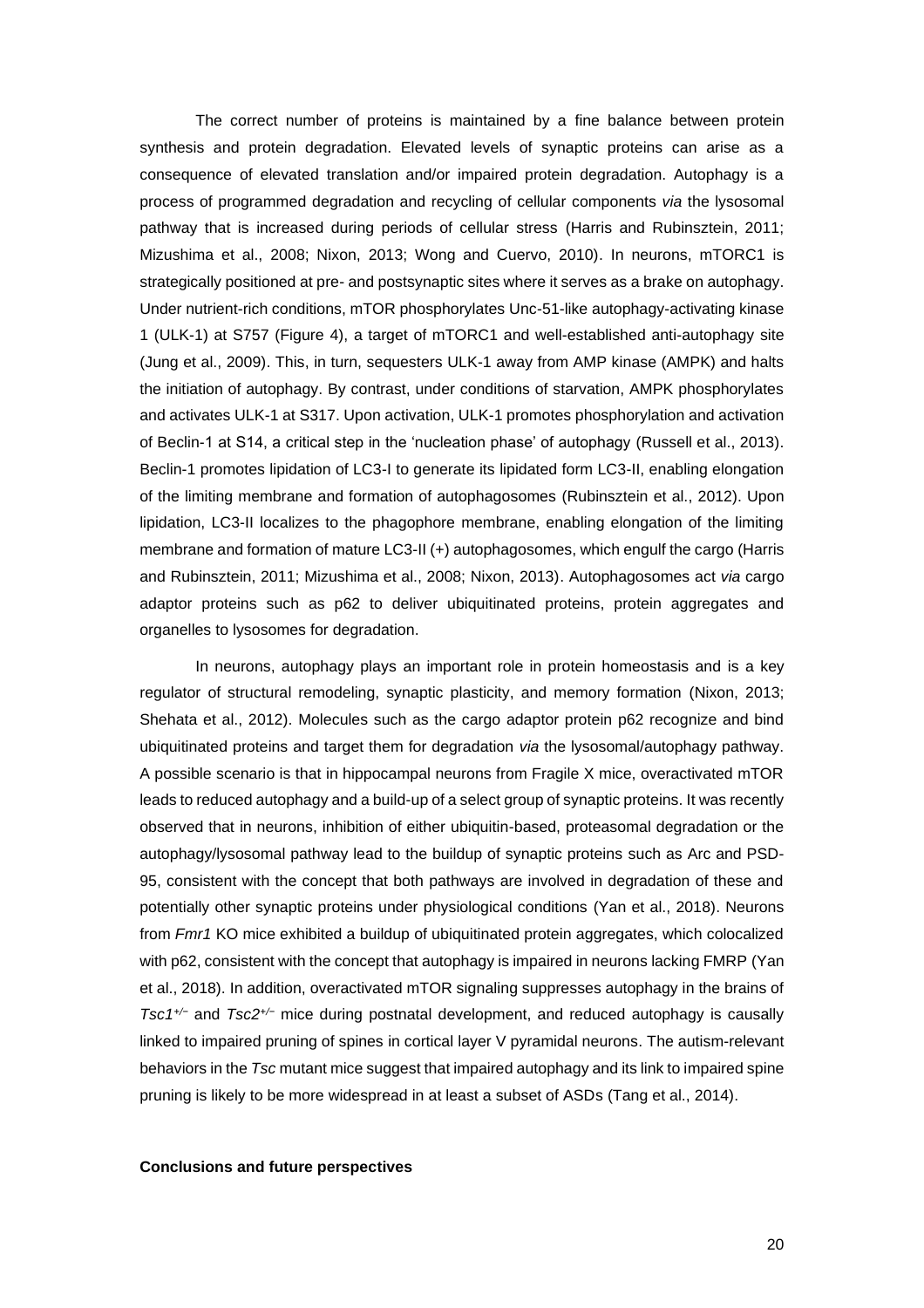The correct number of proteins is maintained by a fine balance between protein synthesis and protein degradation. Elevated levels of synaptic proteins can arise as a consequence of elevated translation and/or impaired protein degradation. Autophagy is a process of programmed degradation and recycling of cellular components *via* the lysosomal pathway that is increased during periods of cellular stress (Harris and Rubinsztein, 2011; Mizushima et al., 2008; Nixon, 2013; Wong and Cuervo, 2010). In neurons, mTORC1 is strategically positioned at pre- and postsynaptic sites where it serves as a brake on autophagy. Under nutrient-rich conditions, mTOR phosphorylates Unc-51-like autophagy-activating kinase 1 (ULK-1) at S757 (Figure 4), a target of mTORC1 and well-established anti-autophagy site (Jung et al., 2009). This, in turn, sequesters ULK-1 away from AMP kinase (AMPK) and halts the initiation of autophagy. By contrast, under conditions of starvation, AMPK phosphorylates and activates ULK-1 at S317. Upon activation, ULK-1 promotes phosphorylation and activation of Beclin-1 at S14, a critical step in the 'nucleation phase' of autophagy (Russell et al., 2013). Beclin-1 promotes lipidation of LC3-I to generate its lipidated form LC3-II, enabling elongation of the limiting membrane and formation of autophagosomes (Rubinsztein et al., 2012). Upon lipidation, LC3-II localizes to the phagophore membrane, enabling elongation of the limiting membrane and formation of mature LC3-II (+) autophagosomes, which engulf the cargo (Harris and Rubinsztein, 2011; Mizushima et al., 2008; Nixon, 2013). Autophagosomes act *via* cargo adaptor proteins such as p62 to deliver ubiquitinated proteins, protein aggregates and organelles to lysosomes for degradation.

In neurons, autophagy plays an important role in protein homeostasis and is a key regulator of structural remodeling, synaptic plasticity, and memory formation (Nixon, 2013; Shehata et al., 2012). Molecules such as the cargo adaptor protein p62 recognize and bind ubiquitinated proteins and target them for degradation *via* the lysosomal/autophagy pathway. A possible scenario is that in hippocampal neurons from Fragile X mice, overactivated mTOR leads to reduced autophagy and a build-up of a select group of synaptic proteins. It was recently observed that in neurons, inhibition of either ubiquitin-based, proteasomal degradation or the autophagy/lysosomal pathway lead to the buildup of synaptic proteins such as Arc and PSD-95, consistent with the concept that both pathways are involved in degradation of these and potentially other synaptic proteins under physiological conditions (Yan et al., 2018). Neurons from *Fmr1* KO mice exhibited a buildup of ubiquitinated protein aggregates, which colocalized with p62, consistent with the concept that autophagy is impaired in neurons lacking FMRP (Yan et al., 2018). In addition, overactivated mTOR signaling suppresses autophagy in the brains of *Tsc1*$^{+/-}$ and *Tsc2*$^{+/-}$ mice during postnatal development, and reduced autophagy is causally linked to impaired pruning of spines in cortical layer V pyramidal neurons. The autism-relevant behaviors in the *Tsc* mutant mice suggest that impaired autophagy and its link to impaired spine pruning is likely to be more widespread in at least a subset of ASDs (Tang et al., 2014).

**Conclusions and future perspectives**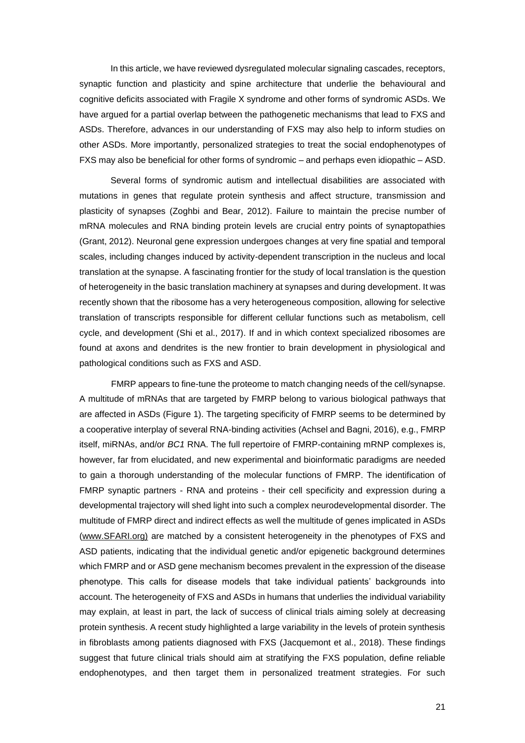In this article, we have reviewed dysregulated molecular signaling cascades, receptors, synaptic function and plasticity and spine architecture that underlie the behavioural and cognitive deficits associated with Fragile X syndrome and other forms of syndromic ASDs. We have argued for a partial overlap between the pathogenetic mechanisms that lead to FXS and ASDs. Therefore, advances in our understanding of FXS may also help to inform studies on other ASDs. More importantly, personalized strategies to treat the social endophenotypes of FXS may also be beneficial for other forms of syndromic – and perhaps even idiopathic – ASD.

Several forms of syndromic autism and intellectual disabilities are associated with mutations in genes that regulate protein synthesis and affect structure, transmission and plasticity of synapses (Zoghbi and Bear, 2012). Failure to maintain the precise number of mRNA molecules and RNA binding protein levels are crucial entry points of synaptopathies (Grant, 2012). Neuronal gene expression undergoes changes at very fine spatial and temporal scales, including changes induced by activity-dependent transcription in the nucleus and local translation at the synapse. A fascinating frontier for the study of local translation is the question of heterogeneity in the basic translation machinery at synapses and during development. It was recently shown that the ribosome has a very heterogeneous composition, allowing for selective translation of transcripts responsible for different cellular functions such as metabolism, cell cycle, and development (Shi et al., 2017). If and in which context specialized ribosomes are found at axons and dendrites is the new frontier to brain development in physiological and pathological conditions such as FXS and ASD.

FMRP appears to fine-tune the proteome to match changing needs of the cell/synapse. A multitude of mRNAs that are targeted by FMRP belong to various biological pathways that are affected in ASDs (Figure 1). The targeting specificity of FMRP seems to be determined by a cooperative interplay of several RNA-binding activities (Achsel and Bagni, 2016), e.g., FMRP itself, miRNAs, and/or *BC1* RNA. The full repertoire of FMRP-containing mRNP complexes is, however, far from elucidated, and new experimental and bioinformatic paradigms are needed to gain a thorough understanding of the molecular functions of FMRP. The identification of FMRP synaptic partners - RNA and proteins - their cell specificity and expression during a developmental trajectory will shed light into such a complex neurodevelopmental disorder. The multitude of FMRP direct and indirect effects as well the multitude of genes implicated in ASDs (www.SFARI.org) are matched by a consistent heterogeneity in the phenotypes of FXS and ASD patients, indicating that the individual genetic and/or epigenetic background determines which FMRP and or ASD gene mechanism becomes prevalent in the expression of the disease phenotype. This calls for disease models that take individual patients' backgrounds into account. The heterogeneity of FXS and ASDs in humans that underlies the individual variability may explain, at least in part, the lack of success of clinical trials aiming solely at decreasing protein synthesis. A recent study highlighted a large variability in the levels of protein synthesis in fibroblasts among patients diagnosed with FXS (Jacquemont et al., 2018). These findings suggest that future clinical trials should aim at stratifying the FXS population, define reliable endophenotypes, and then target them in personalized treatment strategies. For such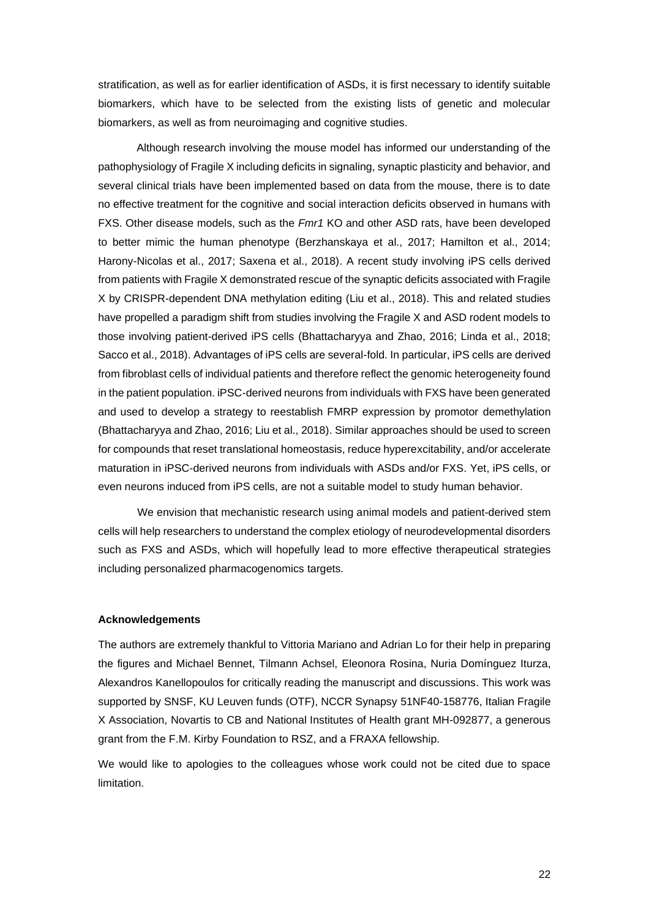stratification, as well as for earlier identification of ASDs, it is first necessary to identify suitable biomarkers, which have to be selected from the existing lists of genetic and molecular biomarkers, as well as from neuroimaging and cognitive studies.

Although research involving the mouse model has informed our understanding of the pathophysiology of Fragile X including deficits in signaling, synaptic plasticity and behavior, and several clinical trials have been implemented based on data from the mouse, there is to date no effective treatment for the cognitive and social interaction deficits observed in humans with FXS. Other disease models, such as the *Fmr1* KO and other ASD rats, have been developed to better mimic the human phenotype (Berzhanskaya et al., 2017; Hamilton et al., 2014; Harony-Nicolas et al., 2017; Saxena et al., 2018). A recent study involving iPS cells derived from patients with Fragile X demonstrated rescue of the synaptic deficits associated with Fragile X by CRISPR-dependent DNA methylation editing (Liu et al., 2018). This and related studies have propelled a paradigm shift from studies involving the Fragile X and ASD rodent models to those involving patient-derived iPS cells (Bhattacharyya and Zhao, 2016; Linda et al., 2018; Sacco et al., 2018). Advantages of iPS cells are several-fold. In particular, iPS cells are derived from fibroblast cells of individual patients and therefore reflect the genomic heterogeneity found in the patient population. iPSC-derived neurons from individuals with FXS have been generated and used to develop a strategy to reestablish FMRP expression by promotor demethylation (Bhattacharyya and Zhao, 2016; Liu et al., 2018). Similar approaches should be used to screen for compounds that reset translational homeostasis, reduce hyperexcitability, and/or accelerate maturation in iPSC-derived neurons from individuals with ASDs and/or FXS. Yet, iPS cells, or even neurons induced from iPS cells, are not a suitable model to study human behavior.

We envision that mechanistic research using animal models and patient-derived stem cells will help researchers to understand the complex etiology of neurodevelopmental disorders such as FXS and ASDs, which will hopefully lead to more effective therapeutical strategies including personalized pharmacogenomics targets.

**Acknowledgements**

The authors are extremely thankful to Vittoria Mariano and Adrian Lo for their help in preparing the figures and Michael Bennet, Tilmann Achsel, Eleonora Rosina, Nuria Domínguez Iturza, Alexandros Kanellopoulos for critically reading the manuscript and discussions. This work was supported by SNSF, KU Leuven funds (OTF), NCCR Synapsy 51NF40-158776, Italian Fragile X Association, Novartis to CB and National Institutes of Health grant MH-092877, a generous grant from the F.M. Kirby Foundation to RSZ, and a FRAXA fellowship.

We would like to apologies to the colleagues whose work could not be cited due to space limitation.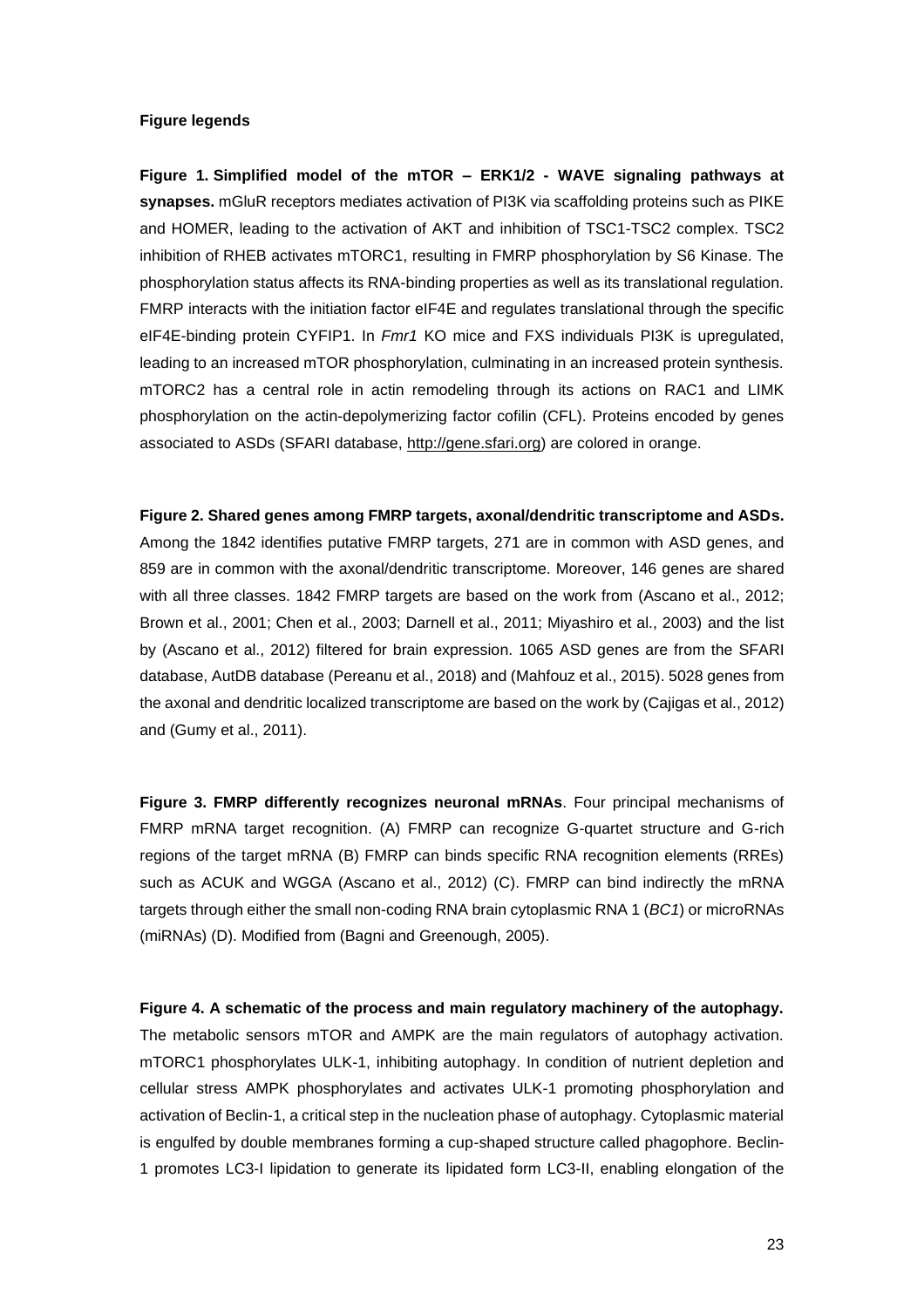**Figure legends**

**Figure 1. Simplified model of the mTOR – ERK1/2 - WAVE signaling pathways at synapses.** mGluR receptors mediates activation of PI3K via scaffolding proteins such as PIKE and HOMER, leading to the activation of AKT and inhibition of TSC1-TSC2 complex. TSC2 inhibition of RHEB activates mTORC1, resulting in FMRP phosphorylation by S6 Kinase. The phosphorylation status affects its RNA-binding properties as well as its translational regulation. FMRP interacts with the initiation factor eIF4E and regulates translational through the specific eIF4E-binding protein CYFIP1. In *Fmr1* KO mice and FXS individuals PI3K is upregulated, leading to an increased mTOR phosphorylation, culminating in an increased protein synthesis. mTORC2 has a central role in actin remodeling through its actions on RAC1 and LIMK phosphorylation on the actin-depolymerizing factor cofilin (CFL). Proteins encoded by genes associated to ASDs (SFARI database, http://gene.sfari.org) are colored in orange.

**Figure 2. Shared genes among FMRP targets, axonal/dendritic transcriptome and ASDs.** Among the 1842 identifies putative FMRP targets, 271 are in common with ASD genes, and 859 are in common with the axonal/dendritic transcriptome. Moreover, 146 genes are shared with all three classes. 1842 FMRP targets are based on the work from (Ascano et al., 2012; Brown et al., 2001; Chen et al., 2003; Darnell et al., 2011; Miyashiro et al., 2003) and the list by (Ascano et al., 2012) filtered for brain expression. 1065 ASD genes are from the SFARI database, AutDB database (Pereanu et al., 2018) and (Mahfouz et al., 2015). 5028 genes from the axonal and dendritic localized transcriptome are based on the work by (Cajigas et al., 2012) and (Gumy et al., 2011).

**Figure 3. FMRP differently recognizes neuronal mRNAs**. Four principal mechanisms of FMRP mRNA target recognition. (A) FMRP can recognize G-quartet structure and G-rich regions of the target mRNA (B) FMRP can binds specific RNA recognition elements (RREs) such as ACUK and WGGA (Ascano et al., 2012) (C). FMRP can bind indirectly the mRNA targets through either the small non-coding RNA brain cytoplasmic RNA 1 (*BC1*) or microRNAs (miRNAs) (D). Modified from (Bagni and Greenough, 2005).

**Figure 4. A schematic of the process and main regulatory machinery of the autophagy.** The metabolic sensors mTOR and AMPK are the main regulators of autophagy activation. mTORC1 phosphorylates ULK-1, inhibiting autophagy. In condition of nutrient depletion and cellular stress AMPK phosphorylates and activates ULK-1 promoting phosphorylation and activation of Beclin-1, a critical step in the nucleation phase of autophagy. Cytoplasmic material is engulfed by double membranes forming a cup-shaped structure called phagophore. Beclin-1 promotes LC3-I lipidation to generate its lipidated form LC3-II, enabling elongation of the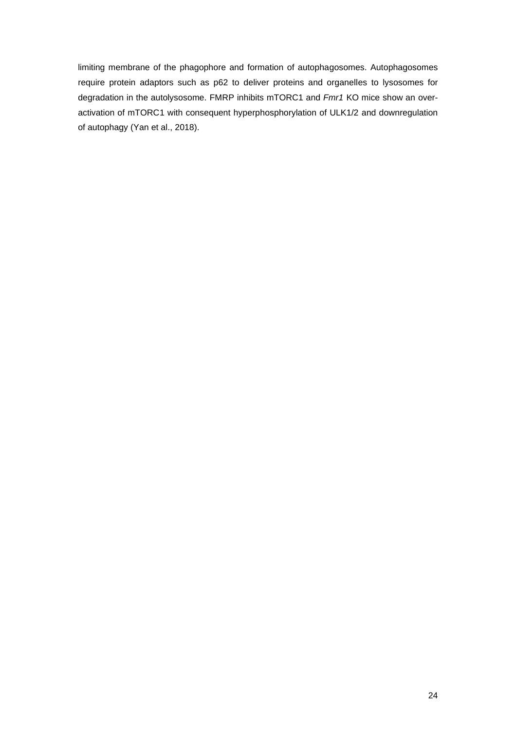limiting membrane of the phagophore and formation of autophagosomes. Autophagosomes require protein adaptors such as p62 to deliver proteins and organelles to lysosomes for degradation in the autolysosome. FMRP inhibits mTORC1 and *Fmr1* KO mice show an over-activation of mTORC1 with consequent hyperphosphorylation of ULK1/2 and downregulation of autophagy (Yan et al., 2018).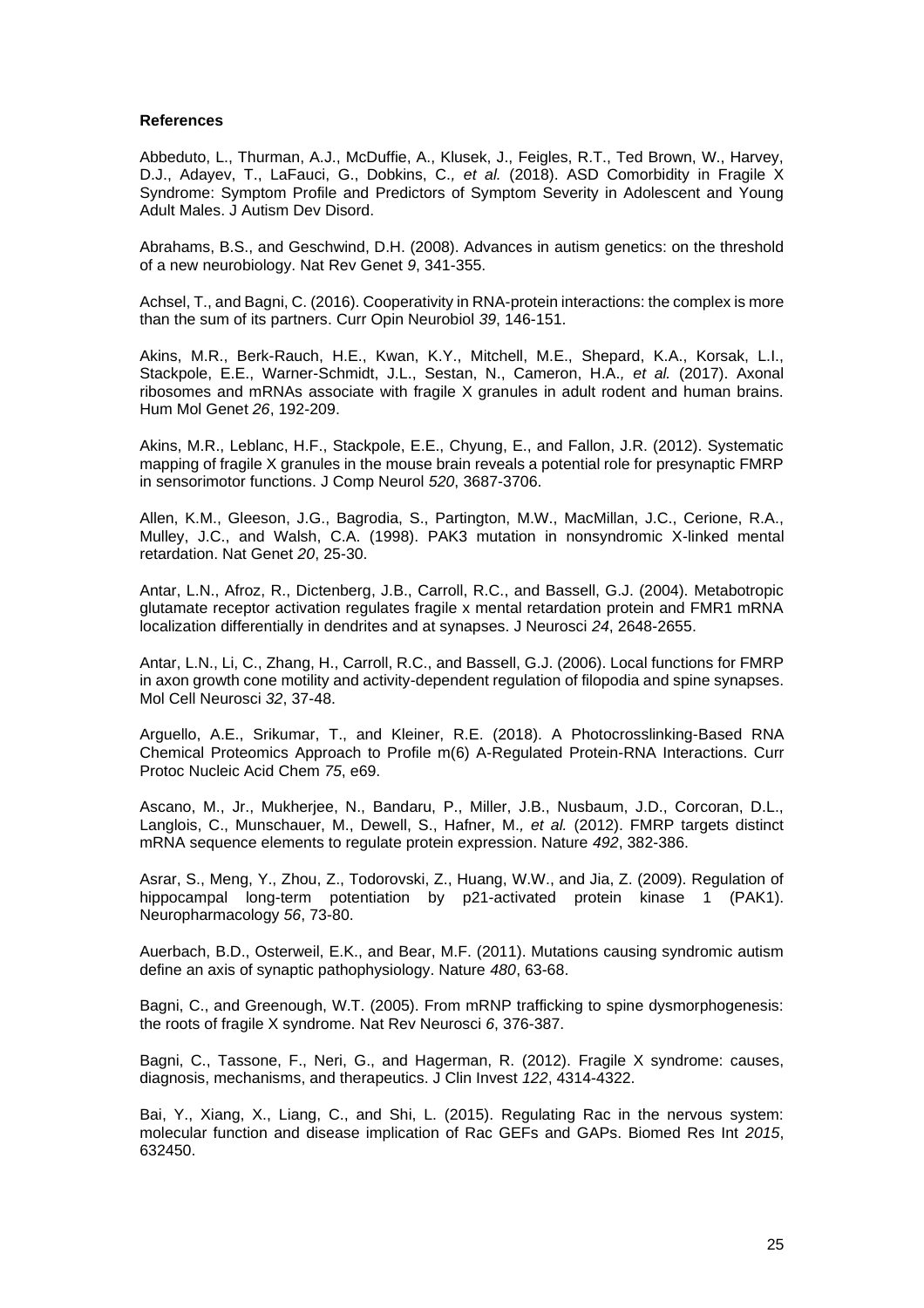**References**

Abbeduto, L., Thurman, A.J., McDuffie, A., Klusek, J., Feigles, R.T., Ted Brown, W., Harvey, D.J., Adayev, T., LaFauci, G., Dobkins, C.*, et al.* (2018). ASD Comorbidity in Fragile X Syndrome: Symptom Profile and Predictors of Symptom Severity in Adolescent and Young Adult Males. J Autism Dev Disord.

Abrahams, B.S., and Geschwind, D.H. (2008). Advances in autism genetics: on the threshold of a new neurobiology. Nat Rev Genet *9*, 341-355.

Achsel, T., and Bagni, C. (2016). Cooperativity in RNA-protein interactions: the complex is more than the sum of its partners. Curr Opin Neurobiol *39*, 146-151.

Akins, M.R., Berk-Rauch, H.E., Kwan, K.Y., Mitchell, M.E., Shepard, K.A., Korsak, L.I., Stackpole, E.E., Warner-Schmidt, J.L., Sestan, N., Cameron, H.A.*, et al.* (2017). Axonal ribosomes and mRNAs associate with fragile X granules in adult rodent and human brains. Hum Mol Genet *26*, 192-209.

Akins, M.R., Leblanc, H.F., Stackpole, E.E., Chyung, E., and Fallon, J.R. (2012). Systematic mapping of fragile X granules in the mouse brain reveals a potential role for presynaptic FMRP in sensorimotor functions. J Comp Neurol *520*, 3687-3706.

Allen, K.M., Gleeson, J.G., Bagrodia, S., Partington, M.W., MacMillan, J.C., Cerione, R.A., Mulley, J.C., and Walsh, C.A. (1998). PAK3 mutation in nonsyndromic X-linked mental retardation. Nat Genet *20*, 25-30.

Antar, L.N., Afroz, R., Dictenberg, J.B., Carroll, R.C., and Bassell, G.J. (2004). Metabotropic glutamate receptor activation regulates fragile x mental retardation protein and FMR1 mRNA localization differentially in dendrites and at synapses. J Neurosci *24*, 2648-2655.

Antar, L.N., Li, C., Zhang, H., Carroll, R.C., and Bassell, G.J. (2006). Local functions for FMRP in axon growth cone motility and activity-dependent regulation of filopodia and spine synapses. Mol Cell Neurosci *32*, 37-48.

Arguello, A.E., Srikumar, T., and Kleiner, R.E. (2018). A Photocrosslinking-Based RNA Chemical Proteomics Approach to Profile m(6) A-Regulated Protein-RNA Interactions. Curr Protoc Nucleic Acid Chem *75*, e69.

Ascano, M., Jr., Mukherjee, N., Bandaru, P., Miller, J.B., Nusbaum, J.D., Corcoran, D.L., Langlois, C., Munschauer, M., Dewell, S., Hafner, M.*, et al.* (2012). FMRP targets distinct mRNA sequence elements to regulate protein expression. Nature *492*, 382-386.

Asrar, S., Meng, Y., Zhou, Z., Todorovski, Z., Huang, W.W., and Jia, Z. (2009). Regulation of hippocampal long-term potentiation by p21-activated protein kinase 1 (PAK1). Neuropharmacology *56*, 73-80.

Auerbach, B.D., Osterweil, E.K., and Bear, M.F. (2011). Mutations causing syndromic autism define an axis of synaptic pathophysiology. Nature *480*, 63-68.

Bagni, C., and Greenough, W.T. (2005). From mRNP trafficking to spine dysmorphogenesis: the roots of fragile X syndrome. Nat Rev Neurosci *6*, 376-387.

Bagni, C., Tassone, F., Neri, G., and Hagerman, R. (2012). Fragile X syndrome: causes, diagnosis, mechanisms, and therapeutics. J Clin Invest *122*, 4314-4322.

Bai, Y., Xiang, X., Liang, C., and Shi, L. (2015). Regulating Rac in the nervous system: molecular function and disease implication of Rac GEFs and GAPs. Biomed Res Int *2015*, 632450.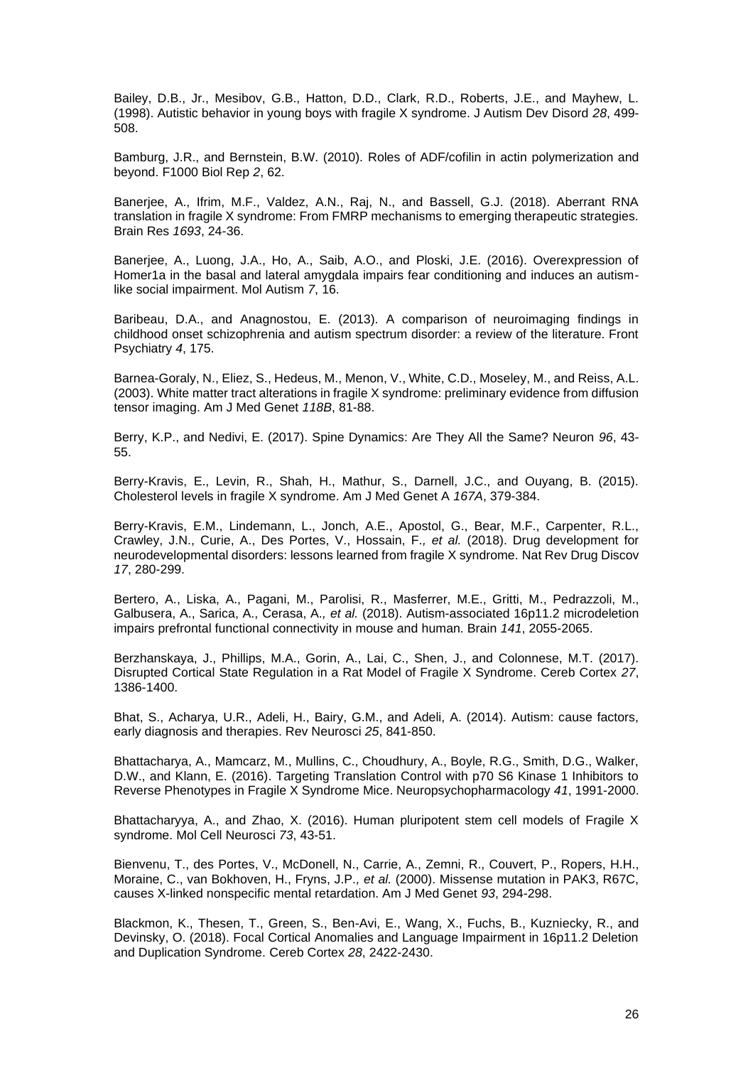Bailey, D.B., Jr., Mesibov, G.B., Hatton, D.D., Clark, R.D., Roberts, J.E., and Mayhew, L. (1998). Autistic behavior in young boys with fragile X syndrome. J Autism Dev Disord *28*, 499-508.

Bamburg, J.R., and Bernstein, B.W. (2010). Roles of ADF/cofilin in actin polymerization and beyond. F1000 Biol Rep *2*, 62.

Banerjee, A., Ifrim, M.F., Valdez, A.N., Raj, N., and Bassell, G.J. (2018). Aberrant RNA translation in fragile X syndrome: From FMRP mechanisms to emerging therapeutic strategies. Brain Res *1693*, 24-36.

Banerjee, A., Luong, J.A., Ho, A., Saib, A.O., and Ploski, J.E. (2016). Overexpression of Homer1a in the basal and lateral amygdala impairs fear conditioning and induces an autism-like social impairment. Mol Autism *7*, 16.

Baribeau, D.A., and Anagnostou, E. (2013). A comparison of neuroimaging findings in childhood onset schizophrenia and autism spectrum disorder: a review of the literature. Front Psychiatry *4*, 175.

Barnea-Goraly, N., Eliez, S., Hedeus, M., Menon, V., White, C.D., Moseley, M., and Reiss, A.L. (2003). White matter tract alterations in fragile X syndrome: preliminary evidence from diffusion tensor imaging. Am J Med Genet *118B*, 81-88.

Berry, K.P., and Nedivi, E. (2017). Spine Dynamics: Are They All the Same? Neuron *96*, 43-55.

Berry-Kravis, E., Levin, R., Shah, H., Mathur, S., Darnell, J.C., and Ouyang, B. (2015). Cholesterol levels in fragile X syndrome. Am J Med Genet A *167A*, 379-384.

Berry-Kravis, E.M., Lindemann, L., Jonch, A.E., Apostol, G., Bear, M.F., Carpenter, R.L., Crawley, J.N., Curie, A., Des Portes, V., Hossain, F.*, et al.* (2018). Drug development for neurodevelopmental disorders: lessons learned from fragile X syndrome. Nat Rev Drug Discov *17*, 280-299.

Bertero, A., Liska, A., Pagani, M., Parolisi, R., Masferrer, M.E., Gritti, M., Pedrazzoli, M., Galbusera, A., Sarica, A., Cerasa, A.*, et al.* (2018). Autism-associated 16p11.2 microdeletion impairs prefrontal functional connectivity in mouse and human. Brain *141*, 2055-2065.

Berzhanskaya, J., Phillips, M.A., Gorin, A., Lai, C., Shen, J., and Colonnese, M.T. (2017). Disrupted Cortical State Regulation in a Rat Model of Fragile X Syndrome. Cereb Cortex *27*, 1386-1400.

Bhat, S., Acharya, U.R., Adeli, H., Bairy, G.M., and Adeli, A. (2014). Autism: cause factors, early diagnosis and therapies. Rev Neurosci *25*, 841-850.

Bhattacharya, A., Mamcarz, M., Mullins, C., Choudhury, A., Boyle, R.G., Smith, D.G., Walker, D.W., and Klann, E. (2016). Targeting Translation Control with p70 S6 Kinase 1 Inhibitors to Reverse Phenotypes in Fragile X Syndrome Mice. Neuropsychopharmacology *41*, 1991-2000.

Bhattacharyya, A., and Zhao, X. (2016). Human pluripotent stem cell models of Fragile X syndrome. Mol Cell Neurosci *73*, 43-51.

Bienvenu, T., des Portes, V., McDonell, N., Carrie, A., Zemni, R., Couvert, P., Ropers, H.H., Moraine, C., van Bokhoven, H., Fryns, J.P.*, et al.* (2000). Missense mutation in PAK3, R67C, causes X-linked nonspecific mental retardation. Am J Med Genet *93*, 294-298.

Blackmon, K., Thesen, T., Green, S., Ben-Avi, E., Wang, X., Fuchs, B., Kuzniecky, R., and Devinsky, O. (2018). Focal Cortical Anomalies and Language Impairment in 16p11.2 Deletion and Duplication Syndrome. Cereb Cortex *28*, 2422-2430.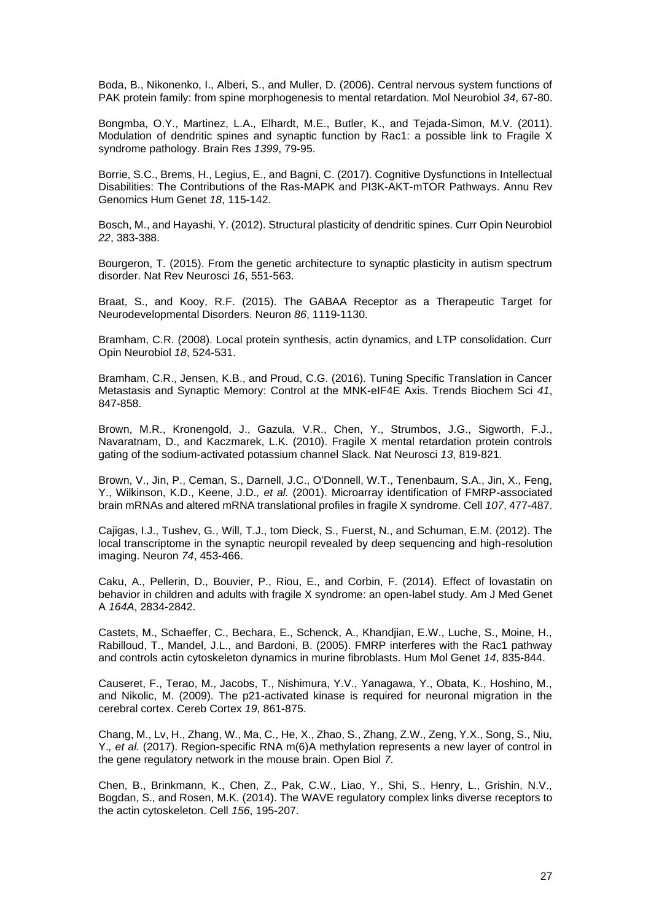Boda, B., Nikonenko, I., Alberi, S., and Muller, D. (2006). Central nervous system functions of PAK protein family: from spine morphogenesis to mental retardation. Mol Neurobiol *34*, 67-80.

Bongmba, O.Y., Martinez, L.A., Elhardt, M.E., Butler, K., and Tejada-Simon, M.V. (2011). Modulation of dendritic spines and synaptic function by Rac1: a possible link to Fragile X syndrome pathology. Brain Res *1399*, 79-95.

Borrie, S.C., Brems, H., Legius, E., and Bagni, C. (2017). Cognitive Dysfunctions in Intellectual Disabilities: The Contributions of the Ras-MAPK and PI3K-AKT-mTOR Pathways. Annu Rev Genomics Hum Genet *18*, 115-142.

Bosch, M., and Hayashi, Y. (2012). Structural plasticity of dendritic spines. Curr Opin Neurobiol *22*, 383-388.

Bourgeron, T. (2015). From the genetic architecture to synaptic plasticity in autism spectrum disorder. Nat Rev Neurosci *16*, 551-563.

Braat, S., and Kooy, R.F. (2015). The GABAA Receptor as a Therapeutic Target for Neurodevelopmental Disorders. Neuron *86*, 1119-1130.

Bramham, C.R. (2008). Local protein synthesis, actin dynamics, and LTP consolidation. Curr Opin Neurobiol *18*, 524-531.

Bramham, C.R., Jensen, K.B., and Proud, C.G. (2016). Tuning Specific Translation in Cancer Metastasis and Synaptic Memory: Control at the MNK-eIF4E Axis. Trends Biochem Sci *41*, 847-858.

Brown, M.R., Kronengold, J., Gazula, V.R., Chen, Y., Strumbos, J.G., Sigworth, F.J., Navaratnam, D., and Kaczmarek, L.K. (2010). Fragile X mental retardation protein controls gating of the sodium-activated potassium channel Slack. Nat Neurosci *13*, 819-821.

Brown, V., Jin, P., Ceman, S., Darnell, J.C., O'Donnell, W.T., Tenenbaum, S.A., Jin, X., Feng, Y., Wilkinson, K.D., Keene, J.D., *et al.* (2001). Microarray identification of FMRP-associated brain mRNAs and altered mRNA translational profiles in fragile X syndrome. Cell *107*, 477-487.

Cajigas, I.J., Tushev, G., Will, T.J., tom Dieck, S., Fuerst, N., and Schuman, E.M. (2012). The local transcriptome in the synaptic neuropil revealed by deep sequencing and high-resolution imaging. Neuron *74*, 453-466.

Caku, A., Pellerin, D., Bouvier, P., Riou, E., and Corbin, F. (2014). Effect of lovastatin on behavior in children and adults with fragile X syndrome: an open-label study. Am J Med Genet A *164A*, 2834-2842.

Castets, M., Schaeffer, C., Bechara, E., Schenck, A., Khandjian, E.W., Luche, S., Moine, H., Rabilloud, T., Mandel, J.L., and Bardoni, B. (2005). FMRP interferes with the Rac1 pathway and controls actin cytoskeleton dynamics in murine fibroblasts. Hum Mol Genet *14*, 835-844.

Causeret, F., Terao, M., Jacobs, T., Nishimura, Y.V., Yanagawa, Y., Obata, K., Hoshino, M., and Nikolic, M. (2009). The p21-activated kinase is required for neuronal migration in the cerebral cortex. Cereb Cortex *19*, 861-875.

Chang, M., Lv, H., Zhang, W., Ma, C., He, X., Zhao, S., Zhang, Z.W., Zeng, Y.X., Song, S., Niu, Y., *et al.* (2017). Region-specific RNA m(6)A methylation represents a new layer of control in the gene regulatory network in the mouse brain. Open Biol *7*.

Chen, B., Brinkmann, K., Chen, Z., Pak, C.W., Liao, Y., Shi, S., Henry, L., Grishin, N.V., Bogdan, S., and Rosen, M.K. (2014). The WAVE regulatory complex links diverse receptors to the actin cytoskeleton. Cell *156*, 195-207.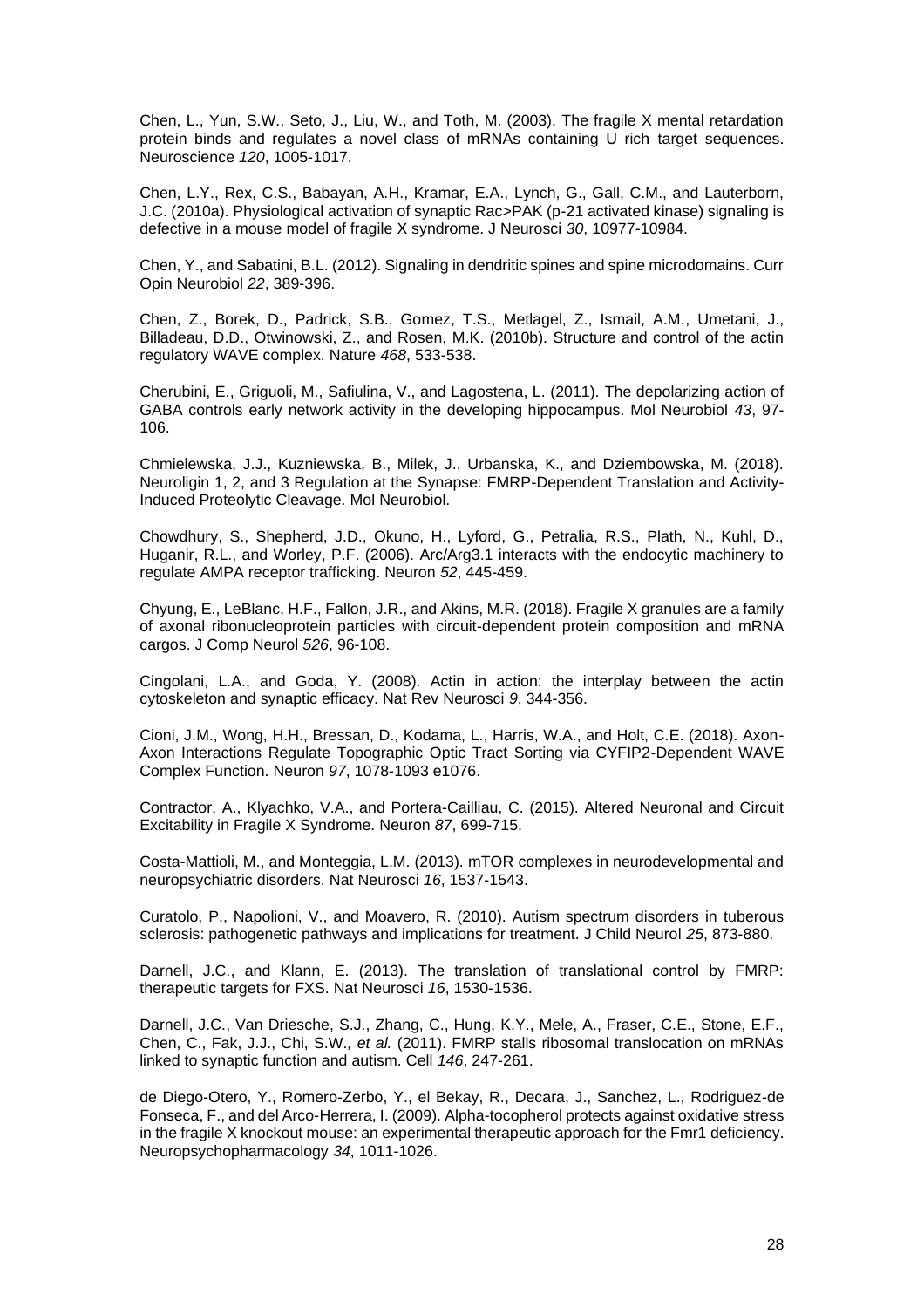Chen, L., Yun, S.W., Seto, J., Liu, W., and Toth, M. (2003). The fragile X mental retardation protein binds and regulates a novel class of mRNAs containing U rich target sequences. Neuroscience *120*, 1005-1017.

Chen, L.Y., Rex, C.S., Babayan, A.H., Kramar, E.A., Lynch, G., Gall, C.M., and Lauterborn, J.C. (2010a). Physiological activation of synaptic Rac>PAK (p-21 activated kinase) signaling is defective in a mouse model of fragile X syndrome. J Neurosci *30*, 10977-10984.

Chen, Y., and Sabatini, B.L. (2012). Signaling in dendritic spines and spine microdomains. Curr Opin Neurobiol *22*, 389-396.

Chen, Z., Borek, D., Padrick, S.B., Gomez, T.S., Metlagel, Z., Ismail, A.M., Umetani, J., Billadeau, D.D., Otwinowski, Z., and Rosen, M.K. (2010b). Structure and control of the actin regulatory WAVE complex. Nature *468*, 533-538.

Cherubini, E., Griguoli, M., Safiulina, V., and Lagostena, L. (2011). The depolarizing action of GABA controls early network activity in the developing hippocampus. Mol Neurobiol *43*, 97-106.

Chmielewska, J.J., Kuzniewska, B., Milek, J., Urbanska, K., and Dziembowska, M. (2018). Neuroligin 1, 2, and 3 Regulation at the Synapse: FMRP-Dependent Translation and Activity-Induced Proteolytic Cleavage. Mol Neurobiol.

Chowdhury, S., Shepherd, J.D., Okuno, H., Lyford, G., Petralia, R.S., Plath, N., Kuhl, D., Huganir, R.L., and Worley, P.F. (2006). Arc/Arg3.1 interacts with the endocytic machinery to regulate AMPA receptor trafficking. Neuron *52*, 445-459.

Chyung, E., LeBlanc, H.F., Fallon, J.R., and Akins, M.R. (2018). Fragile X granules are a family of axonal ribonucleoprotein particles with circuit-dependent protein composition and mRNA cargos. J Comp Neurol *526*, 96-108.

Cingolani, L.A., and Goda, Y. (2008). Actin in action: the interplay between the actin cytoskeleton and synaptic efficacy. Nat Rev Neurosci *9*, 344-356.

Cioni, J.M., Wong, H.H., Bressan, D., Kodama, L., Harris, W.A., and Holt, C.E. (2018). Axon-Axon Interactions Regulate Topographic Optic Tract Sorting via CYFIP2-Dependent WAVE Complex Function. Neuron *97*, 1078-1093 e1076.

Contractor, A., Klyachko, V.A., and Portera-Cailliau, C. (2015). Altered Neuronal and Circuit Excitability in Fragile X Syndrome. Neuron *87*, 699-715.

Costa-Mattioli, M., and Monteggia, L.M. (2013). mTOR complexes in neurodevelopmental and neuropsychiatric disorders. Nat Neurosci *16*, 1537-1543.

Curatolo, P., Napolioni, V., and Moavero, R. (2010). Autism spectrum disorders in tuberous sclerosis: pathogenetic pathways and implications for treatment. J Child Neurol *25*, 873-880.

Darnell, J.C., and Klann, E. (2013). The translation of translational control by FMRP: therapeutic targets for FXS. Nat Neurosci *16*, 1530-1536.

Darnell, J.C., Van Driesche, S.J., Zhang, C., Hung, K.Y., Mele, A., Fraser, C.E., Stone, E.F., Chen, C., Fak, J.J., Chi, S.W.*, et al.* (2011). FMRP stalls ribosomal translocation on mRNAs linked to synaptic function and autism. Cell *146*, 247-261.

de Diego-Otero, Y., Romero-Zerbo, Y., el Bekay, R., Decara, J., Sanchez, L., Rodriguez-de Fonseca, F., and del Arco-Herrera, I. (2009). Alpha-tocopherol protects against oxidative stress in the fragile X knockout mouse: an experimental therapeutic approach for the Fmr1 deficiency. Neuropsychopharmacology *34*, 1011-1026.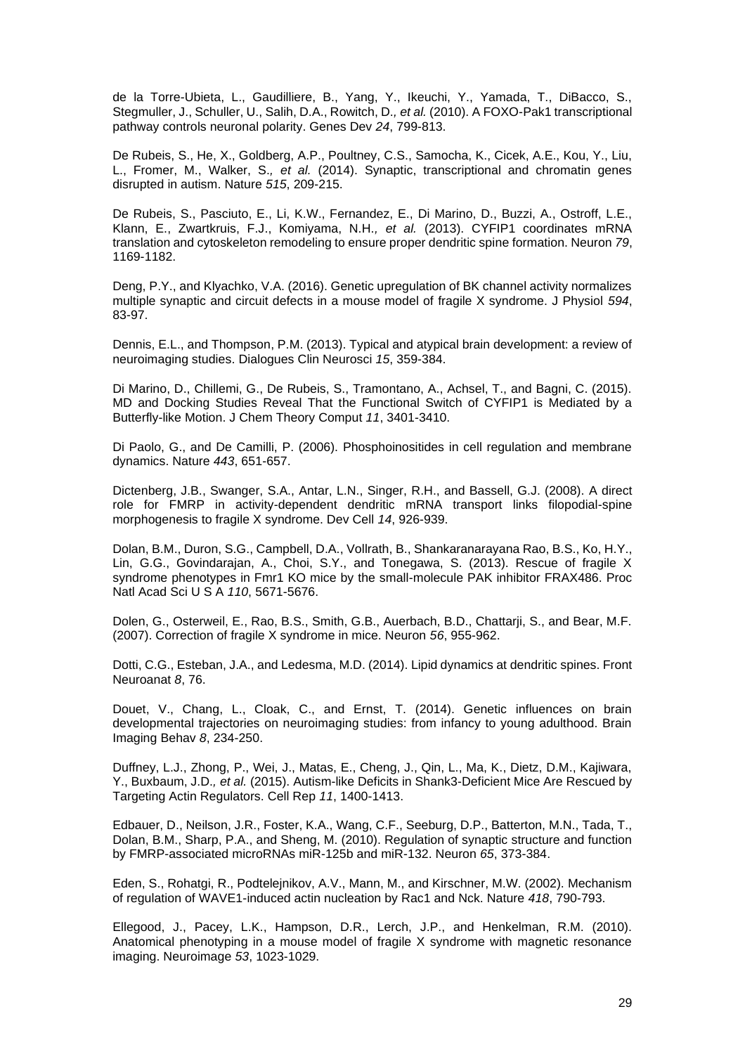de la Torre-Ubieta, L., Gaudilliere, B., Yang, Y., Ikeuchi, Y., Yamada, T., DiBacco, S., Stegmuller, J., Schuller, U., Salih, D.A., Rowitch, D.*, et al.* (2010). A FOXO-Pak1 transcriptional pathway controls neuronal polarity. Genes Dev *24*, 799-813.

De Rubeis, S., He, X., Goldberg, A.P., Poultney, C.S., Samocha, K., Cicek, A.E., Kou, Y., Liu, L., Fromer, M., Walker, S.*, et al.* (2014). Synaptic, transcriptional and chromatin genes disrupted in autism. Nature *515*, 209-215.

De Rubeis, S., Pasciuto, E., Li, K.W., Fernandez, E., Di Marino, D., Buzzi, A., Ostroff, L.E., Klann, E., Zwartkruis, F.J., Komiyama, N.H.*, et al.* (2013). CYFIP1 coordinates mRNA translation and cytoskeleton remodeling to ensure proper dendritic spine formation. Neuron *79*, 1169-1182.

Deng, P.Y., and Klyachko, V.A. (2016). Genetic upregulation of BK channel activity normalizes multiple synaptic and circuit defects in a mouse model of fragile X syndrome. J Physiol *594*, 83-97.

Dennis, E.L., and Thompson, P.M. (2013). Typical and atypical brain development: a review of neuroimaging studies. Dialogues Clin Neurosci *15*, 359-384.

Di Marino, D., Chillemi, G., De Rubeis, S., Tramontano, A., Achsel, T., and Bagni, C. (2015). MD and Docking Studies Reveal That the Functional Switch of CYFIP1 is Mediated by a Butterfly-like Motion. J Chem Theory Comput *11*, 3401-3410.

Di Paolo, G., and De Camilli, P. (2006). Phosphoinositides in cell regulation and membrane dynamics. Nature *443*, 651-657.

Dictenberg, J.B., Swanger, S.A., Antar, L.N., Singer, R.H., and Bassell, G.J. (2008). A direct role for FMRP in activity-dependent dendritic mRNA transport links filopodial-spine morphogenesis to fragile X syndrome. Dev Cell *14*, 926-939.

Dolan, B.M., Duron, S.G., Campbell, D.A., Vollrath, B., Shankaranarayana Rao, B.S., Ko, H.Y., Lin, G.G., Govindarajan, A., Choi, S.Y., and Tonegawa, S. (2013). Rescue of fragile X syndrome phenotypes in Fmr1 KO mice by the small-molecule PAK inhibitor FRAX486. Proc Natl Acad Sci U S A *110*, 5671-5676.

Dolen, G., Osterweil, E., Rao, B.S., Smith, G.B., Auerbach, B.D., Chattarji, S., and Bear, M.F. (2007). Correction of fragile X syndrome in mice. Neuron *56*, 955-962.

Dotti, C.G., Esteban, J.A., and Ledesma, M.D. (2014). Lipid dynamics at dendritic spines. Front Neuroanat *8*, 76.

Douet, V., Chang, L., Cloak, C., and Ernst, T. (2014). Genetic influences on brain developmental trajectories on neuroimaging studies: from infancy to young adulthood. Brain Imaging Behav *8*, 234-250.

Duffney, L.J., Zhong, P., Wei, J., Matas, E., Cheng, J., Qin, L., Ma, K., Dietz, D.M., Kajiwara, Y., Buxbaum, J.D.*, et al.* (2015). Autism-like Deficits in Shank3-Deficient Mice Are Rescued by Targeting Actin Regulators. Cell Rep *11*, 1400-1413.

Edbauer, D., Neilson, J.R., Foster, K.A., Wang, C.F., Seeburg, D.P., Batterton, M.N., Tada, T., Dolan, B.M., Sharp, P.A., and Sheng, M. (2010). Regulation of synaptic structure and function by FMRP-associated microRNAs miR-125b and miR-132. Neuron *65*, 373-384.

Eden, S., Rohatgi, R., Podtelejnikov, A.V., Mann, M., and Kirschner, M.W. (2002). Mechanism of regulation of WAVE1-induced actin nucleation by Rac1 and Nck. Nature *418*, 790-793.

Ellegood, J., Pacey, L.K., Hampson, D.R., Lerch, J.P., and Henkelman, R.M. (2010). Anatomical phenotyping in a mouse model of fragile X syndrome with magnetic resonance imaging. Neuroimage *53*, 1023-1029.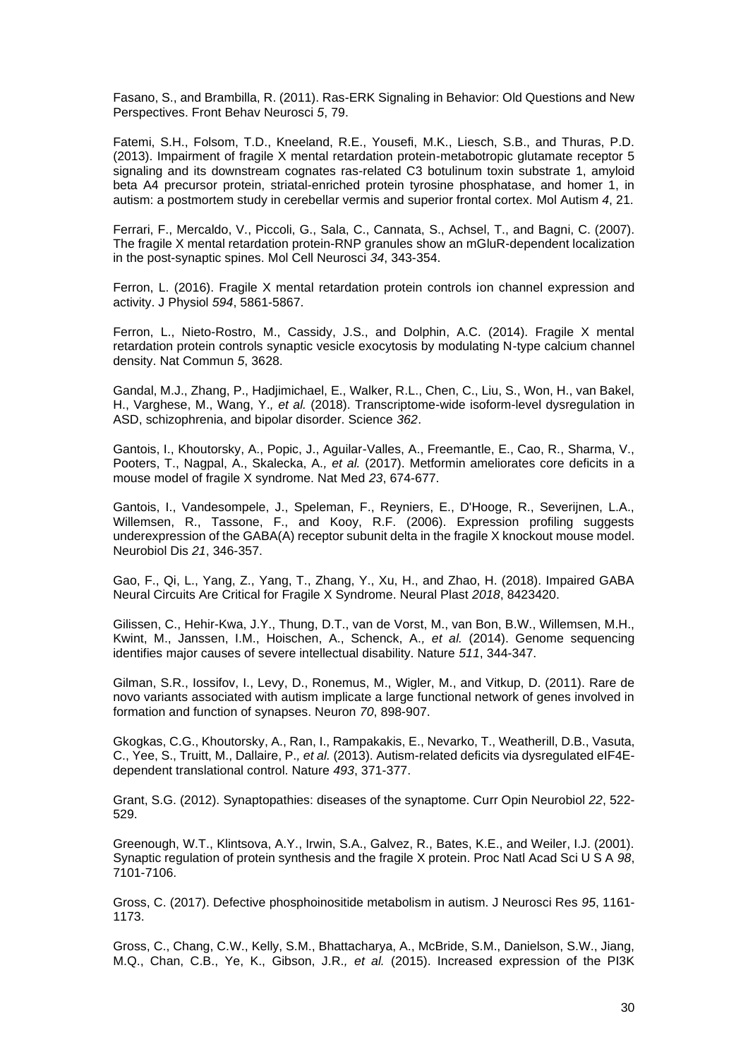Fasano, S., and Brambilla, R. (2011). Ras-ERK Signaling in Behavior: Old Questions and New Perspectives. Front Behav Neurosci *5*, 79.

Fatemi, S.H., Folsom, T.D., Kneeland, R.E., Yousefi, M.K., Liesch, S.B., and Thuras, P.D. (2013). Impairment of fragile X mental retardation protein-metabotropic glutamate receptor 5 signaling and its downstream cognates ras-related C3 botulinum toxin substrate 1, amyloid beta A4 precursor protein, striatal-enriched protein tyrosine phosphatase, and homer 1, in autism: a postmortem study in cerebellar vermis and superior frontal cortex. Mol Autism *4*, 21.

Ferrari, F., Mercaldo, V., Piccoli, G., Sala, C., Cannata, S., Achsel, T., and Bagni, C. (2007). The fragile X mental retardation protein-RNP granules show an mGluR-dependent localization in the post-synaptic spines. Mol Cell Neurosci *34*, 343-354.

Ferron, L. (2016). Fragile X mental retardation protein controls ion channel expression and activity. J Physiol *594*, 5861-5867.

Ferron, L., Nieto-Rostro, M., Cassidy, J.S., and Dolphin, A.C. (2014). Fragile X mental retardation protein controls synaptic vesicle exocytosis by modulating N-type calcium channel density. Nat Commun *5*, 3628.

Gandal, M.J., Zhang, P., Hadjimichael, E., Walker, R.L., Chen, C., Liu, S., Won, H., van Bakel, H., Varghese, M., Wang, Y.*, et al.* (2018). Transcriptome-wide isoform-level dysregulation in ASD, schizophrenia, and bipolar disorder. Science *362*.

Gantois, I., Khoutorsky, A., Popic, J., Aguilar-Valles, A., Freemantle, E., Cao, R., Sharma, V., Pooters, T., Nagpal, A., Skalecka, A.*, et al.* (2017). Metformin ameliorates core deficits in a mouse model of fragile X syndrome. Nat Med *23*, 674-677.

Gantois, I., Vandesompele, J., Speleman, F., Reyniers, E., D'Hooge, R., Severijnen, L.A., Willemsen, R., Tassone, F., and Kooy, R.F. (2006). Expression profiling suggests underexpression of the GABA(A) receptor subunit delta in the fragile X knockout mouse model. Neurobiol Dis *21*, 346-357.

Gao, F., Qi, L., Yang, Z., Yang, T., Zhang, Y., Xu, H., and Zhao, H. (2018). Impaired GABA Neural Circuits Are Critical for Fragile X Syndrome. Neural Plast *2018*, 8423420.

Gilissen, C., Hehir-Kwa, J.Y., Thung, D.T., van de Vorst, M., van Bon, B.W., Willemsen, M.H., Kwint, M., Janssen, I.M., Hoischen, A., Schenck, A.*, et al.* (2014). Genome sequencing identifies major causes of severe intellectual disability. Nature *511*, 344-347.

Gilman, S.R., Iossifov, I., Levy, D., Ronemus, M., Wigler, M., and Vitkup, D. (2011). Rare de novo variants associated with autism implicate a large functional network of genes involved in formation and function of synapses. Neuron *70*, 898-907.

Gkogkas, C.G., Khoutorsky, A., Ran, I., Rampakakis, E., Nevarko, T., Weatherill, D.B., Vasuta, C., Yee, S., Truitt, M., Dallaire, P.*, et al.* (2013). Autism-related deficits via dysregulated eIF4E-dependent translational control. Nature *493*, 371-377.

Grant, S.G. (2012). Synaptopathies: diseases of the synaptome. Curr Opin Neurobiol *22*, 522-529.

Greenough, W.T., Klintsova, A.Y., Irwin, S.A., Galvez, R., Bates, K.E., and Weiler, I.J. (2001). Synaptic regulation of protein synthesis and the fragile X protein. Proc Natl Acad Sci U S A *98*, 7101-7106.

Gross, C. (2017). Defective phosphoinositide metabolism in autism. J Neurosci Res *95*, 1161-1173.

Gross, C., Chang, C.W., Kelly, S.M., Bhattacharya, A., McBride, S.M., Danielson, S.W., Jiang, M.Q., Chan, C.B., Ye, K., Gibson, J.R.*, et al.* (2015). Increased expression of the PI3K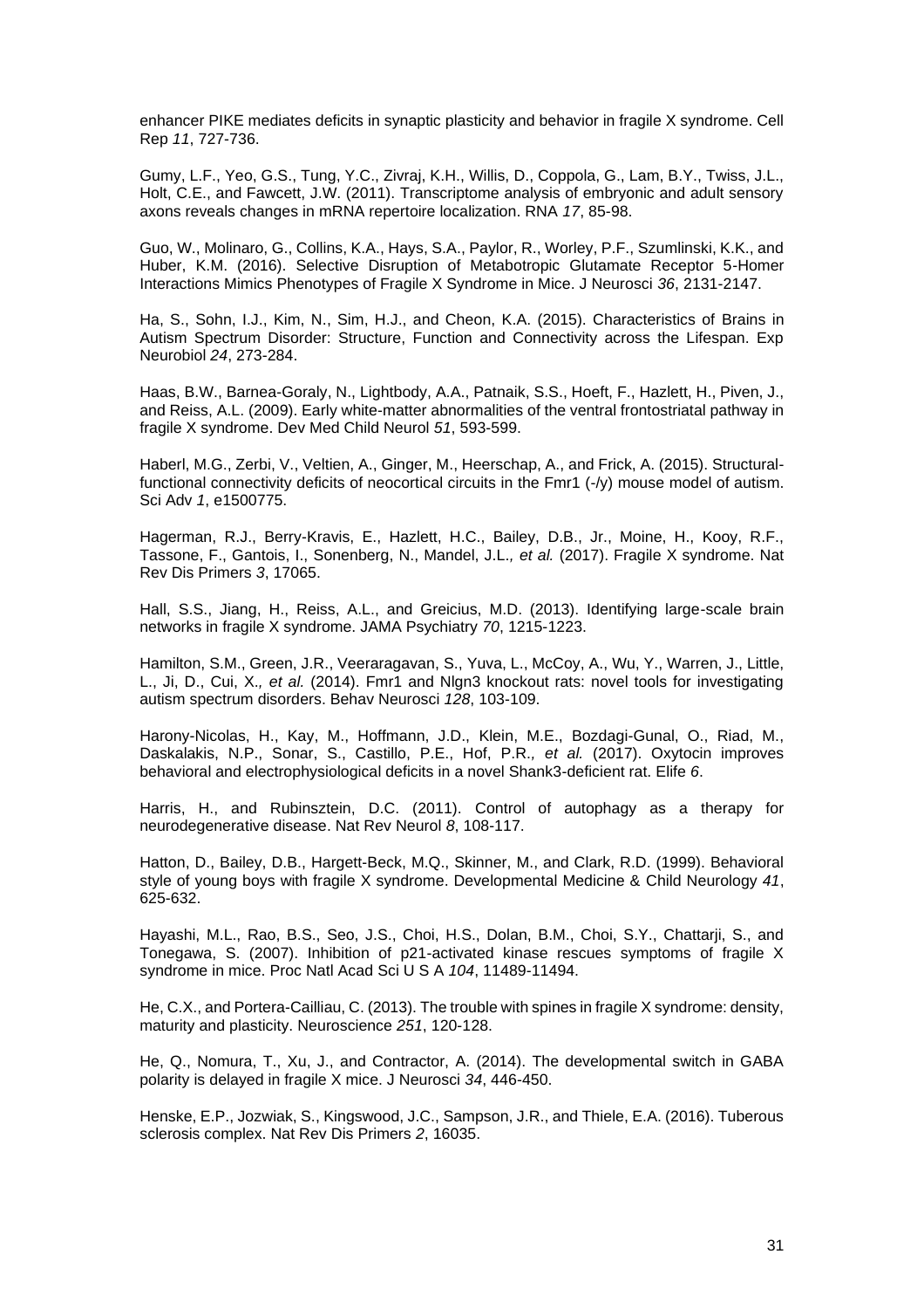enhancer PIKE mediates deficits in synaptic plasticity and behavior in fragile X syndrome. Cell Rep *11*, 727-736.

Gumy, L.F., Yeo, G.S., Tung, Y.C., Zivraj, K.H., Willis, D., Coppola, G., Lam, B.Y., Twiss, J.L., Holt, C.E., and Fawcett, J.W. (2011). Transcriptome analysis of embryonic and adult sensory axons reveals changes in mRNA repertoire localization. RNA *17*, 85-98.

Guo, W., Molinaro, G., Collins, K.A., Hays, S.A., Paylor, R., Worley, P.F., Szumlinski, K.K., and Huber, K.M. (2016). Selective Disruption of Metabotropic Glutamate Receptor 5-Homer Interactions Mimics Phenotypes of Fragile X Syndrome in Mice. J Neurosci *36*, 2131-2147.

Ha, S., Sohn, I.J., Kim, N., Sim, H.J., and Cheon, K.A. (2015). Characteristics of Brains in Autism Spectrum Disorder: Structure, Function and Connectivity across the Lifespan. Exp Neurobiol *24*, 273-284.

Haas, B.W., Barnea-Goraly, N., Lightbody, A.A., Patnaik, S.S., Hoeft, F., Hazlett, H., Piven, J., and Reiss, A.L. (2009). Early white-matter abnormalities of the ventral frontostriatal pathway in fragile X syndrome. Dev Med Child Neurol *51*, 593-599.

Haberl, M.G., Zerbi, V., Veltien, A., Ginger, M., Heerschap, A., and Frick, A. (2015). Structural-functional connectivity deficits of neocortical circuits in the Fmr1 (-/y) mouse model of autism. Sci Adv *1*, e1500775.

Hagerman, R.J., Berry-Kravis, E., Hazlett, H.C., Bailey, D.B., Jr., Moine, H., Kooy, R.F., Tassone, F., Gantois, I., Sonenberg, N., Mandel, J.L.*, et al.* (2017). Fragile X syndrome. Nat Rev Dis Primers *3*, 17065.

Hall, S.S., Jiang, H., Reiss, A.L., and Greicius, M.D. (2013). Identifying large-scale brain networks in fragile X syndrome. JAMA Psychiatry *70*, 1215-1223.

Hamilton, S.M., Green, J.R., Veeraragavan, S., Yuva, L., McCoy, A., Wu, Y., Warren, J., Little, L., Ji, D., Cui, X.*, et al.* (2014). Fmr1 and Nlgn3 knockout rats: novel tools for investigating autism spectrum disorders. Behav Neurosci *128*, 103-109.

Harony-Nicolas, H., Kay, M., Hoffmann, J.D., Klein, M.E., Bozdagi-Gunal, O., Riad, M., Daskalakis, N.P., Sonar, S., Castillo, P.E., Hof, P.R.*, et al.* (2017). Oxytocin improves behavioral and electrophysiological deficits in a novel Shank3-deficient rat. Elife *6*.

Harris, H., and Rubinsztein, D.C. (2011). Control of autophagy as a therapy for neurodegenerative disease. Nat Rev Neurol *8*, 108-117.

Hatton, D., Bailey, D.B., Hargett-Beck, M.Q., Skinner, M., and Clark, R.D. (1999). Behavioral style of young boys with fragile X syndrome. Developmental Medicine & Child Neurology *41*, 625-632.

Hayashi, M.L., Rao, B.S., Seo, J.S., Choi, H.S., Dolan, B.M., Choi, S.Y., Chattarji, S., and Tonegawa, S. (2007). Inhibition of p21-activated kinase rescues symptoms of fragile X syndrome in mice. Proc Natl Acad Sci U S A *104*, 11489-11494.

He, C.X., and Portera-Cailliau, C. (2013). The trouble with spines in fragile X syndrome: density, maturity and plasticity. Neuroscience *251*, 120-128.

He, Q., Nomura, T., Xu, J., and Contractor, A. (2014). The developmental switch in GABA polarity is delayed in fragile X mice. J Neurosci *34*, 446-450.

Henske, E.P., Jozwiak, S., Kingswood, J.C., Sampson, J.R., and Thiele, E.A. (2016). Tuberous sclerosis complex. Nat Rev Dis Primers *2*, 16035.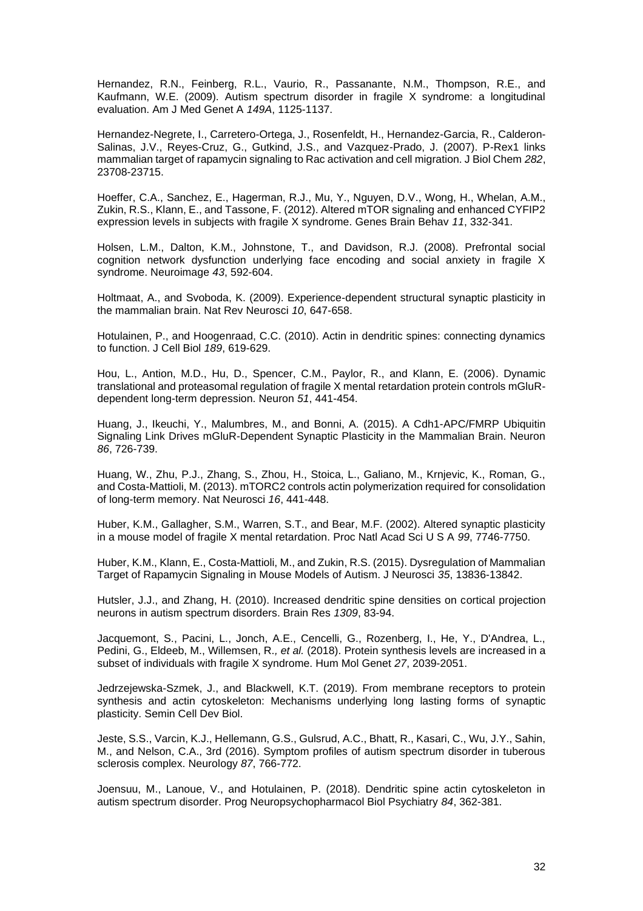Hernandez, R.N., Feinberg, R.L., Vaurio, R., Passanante, N.M., Thompson, R.E., and Kaufmann, W.E. (2009). Autism spectrum disorder in fragile X syndrome: a longitudinal evaluation. Am J Med Genet A *149A*, 1125-1137.

Hernandez-Negrete, I., Carretero-Ortega, J., Rosenfeldt, H., Hernandez-Garcia, R., Calderon-Salinas, J.V., Reyes-Cruz, G., Gutkind, J.S., and Vazquez-Prado, J. (2007). P-Rex1 links mammalian target of rapamycin signaling to Rac activation and cell migration. J Biol Chem *282*, 23708-23715.

Hoeffer, C.A., Sanchez, E., Hagerman, R.J., Mu, Y., Nguyen, D.V., Wong, H., Whelan, A.M., Zukin, R.S., Klann, E., and Tassone, F. (2012). Altered mTOR signaling and enhanced CYFIP2 expression levels in subjects with fragile X syndrome. Genes Brain Behav *11*, 332-341.

Holsen, L.M., Dalton, K.M., Johnstone, T., and Davidson, R.J. (2008). Prefrontal social cognition network dysfunction underlying face encoding and social anxiety in fragile X syndrome. Neuroimage *43*, 592-604.

Holtmaat, A., and Svoboda, K. (2009). Experience-dependent structural synaptic plasticity in the mammalian brain. Nat Rev Neurosci *10*, 647-658.

Hotulainen, P., and Hoogenraad, C.C. (2010). Actin in dendritic spines: connecting dynamics to function. J Cell Biol *189*, 619-629.

Hou, L., Antion, M.D., Hu, D., Spencer, C.M., Paylor, R., and Klann, E. (2006). Dynamic translational and proteasomal regulation of fragile X mental retardation protein controls mGluR-dependent long-term depression. Neuron *51*, 441-454.

Huang, J., Ikeuchi, Y., Malumbres, M., and Bonni, A. (2015). A Cdh1-APC/FMRP Ubiquitin Signaling Link Drives mGluR-Dependent Synaptic Plasticity in the Mammalian Brain. Neuron *86*, 726-739.

Huang, W., Zhu, P.J., Zhang, S., Zhou, H., Stoica, L., Galiano, M., Krnjevic, K., Roman, G., and Costa-Mattioli, M. (2013). mTORC2 controls actin polymerization required for consolidation of long-term memory. Nat Neurosci *16*, 441-448.

Huber, K.M., Gallagher, S.M., Warren, S.T., and Bear, M.F. (2002). Altered synaptic plasticity in a mouse model of fragile X mental retardation. Proc Natl Acad Sci U S A *99*, 7746-7750.

Huber, K.M., Klann, E., Costa-Mattioli, M., and Zukin, R.S. (2015). Dysregulation of Mammalian Target of Rapamycin Signaling in Mouse Models of Autism. J Neurosci *35*, 13836-13842.

Hutsler, J.J., and Zhang, H. (2010). Increased dendritic spine densities on cortical projection neurons in autism spectrum disorders. Brain Res *1309*, 83-94.

Jacquemont, S., Pacini, L., Jonch, A.E., Cencelli, G., Rozenberg, I., He, Y., D'Andrea, L., Pedini, G., Eldeeb, M., Willemsen, R., *et al.* (2018). Protein synthesis levels are increased in a subset of individuals with fragile X syndrome. Hum Mol Genet *27*, 2039-2051.

Jedrzejewska-Szmek, J., and Blackwell, K.T. (2019). From membrane receptors to protein synthesis and actin cytoskeleton: Mechanisms underlying long lasting forms of synaptic plasticity. Semin Cell Dev Biol.

Jeste, S.S., Varcin, K.J., Hellemann, G.S., Gulsrud, A.C., Bhatt, R., Kasari, C., Wu, J.Y., Sahin, M., and Nelson, C.A., 3rd (2016). Symptom profiles of autism spectrum disorder in tuberous sclerosis complex. Neurology *87*, 766-772.

Joensuu, M., Lanoue, V., and Hotulainen, P. (2018). Dendritic spine actin cytoskeleton in autism spectrum disorder. Prog Neuropsychopharmacol Biol Psychiatry *84*, 362-381.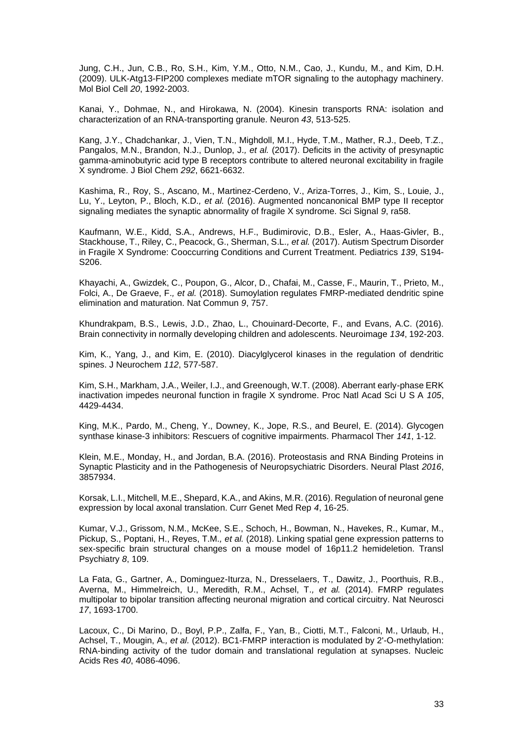Jung, C.H., Jun, C.B., Ro, S.H., Kim, Y.M., Otto, N.M., Cao, J., Kundu, M., and Kim, D.H. (2009). ULK-Atg13-FIP200 complexes mediate mTOR signaling to the autophagy machinery. Mol Biol Cell *20*, 1992-2003.

Kanai, Y., Dohmae, N., and Hirokawa, N. (2004). Kinesin transports RNA: isolation and characterization of an RNA-transporting granule. Neuron *43*, 513-525.

Kang, J.Y., Chadchankar, J., Vien, T.N., Mighdoll, M.I., Hyde, T.M., Mather, R.J., Deeb, T.Z., Pangalos, M.N., Brandon, N.J., Dunlop, J.*, et al.* (2017). Deficits in the activity of presynaptic gamma-aminobutyric acid type B receptors contribute to altered neuronal excitability in fragile X syndrome. J Biol Chem *292*, 6621-6632.

Kashima, R., Roy, S., Ascano, M., Martinez-Cerdeno, V., Ariza-Torres, J., Kim, S., Louie, J., Lu, Y., Leyton, P., Bloch, K.D.*, et al.* (2016). Augmented noncanonical BMP type II receptor signaling mediates the synaptic abnormality of fragile X syndrome. Sci Signal *9*, ra58.

Kaufmann, W.E., Kidd, S.A., Andrews, H.F., Budimirovic, D.B., Esler, A., Haas-Givler, B., Stackhouse, T., Riley, C., Peacock, G., Sherman, S.L.*, et al.* (2017). Autism Spectrum Disorder in Fragile X Syndrome: Cooccurring Conditions and Current Treatment. Pediatrics *139*, S194-S206.

Khayachi, A., Gwizdek, C., Poupon, G., Alcor, D., Chafai, M., Casse, F., Maurin, T., Prieto, M., Folci, A., De Graeve, F.*, et al.* (2018). Sumoylation regulates FMRP-mediated dendritic spine elimination and maturation. Nat Commun *9*, 757.

Khundrakpam, B.S., Lewis, J.D., Zhao, L., Chouinard-Decorte, F., and Evans, A.C. (2016). Brain connectivity in normally developing children and adolescents. Neuroimage *134*, 192-203.

Kim, K., Yang, J., and Kim, E. (2010). Diacylglycerol kinases in the regulation of dendritic spines. J Neurochem *112*, 577-587.

Kim, S.H., Markham, J.A., Weiler, I.J., and Greenough, W.T. (2008). Aberrant early-phase ERK inactivation impedes neuronal function in fragile X syndrome. Proc Natl Acad Sci U S A *105*, 4429-4434.

King, M.K., Pardo, M., Cheng, Y., Downey, K., Jope, R.S., and Beurel, E. (2014). Glycogen synthase kinase-3 inhibitors: Rescuers of cognitive impairments. Pharmacol Ther *141*, 1-12.

Klein, M.E., Monday, H., and Jordan, B.A. (2016). Proteostasis and RNA Binding Proteins in Synaptic Plasticity and in the Pathogenesis of Neuropsychiatric Disorders. Neural Plast *2016*, 3857934.

Korsak, L.I., Mitchell, M.E., Shepard, K.A., and Akins, M.R. (2016). Regulation of neuronal gene expression by local axonal translation. Curr Genet Med Rep *4*, 16-25.

Kumar, V.J., Grissom, N.M., McKee, S.E., Schoch, H., Bowman, N., Havekes, R., Kumar, M., Pickup, S., Poptani, H., Reyes, T.M.*, et al.* (2018). Linking spatial gene expression patterns to sex-specific brain structural changes on a mouse model of 16p11.2 hemideletion. Transl Psychiatry *8*, 109.

La Fata, G., Gartner, A., Dominguez-Iturza, N., Dresselaers, T., Dawitz, J., Poorthuis, R.B., Averna, M., Himmelreich, U., Meredith, R.M., Achsel, T.*, et al.* (2014). FMRP regulates multipolar to bipolar transition affecting neuronal migration and cortical circuitry. Nat Neurosci *17*, 1693-1700.

Lacoux, C., Di Marino, D., Boyl, P.P., Zalfa, F., Yan, B., Ciotti, M.T., Falconi, M., Urlaub, H., Achsel, T., Mougin, A.*, et al.* (2012). BC1-FMRP interaction is modulated by 2'-O-methylation: RNA-binding activity of the tudor domain and translational regulation at synapses. Nucleic Acids Res *40*, 4086-4096.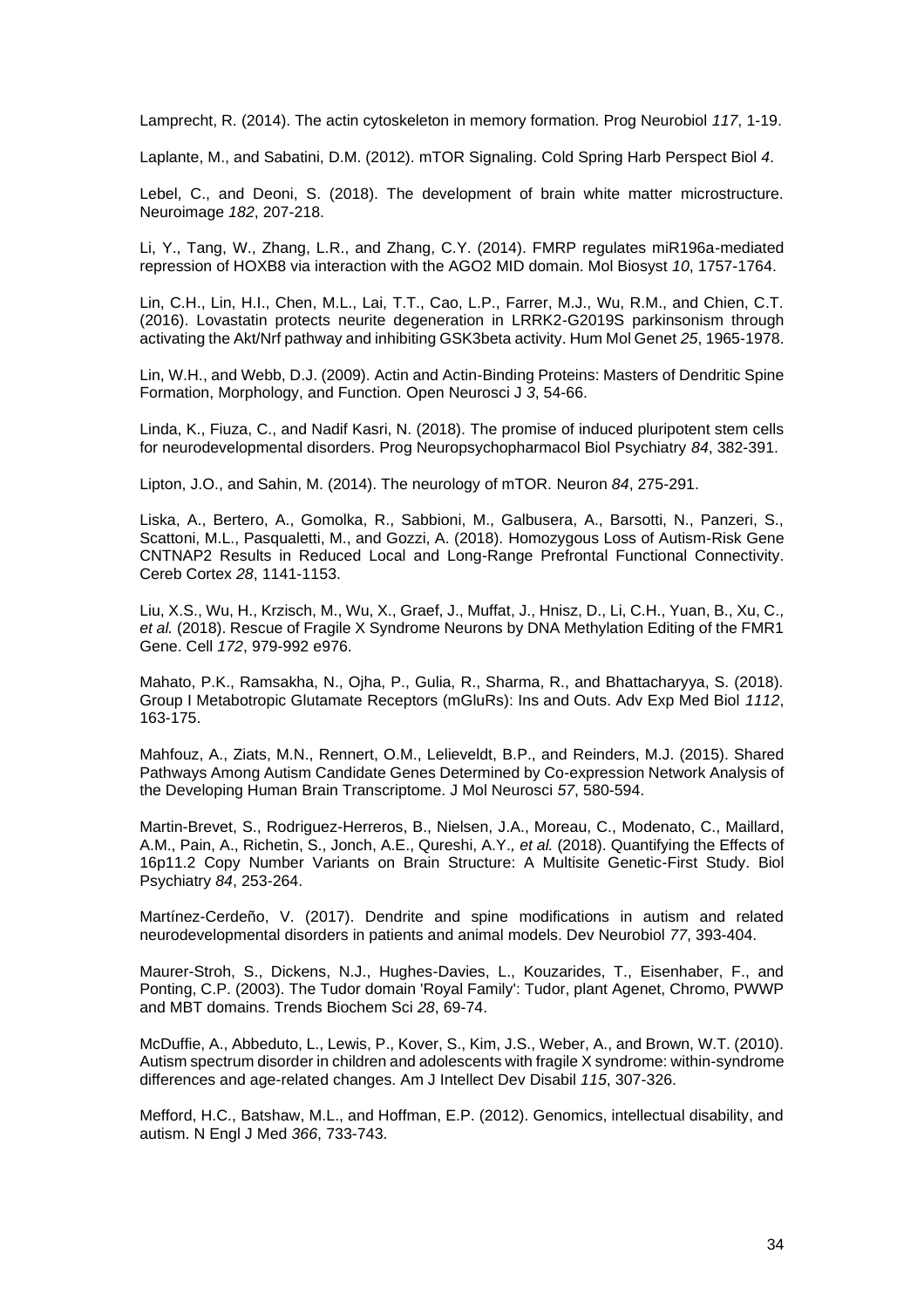Lamprecht, R. (2014). The actin cytoskeleton in memory formation. Prog Neurobiol *117*, 1-19.

Laplante, M., and Sabatini, D.M. (2012). mTOR Signaling. Cold Spring Harb Perspect Biol *4*.

Lebel, C., and Deoni, S. (2018). The development of brain white matter microstructure. Neuroimage *182*, 207-218.

Li, Y., Tang, W., Zhang, L.R., and Zhang, C.Y. (2014). FMRP regulates miR196a-mediated repression of HOXB8 via interaction with the AGO2 MID domain. Mol Biosyst *10*, 1757-1764.

Lin, C.H., Lin, H.I., Chen, M.L., Lai, T.T., Cao, L.P., Farrer, M.J., Wu, R.M., and Chien, C.T. (2016). Lovastatin protects neurite degeneration in LRRK2-G2019S parkinsonism through activating the Akt/Nrf pathway and inhibiting GSK3beta activity. Hum Mol Genet *25*, 1965-1978.

Lin, W.H., and Webb, D.J. (2009). Actin and Actin-Binding Proteins: Masters of Dendritic Spine Formation, Morphology, and Function. Open Neurosci J *3*, 54-66.

Linda, K., Fiuza, C., and Nadif Kasri, N. (2018). The promise of induced pluripotent stem cells for neurodevelopmental disorders. Prog Neuropsychopharmacol Biol Psychiatry *84*, 382-391.

Lipton, J.O., and Sahin, M. (2014). The neurology of mTOR. Neuron *84*, 275-291.

Liska, A., Bertero, A., Gomolka, R., Sabbioni, M., Galbusera, A., Barsotti, N., Panzeri, S., Scattoni, M.L., Pasqualetti, M., and Gozzi, A. (2018). Homozygous Loss of Autism-Risk Gene CNTNAP2 Results in Reduced Local and Long-Range Prefrontal Functional Connectivity. Cereb Cortex *28*, 1141-1153.

Liu, X.S., Wu, H., Krzisch, M., Wu, X., Graef, J., Muffat, J., Hnisz, D., Li, C.H., Yuan, B., Xu, C., *et al.* (2018). Rescue of Fragile X Syndrome Neurons by DNA Methylation Editing of the FMR1 Gene. Cell *172*, 979-992 e976.

Mahato, P.K., Ramsakha, N., Ojha, P., Gulia, R., Sharma, R., and Bhattacharyya, S. (2018). Group I Metabotropic Glutamate Receptors (mGluRs): Ins and Outs. Adv Exp Med Biol *1112*, 163-175.

Mahfouz, A., Ziats, M.N., Rennert, O.M., Lelieveldt, B.P., and Reinders, M.J. (2015). Shared Pathways Among Autism Candidate Genes Determined by Co-expression Network Analysis of the Developing Human Brain Transcriptome. J Mol Neurosci *57*, 580-594.

Martin-Brevet, S., Rodriguez-Herreros, B., Nielsen, J.A., Moreau, C., Modenato, C., Maillard, A.M., Pain, A., Richetin, S., Jonch, A.E., Qureshi, A.Y., *et al.* (2018). Quantifying the Effects of 16p11.2 Copy Number Variants on Brain Structure: A Multisite Genetic-First Study. Biol Psychiatry *84*, 253-264.

Martínez-Cerdeño, V. (2017). Dendrite and spine modifications in autism and related neurodevelopmental disorders in patients and animal models. Dev Neurobiol *77*, 393-404.

Maurer-Stroh, S., Dickens, N.J., Hughes-Davies, L., Kouzarides, T., Eisenhaber, F., and Ponting, C.P. (2003). The Tudor domain 'Royal Family': Tudor, plant Agenet, Chromo, PWWP and MBT domains. Trends Biochem Sci *28*, 69-74.

McDuffie, A., Abbeduto, L., Lewis, P., Kover, S., Kim, J.S., Weber, A., and Brown, W.T. (2010). Autism spectrum disorder in children and adolescents with fragile X syndrome: within-syndrome differences and age-related changes. Am J Intellect Dev Disabil *115*, 307-326.

Mefford, H.C., Batshaw, M.L., and Hoffman, E.P. (2012). Genomics, intellectual disability, and autism. N Engl J Med *366*, 733-743.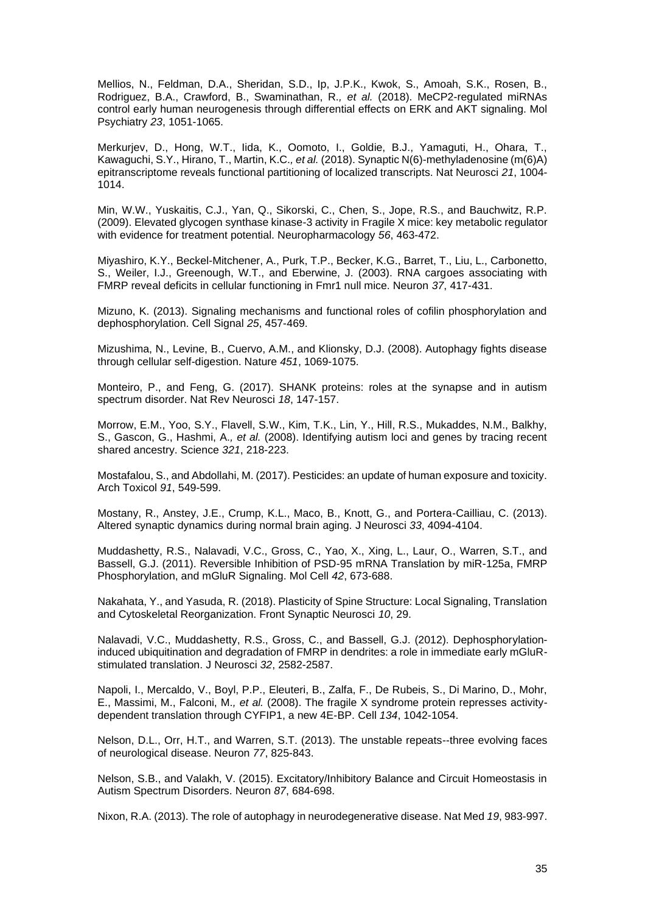Mellios, N., Feldman, D.A., Sheridan, S.D., Ip, J.P.K., Kwok, S., Amoah, S.K., Rosen, B., Rodriguez, B.A., Crawford, B., Swaminathan, R., *et al.* (2018). MeCP2-regulated miRNAs control early human neurogenesis through differential effects on ERK and AKT signaling. Mol Psychiatry *23*, 1051-1065.

Merkurjev, D., Hong, W.T., Iida, K., Oomoto, I., Goldie, B.J., Yamaguti, H., Ohara, T., Kawaguchi, S.Y., Hirano, T., Martin, K.C., *et al.* (2018). Synaptic N(6)-methyladenosine (m(6)A) epitranscriptome reveals functional partitioning of localized transcripts. Nat Neurosci *21*, 1004-1014.

Min, W.W., Yuskaitis, C.J., Yan, Q., Sikorski, C., Chen, S., Jope, R.S., and Bauchwitz, R.P. (2009). Elevated glycogen synthase kinase-3 activity in Fragile X mice: key metabolic regulator with evidence for treatment potential. Neuropharmacology *56*, 463-472.

Miyashiro, K.Y., Beckel-Mitchener, A., Purk, T.P., Becker, K.G., Barret, T., Liu, L., Carbonetto, S., Weiler, I.J., Greenough, W.T., and Eberwine, J. (2003). RNA cargoes associating with FMRP reveal deficits in cellular functioning in Fmr1 null mice. Neuron *37*, 417-431.

Mizuno, K. (2013). Signaling mechanisms and functional roles of cofilin phosphorylation and dephosphorylation. Cell Signal *25*, 457-469.

Mizushima, N., Levine, B., Cuervo, A.M., and Klionsky, D.J. (2008). Autophagy fights disease through cellular self-digestion. Nature *451*, 1069-1075.

Monteiro, P., and Feng, G. (2017). SHANK proteins: roles at the synapse and in autism spectrum disorder. Nat Rev Neurosci *18*, 147-157.

Morrow, E.M., Yoo, S.Y., Flavell, S.W., Kim, T.K., Lin, Y., Hill, R.S., Mukaddes, N.M., Balkhy, S., Gascon, G., Hashmi, A., *et al.* (2008). Identifying autism loci and genes by tracing recent shared ancestry. Science *321*, 218-223.

Mostafalou, S., and Abdollahi, M. (2017). Pesticides: an update of human exposure and toxicity. Arch Toxicol *91*, 549-599.

Mostany, R., Anstey, J.E., Crump, K.L., Maco, B., Knott, G., and Portera-Cailliau, C. (2013). Altered synaptic dynamics during normal brain aging. J Neurosci *33*, 4094-4104.

Muddashetty, R.S., Nalavadi, V.C., Gross, C., Yao, X., Xing, L., Laur, O., Warren, S.T., and Bassell, G.J. (2011). Reversible Inhibition of PSD-95 mRNA Translation by miR-125a, FMRP Phosphorylation, and mGluR Signaling. Mol Cell *42*, 673-688.

Nakahata, Y., and Yasuda, R. (2018). Plasticity of Spine Structure: Local Signaling, Translation and Cytoskeletal Reorganization. Front Synaptic Neurosci *10*, 29.

Nalavadi, V.C., Muddashetty, R.S., Gross, C., and Bassell, G.J. (2012). Dephosphorylation-induced ubiquitination and degradation of FMRP in dendrites: a role in immediate early mGluR-stimulated translation. J Neurosci *32*, 2582-2587.

Napoli, I., Mercaldo, V., Boyl, P.P., Eleuteri, B., Zalfa, F., De Rubeis, S., Di Marino, D., Mohr, E., Massimi, M., Falconi, M., *et al.* (2008). The fragile X syndrome protein represses activity-dependent translation through CYFIP1, a new 4E-BP. Cell *134*, 1042-1054.

Nelson, D.L., Orr, H.T., and Warren, S.T. (2013). The unstable repeats--three evolving faces of neurological disease. Neuron *77*, 825-843.

Nelson, S.B., and Valakh, V. (2015). Excitatory/Inhibitory Balance and Circuit Homeostasis in Autism Spectrum Disorders. Neuron *87*, 684-698.

Nixon, R.A. (2013). The role of autophagy in neurodegenerative disease. Nat Med *19*, 983-997.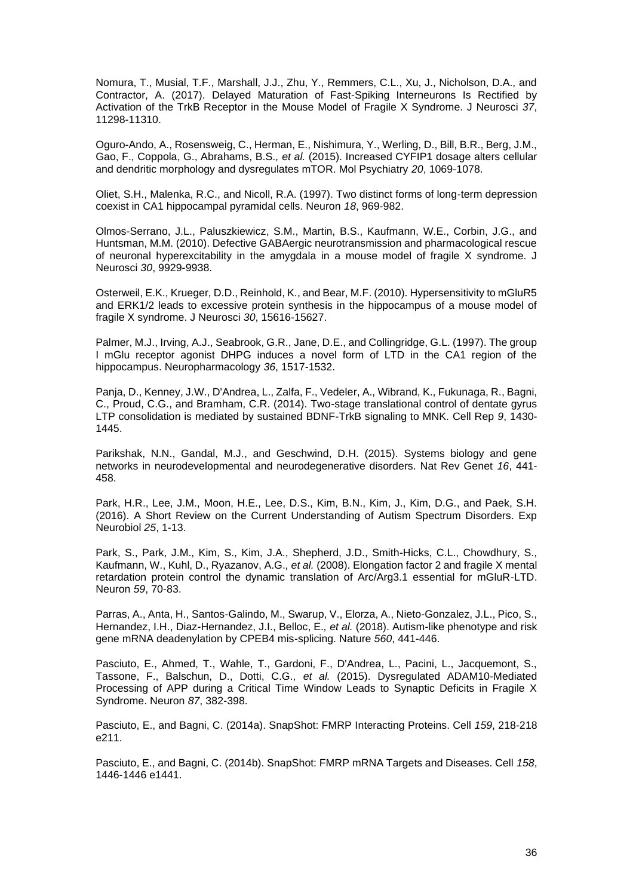Nomura, T., Musial, T.F., Marshall, J.J., Zhu, Y., Remmers, C.L., Xu, J., Nicholson, D.A., and Contractor, A. (2017). Delayed Maturation of Fast-Spiking Interneurons Is Rectified by Activation of the TrkB Receptor in the Mouse Model of Fragile X Syndrome. J Neurosci *37*, 11298-11310.

Oguro-Ando, A., Rosensweig, C., Herman, E., Nishimura, Y., Werling, D., Bill, B.R., Berg, J.M., Gao, F., Coppola, G., Abrahams, B.S.*, et al.* (2015). Increased CYFIP1 dosage alters cellular and dendritic morphology and dysregulates mTOR. Mol Psychiatry *20*, 1069-1078.

Oliet, S.H., Malenka, R.C., and Nicoll, R.A. (1997). Two distinct forms of long-term depression coexist in CA1 hippocampal pyramidal cells. Neuron *18*, 969-982.

Olmos-Serrano, J.L., Paluszkiewicz, S.M., Martin, B.S., Kaufmann, W.E., Corbin, J.G., and Huntsman, M.M. (2010). Defective GABAergic neurotransmission and pharmacological rescue of neuronal hyperexcitability in the amygdala in a mouse model of fragile X syndrome. J Neurosci *30*, 9929-9938.

Osterweil, E.K., Krueger, D.D., Reinhold, K., and Bear, M.F. (2010). Hypersensitivity to mGluR5 and ERK1/2 leads to excessive protein synthesis in the hippocampus of a mouse model of fragile X syndrome. J Neurosci *30*, 15616-15627.

Palmer, M.J., Irving, A.J., Seabrook, G.R., Jane, D.E., and Collingridge, G.L. (1997). The group I mGlu receptor agonist DHPG induces a novel form of LTD in the CA1 region of the hippocampus. Neuropharmacology *36*, 1517-1532.

Panja, D., Kenney, J.W., D'Andrea, L., Zalfa, F., Vedeler, A., Wibrand, K., Fukunaga, R., Bagni, C., Proud, C.G., and Bramham, C.R. (2014). Two-stage translational control of dentate gyrus LTP consolidation is mediated by sustained BDNF-TrkB signaling to MNK. Cell Rep *9*, 1430-1445.

Parikshak, N.N., Gandal, M.J., and Geschwind, D.H. (2015). Systems biology and gene networks in neurodevelopmental and neurodegenerative disorders. Nat Rev Genet *16*, 441-458.

Park, H.R., Lee, J.M., Moon, H.E., Lee, D.S., Kim, B.N., Kim, J., Kim, D.G., and Paek, S.H. (2016). A Short Review on the Current Understanding of Autism Spectrum Disorders. Exp Neurobiol *25*, 1-13.

Park, S., Park, J.M., Kim, S., Kim, J.A., Shepherd, J.D., Smith-Hicks, C.L., Chowdhury, S., Kaufmann, W., Kuhl, D., Ryazanov, A.G.*, et al.* (2008). Elongation factor 2 and fragile X mental retardation protein control the dynamic translation of Arc/Arg3.1 essential for mGluR-LTD. Neuron *59*, 70-83.

Parras, A., Anta, H., Santos-Galindo, M., Swarup, V., Elorza, A., Nieto-Gonzalez, J.L., Pico, S., Hernandez, I.H., Diaz-Hernandez, J.I., Belloc, E.*, et al.* (2018). Autism-like phenotype and risk gene mRNA deadenylation by CPEB4 mis-splicing. Nature *560*, 441-446.

Pasciuto, E., Ahmed, T., Wahle, T., Gardoni, F., D'Andrea, L., Pacini, L., Jacquemont, S., Tassone, F., Balschun, D., Dotti, C.G.*, et al.* (2015). Dysregulated ADAM10-Mediated Processing of APP during a Critical Time Window Leads to Synaptic Deficits in Fragile X Syndrome. Neuron *87*, 382-398.

Pasciuto, E., and Bagni, C. (2014a). SnapShot: FMRP Interacting Proteins. Cell *159*, 218-218 e211.

Pasciuto, E., and Bagni, C. (2014b). SnapShot: FMRP mRNA Targets and Diseases. Cell *158*, 1446-1446 e1441.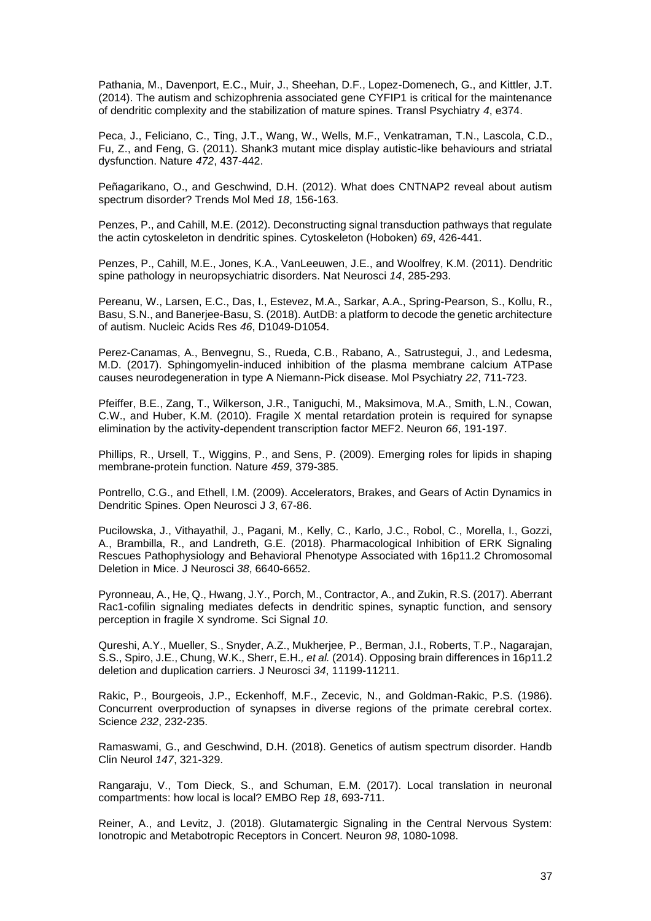Pathania, M., Davenport, E.C., Muir, J., Sheehan, D.F., Lopez-Domenech, G., and Kittler, J.T. (2014). The autism and schizophrenia associated gene CYFIP1 is critical for the maintenance of dendritic complexity and the stabilization of mature spines. Transl Psychiatry *4*, e374.

Peca, J., Feliciano, C., Ting, J.T., Wang, W., Wells, M.F., Venkatraman, T.N., Lascola, C.D., Fu, Z., and Feng, G. (2011). Shank3 mutant mice display autistic-like behaviours and striatal dysfunction. Nature *472*, 437-442.

Peñagarikano, O., and Geschwind, D.H. (2012). What does CNTNAP2 reveal about autism spectrum disorder? Trends Mol Med *18*, 156-163.

Penzes, P., and Cahill, M.E. (2012). Deconstructing signal transduction pathways that regulate the actin cytoskeleton in dendritic spines. Cytoskeleton (Hoboken) *69*, 426-441.

Penzes, P., Cahill, M.E., Jones, K.A., VanLeeuwen, J.E., and Woolfrey, K.M. (2011). Dendritic spine pathology in neuropsychiatric disorders. Nat Neurosci *14*, 285-293.

Pereanu, W., Larsen, E.C., Das, I., Estevez, M.A., Sarkar, A.A., Spring-Pearson, S., Kollu, R., Basu, S.N., and Banerjee-Basu, S. (2018). AutDB: a platform to decode the genetic architecture of autism. Nucleic Acids Res *46*, D1049-D1054.

Perez-Canamas, A., Benvegnu, S., Rueda, C.B., Rabano, A., Satrustegui, J., and Ledesma, M.D. (2017). Sphingomyelin-induced inhibition of the plasma membrane calcium ATPase causes neurodegeneration in type A Niemann-Pick disease. Mol Psychiatry *22*, 711-723.

Pfeiffer, B.E., Zang, T., Wilkerson, J.R., Taniguchi, M., Maksimova, M.A., Smith, L.N., Cowan, C.W., and Huber, K.M. (2010). Fragile X mental retardation protein is required for synapse elimination by the activity-dependent transcription factor MEF2. Neuron *66*, 191-197.

Phillips, R., Ursell, T., Wiggins, P., and Sens, P. (2009). Emerging roles for lipids in shaping membrane-protein function. Nature *459*, 379-385.

Pontrello, C.G., and Ethell, I.M. (2009). Accelerators, Brakes, and Gears of Actin Dynamics in Dendritic Spines. Open Neurosci J *3*, 67-86.

Pucilowska, J., Vithayathil, J., Pagani, M., Kelly, C., Karlo, J.C., Robol, C., Morella, I., Gozzi, A., Brambilla, R., and Landreth, G.E. (2018). Pharmacological Inhibition of ERK Signaling Rescues Pathophysiology and Behavioral Phenotype Associated with 16p11.2 Chromosomal Deletion in Mice. J Neurosci *38*, 6640-6652.

Pyronneau, A., He, Q., Hwang, J.Y., Porch, M., Contractor, A., and Zukin, R.S. (2017). Aberrant Rac1-cofilin signaling mediates defects in dendritic spines, synaptic function, and sensory perception in fragile X syndrome. Sci Signal *10*.

Qureshi, A.Y., Mueller, S., Snyder, A.Z., Mukherjee, P., Berman, J.I., Roberts, T.P., Nagarajan, S.S., Spiro, J.E., Chung, W.K., Sherr, E.H.*, et al.* (2014). Opposing brain differences in 16p11.2 deletion and duplication carriers. J Neurosci *34*, 11199-11211.

Rakic, P., Bourgeois, J.P., Eckenhoff, M.F., Zecevic, N., and Goldman-Rakic, P.S. (1986). Concurrent overproduction of synapses in diverse regions of the primate cerebral cortex. Science *232*, 232-235.

Ramaswami, G., and Geschwind, D.H. (2018). Genetics of autism spectrum disorder. Handb Clin Neurol *147*, 321-329.

Rangaraju, V., Tom Dieck, S., and Schuman, E.M. (2017). Local translation in neuronal compartments: how local is local? EMBO Rep *18*, 693-711.

Reiner, A., and Levitz, J. (2018). Glutamatergic Signaling in the Central Nervous System: Ionotropic and Metabotropic Receptors in Concert. Neuron *98*, 1080-1098.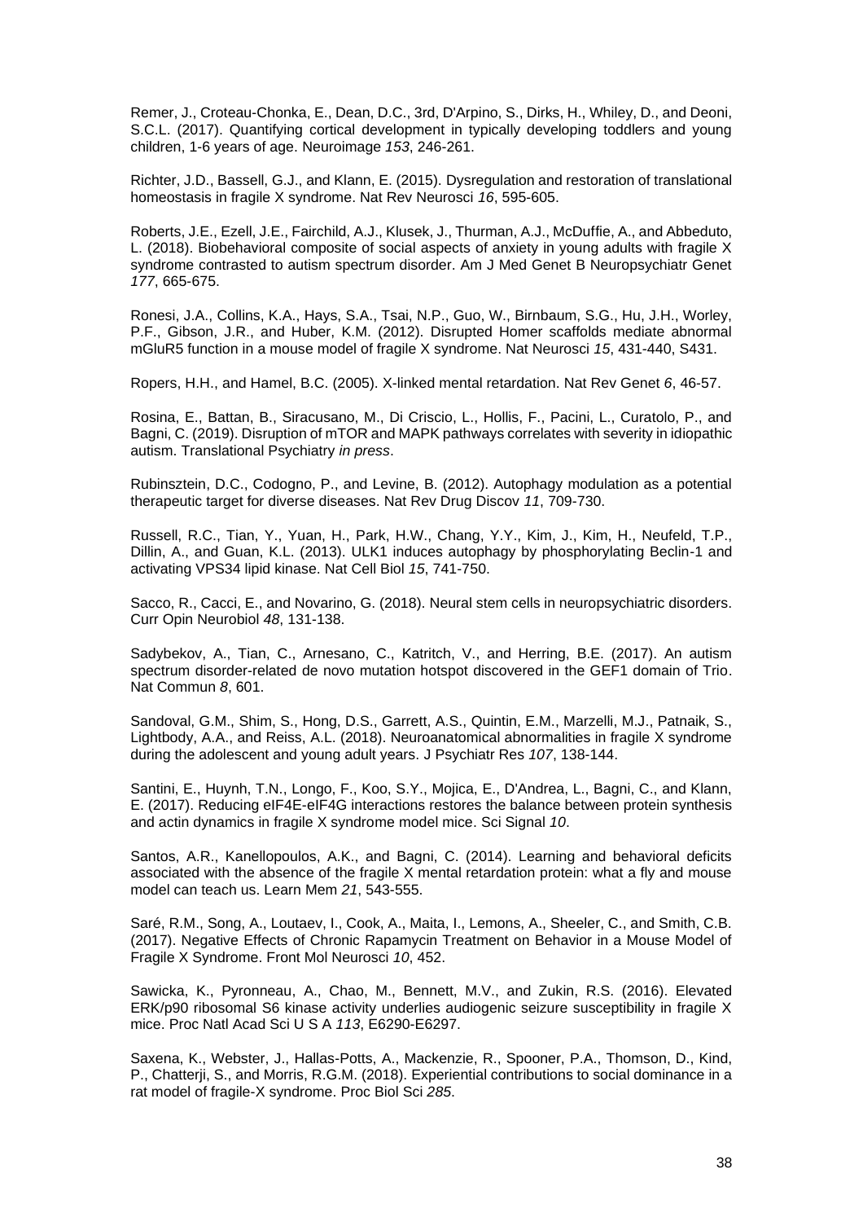Remer, J., Croteau-Chonka, E., Dean, D.C., 3rd, D'Arpino, S., Dirks, H., Whiley, D., and Deoni, S.C.L. (2017). Quantifying cortical development in typically developing toddlers and young children, 1-6 years of age. Neuroimage *153*, 246-261.

Richter, J.D., Bassell, G.J., and Klann, E. (2015). Dysregulation and restoration of translational homeostasis in fragile X syndrome. Nat Rev Neurosci *16*, 595-605.

Roberts, J.E., Ezell, J.E., Fairchild, A.J., Klusek, J., Thurman, A.J., McDuffie, A., and Abbeduto, L. (2018). Biobehavioral composite of social aspects of anxiety in young adults with fragile X syndrome contrasted to autism spectrum disorder. Am J Med Genet B Neuropsychiatr Genet *177*, 665-675.

Ronesi, J.A., Collins, K.A., Hays, S.A., Tsai, N.P., Guo, W., Birnbaum, S.G., Hu, J.H., Worley, P.F., Gibson, J.R., and Huber, K.M. (2012). Disrupted Homer scaffolds mediate abnormal mGluR5 function in a mouse model of fragile X syndrome. Nat Neurosci *15*, 431-440, S431.

Ropers, H.H., and Hamel, B.C. (2005). X-linked mental retardation. Nat Rev Genet *6*, 46-57.

Rosina, E., Battan, B., Siracusano, M., Di Criscio, L., Hollis, F., Pacini, L., Curatolo, P., and Bagni, C. (2019). Disruption of mTOR and MAPK pathways correlates with severity in idiopathic autism. Translational Psychiatry *in press*.

Rubinsztein, D.C., Codogno, P., and Levine, B. (2012). Autophagy modulation as a potential therapeutic target for diverse diseases. Nat Rev Drug Discov *11*, 709-730.

Russell, R.C., Tian, Y., Yuan, H., Park, H.W., Chang, Y.Y., Kim, J., Kim, H., Neufeld, T.P., Dillin, A., and Guan, K.L. (2013). ULK1 induces autophagy by phosphorylating Beclin-1 and activating VPS34 lipid kinase. Nat Cell Biol *15*, 741-750.

Sacco, R., Cacci, E., and Novarino, G. (2018). Neural stem cells in neuropsychiatric disorders. Curr Opin Neurobiol *48*, 131-138.

Sadybekov, A., Tian, C., Arnesano, C., Katritch, V., and Herring, B.E. (2017). An autism spectrum disorder-related de novo mutation hotspot discovered in the GEF1 domain of Trio. Nat Commun *8*, 601.

Sandoval, G.M., Shim, S., Hong, D.S., Garrett, A.S., Quintin, E.M., Marzelli, M.J., Patnaik, S., Lightbody, A.A., and Reiss, A.L. (2018). Neuroanatomical abnormalities in fragile X syndrome during the adolescent and young adult years. J Psychiatr Res *107*, 138-144.

Santini, E., Huynh, T.N., Longo, F., Koo, S.Y., Mojica, E., D'Andrea, L., Bagni, C., and Klann, E. (2017). Reducing eIF4E-eIF4G interactions restores the balance between protein synthesis and actin dynamics in fragile X syndrome model mice. Sci Signal *10*.

Santos, A.R., Kanellopoulos, A.K., and Bagni, C. (2014). Learning and behavioral deficits associated with the absence of the fragile X mental retardation protein: what a fly and mouse model can teach us. Learn Mem *21*, 543-555.

Saré, R.M., Song, A., Loutaev, I., Cook, A., Maita, I., Lemons, A., Sheeler, C., and Smith, C.B. (2017). Negative Effects of Chronic Rapamycin Treatment on Behavior in a Mouse Model of Fragile X Syndrome. Front Mol Neurosci *10*, 452.

Sawicka, K., Pyronneau, A., Chao, M., Bennett, M.V., and Zukin, R.S. (2016). Elevated ERK/p90 ribosomal S6 kinase activity underlies audiogenic seizure susceptibility in fragile X mice. Proc Natl Acad Sci U S A *113*, E6290-E6297.

Saxena, K., Webster, J., Hallas-Potts, A., Mackenzie, R., Spooner, P.A., Thomson, D., Kind, P., Chatterji, S., and Morris, R.G.M. (2018). Experiential contributions to social dominance in a rat model of fragile-X syndrome. Proc Biol Sci *285*.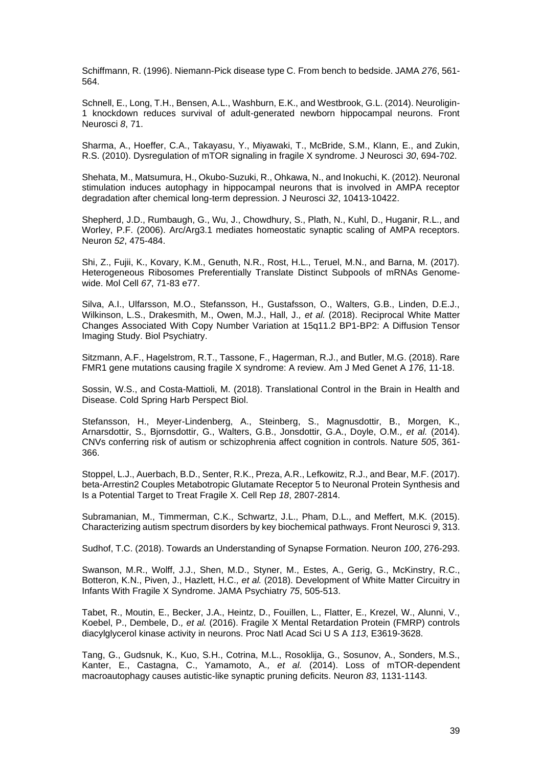Schiffmann, R. (1996). Niemann-Pick disease type C. From bench to bedside. JAMA *276*, 561-564.

Schnell, E., Long, T.H., Bensen, A.L., Washburn, E.K., and Westbrook, G.L. (2014). Neuroligin-1 knockdown reduces survival of adult-generated newborn hippocampal neurons. Front Neurosci *8*, 71.

Sharma, A., Hoeffer, C.A., Takayasu, Y., Miyawaki, T., McBride, S.M., Klann, E., and Zukin, R.S. (2010). Dysregulation of mTOR signaling in fragile X syndrome. J Neurosci *30*, 694-702.

Shehata, M., Matsumura, H., Okubo-Suzuki, R., Ohkawa, N., and Inokuchi, K. (2012). Neuronal stimulation induces autophagy in hippocampal neurons that is involved in AMPA receptor degradation after chemical long-term depression. J Neurosci *32*, 10413-10422.

Shepherd, J.D., Rumbaugh, G., Wu, J., Chowdhury, S., Plath, N., Kuhl, D., Huganir, R.L., and Worley, P.F. (2006). Arc/Arg3.1 mediates homeostatic synaptic scaling of AMPA receptors. Neuron *52*, 475-484.

Shi, Z., Fujii, K., Kovary, K.M., Genuth, N.R., Rost, H.L., Teruel, M.N., and Barna, M. (2017). Heterogeneous Ribosomes Preferentially Translate Distinct Subpools of mRNAs Genome-wide. Mol Cell *67*, 71-83 e77.

Silva, A.I., Ulfarsson, M.O., Stefansson, H., Gustafsson, O., Walters, G.B., Linden, D.E.J., Wilkinson, L.S., Drakesmith, M., Owen, M.J., Hall, J.*, et al.* (2018). Reciprocal White Matter Changes Associated With Copy Number Variation at 15q11.2 BP1-BP2: A Diffusion Tensor Imaging Study. Biol Psychiatry.

Sitzmann, A.F., Hagelstrom, R.T., Tassone, F., Hagerman, R.J., and Butler, M.G. (2018). Rare FMR1 gene mutations causing fragile X syndrome: A review. Am J Med Genet A *176*, 11-18.

Sossin, W.S., and Costa-Mattioli, M. (2018). Translational Control in the Brain in Health and Disease. Cold Spring Harb Perspect Biol.

Stefansson, H., Meyer-Lindenberg, A., Steinberg, S., Magnusdottir, B., Morgen, K., Arnarsdottir, S., Bjornsdottir, G., Walters, G.B., Jonsdottir, G.A., Doyle, O.M.*, et al.* (2014). CNVs conferring risk of autism or schizophrenia affect cognition in controls. Nature *505*, 361-366.

Stoppel, L.J., Auerbach, B.D., Senter, R.K., Preza, A.R., Lefkowitz, R.J., and Bear, M.F. (2017). beta-Arrestin2 Couples Metabotropic Glutamate Receptor 5 to Neuronal Protein Synthesis and Is a Potential Target to Treat Fragile X. Cell Rep *18*, 2807-2814.

Subramanian, M., Timmerman, C.K., Schwartz, J.L., Pham, D.L., and Meffert, M.K. (2015). Characterizing autism spectrum disorders by key biochemical pathways. Front Neurosci *9*, 313.

Sudhof, T.C. (2018). Towards an Understanding of Synapse Formation. Neuron *100*, 276-293.

Swanson, M.R., Wolff, J.J., Shen, M.D., Styner, M., Estes, A., Gerig, G., McKinstry, R.C., Botteron, K.N., Piven, J., Hazlett, H.C.*, et al.* (2018). Development of White Matter Circuitry in Infants With Fragile X Syndrome. JAMA Psychiatry *75*, 505-513.

Tabet, R., Moutin, E., Becker, J.A., Heintz, D., Fouillen, L., Flatter, E., Krezel, W., Alunni, V., Koebel, P., Dembele, D.*, et al.* (2016). Fragile X Mental Retardation Protein (FMRP) controls diacylglycerol kinase activity in neurons. Proc Natl Acad Sci U S A *113*, E3619-3628.

Tang, G., Gudsnuk, K., Kuo, S.H., Cotrina, M.L., Rosoklija, G., Sosunov, A., Sonders, M.S., Kanter, E., Castagna, C., Yamamoto, A.*, et al.* (2014). Loss of mTOR-dependent macroautophagy causes autistic-like synaptic pruning deficits. Neuron *83*, 1131-1143.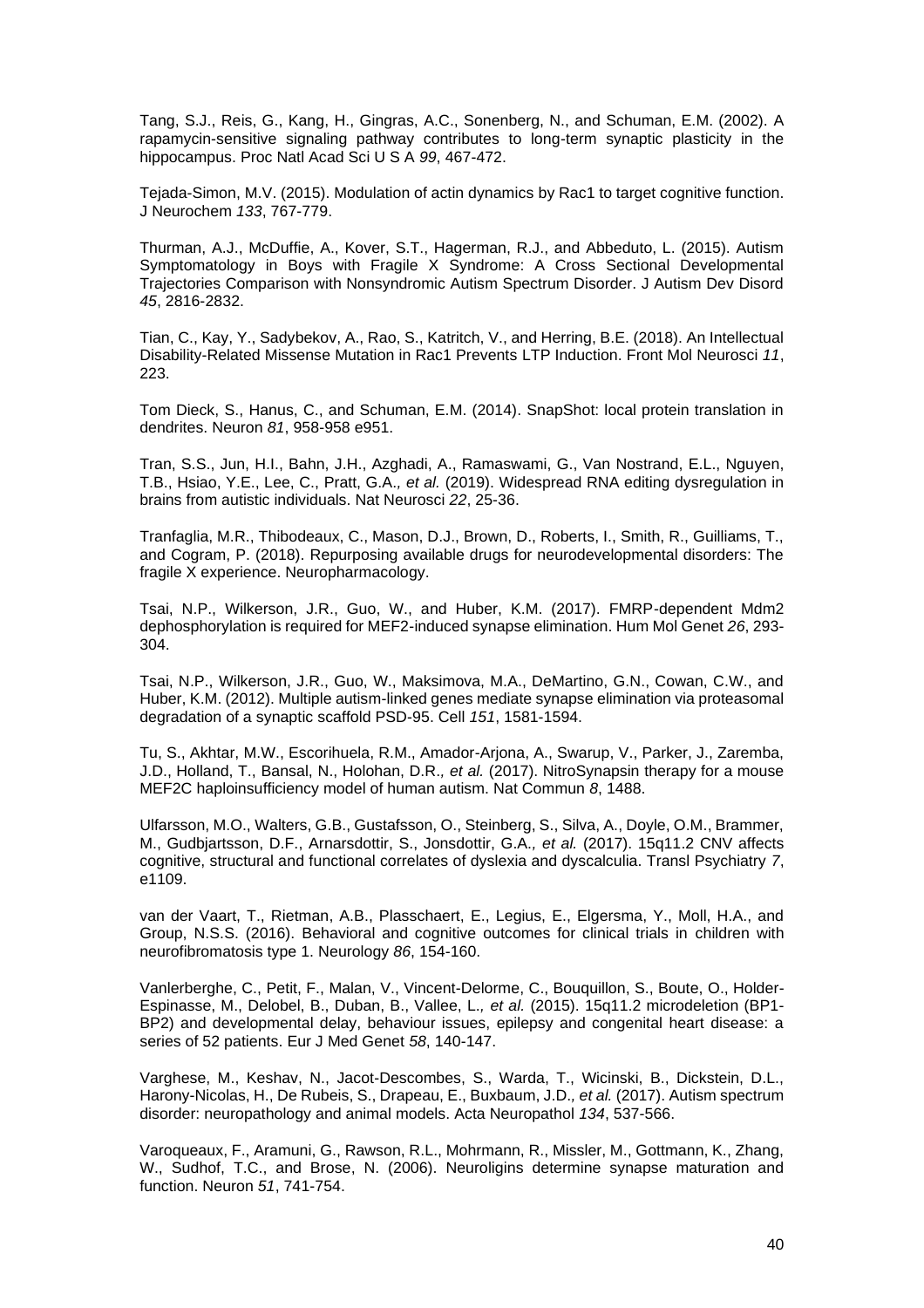Tang, S.J., Reis, G., Kang, H., Gingras, A.C., Sonenberg, N., and Schuman, E.M. (2002). A rapamycin-sensitive signaling pathway contributes to long-term synaptic plasticity in the hippocampus. Proc Natl Acad Sci U S A *99*, 467-472.

Tejada-Simon, M.V. (2015). Modulation of actin dynamics by Rac1 to target cognitive function. J Neurochem *133*, 767-779.

Thurman, A.J., McDuffie, A., Kover, S.T., Hagerman, R.J., and Abbeduto, L. (2015). Autism Symptomatology in Boys with Fragile X Syndrome: A Cross Sectional Developmental Trajectories Comparison with Nonsyndromic Autism Spectrum Disorder. J Autism Dev Disord *45*, 2816-2832.

Tian, C., Kay, Y., Sadybekov, A., Rao, S., Katritch, V., and Herring, B.E. (2018). An Intellectual Disability-Related Missense Mutation in Rac1 Prevents LTP Induction. Front Mol Neurosci *11*, 223.

Tom Dieck, S., Hanus, C., and Schuman, E.M. (2014). SnapShot: local protein translation in dendrites. Neuron *81*, 958-958 e951.

Tran, S.S., Jun, H.I., Bahn, J.H., Azghadi, A., Ramaswami, G., Van Nostrand, E.L., Nguyen, T.B., Hsiao, Y.E., Lee, C., Pratt, G.A.*, et al.* (2019). Widespread RNA editing dysregulation in brains from autistic individuals. Nat Neurosci *22*, 25-36.

Tranfaglia, M.R., Thibodeaux, C., Mason, D.J., Brown, D., Roberts, I., Smith, R., Guilliams, T., and Cogram, P. (2018). Repurposing available drugs for neurodevelopmental disorders: The fragile X experience. Neuropharmacology.

Tsai, N.P., Wilkerson, J.R., Guo, W., and Huber, K.M. (2017). FMRP-dependent Mdm2 dephosphorylation is required for MEF2-induced synapse elimination. Hum Mol Genet *26*, 293-304.

Tsai, N.P., Wilkerson, J.R., Guo, W., Maksimova, M.A., DeMartino, G.N., Cowan, C.W., and Huber, K.M. (2012). Multiple autism-linked genes mediate synapse elimination via proteasomal degradation of a synaptic scaffold PSD-95. Cell *151*, 1581-1594.

Tu, S., Akhtar, M.W., Escorihuela, R.M., Amador-Arjona, A., Swarup, V., Parker, J., Zaremba, J.D., Holland, T., Bansal, N., Holohan, D.R.*, et al.* (2017). NitroSynapsin therapy for a mouse MEF2C haploinsufficiency model of human autism. Nat Commun *8*, 1488.

Ulfarsson, M.O., Walters, G.B., Gustafsson, O., Steinberg, S., Silva, A., Doyle, O.M., Brammer, M., Gudbjartsson, D.F., Arnarsdottir, S., Jonsdottir, G.A.*, et al.* (2017). 15q11.2 CNV affects cognitive, structural and functional correlates of dyslexia and dyscalculia. Transl Psychiatry *7*, e1109.

van der Vaart, T., Rietman, A.B., Plasschaert, E., Legius, E., Elgersma, Y., Moll, H.A., and Group, N.S.S. (2016). Behavioral and cognitive outcomes for clinical trials in children with neurofibromatosis type 1. Neurology *86*, 154-160.

Vanlerberghe, C., Petit, F., Malan, V., Vincent-Delorme, C., Bouquillon, S., Boute, O., Holder-Espinasse, M., Delobel, B., Duban, B., Vallee, L.*, et al.* (2015). 15q11.2 microdeletion (BP1-BP2) and developmental delay, behaviour issues, epilepsy and congenital heart disease: a series of 52 patients. Eur J Med Genet *58*, 140-147.

Varghese, M., Keshav, N., Jacot-Descombes, S., Warda, T., Wicinski, B., Dickstein, D.L., Harony-Nicolas, H., De Rubeis, S., Drapeau, E., Buxbaum, J.D.*, et al.* (2017). Autism spectrum disorder: neuropathology and animal models. Acta Neuropathol *134*, 537-566.

Varoqueaux, F., Aramuni, G., Rawson, R.L., Mohrmann, R., Missler, M., Gottmann, K., Zhang, W., Sudhof, T.C., and Brose, N. (2006). Neuroligins determine synapse maturation and function. Neuron *51*, 741-754.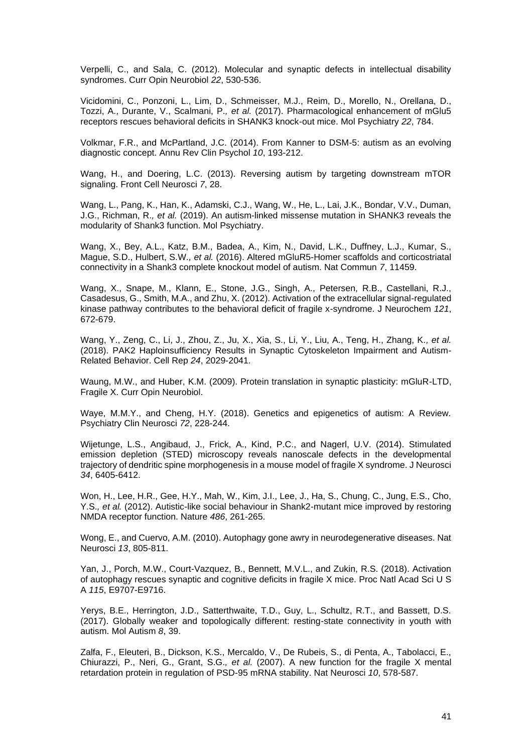Verpelli, C., and Sala, C. (2012). Molecular and synaptic defects in intellectual disability syndromes. Curr Opin Neurobiol *22*, 530-536.

Vicidomini, C., Ponzoni, L., Lim, D., Schmeisser, M.J., Reim, D., Morello, N., Orellana, D., Tozzi, A., Durante, V., Scalmani, P.*, et al.* (2017). Pharmacological enhancement of mGlu5 receptors rescues behavioral deficits in SHANK3 knock-out mice. Mol Psychiatry *22*, 784.

Volkmar, F.R., and McPartland, J.C. (2014). From Kanner to DSM-5: autism as an evolving diagnostic concept. Annu Rev Clin Psychol *10*, 193-212.

Wang, H., and Doering, L.C. (2013). Reversing autism by targeting downstream mTOR signaling. Front Cell Neurosci *7*, 28.

Wang, L., Pang, K., Han, K., Adamski, C.J., Wang, W., He, L., Lai, J.K., Bondar, V.V., Duman, J.G., Richman, R.*, et al.* (2019). An autism-linked missense mutation in SHANK3 reveals the modularity of Shank3 function. Mol Psychiatry.

Wang, X., Bey, A.L., Katz, B.M., Badea, A., Kim, N., David, L.K., Duffney, L.J., Kumar, S., Mague, S.D., Hulbert, S.W.*, et al.* (2016). Altered mGluR5-Homer scaffolds and corticostriatal connectivity in a Shank3 complete knockout model of autism. Nat Commun *7*, 11459.

Wang, X., Snape, M., Klann, E., Stone, J.G., Singh, A., Petersen, R.B., Castellani, R.J., Casadesus, G., Smith, M.A., and Zhu, X. (2012). Activation of the extracellular signal-regulated kinase pathway contributes to the behavioral deficit of fragile x-syndrome. J Neurochem *121*, 672-679.

Wang, Y., Zeng, C., Li, J., Zhou, Z., Ju, X., Xia, S., Li, Y., Liu, A., Teng, H., Zhang, K.*, et al.* (2018). PAK2 Haploinsufficiency Results in Synaptic Cytoskeleton Impairment and Autism-Related Behavior. Cell Rep *24*, 2029-2041.

Waung, M.W., and Huber, K.M. (2009). Protein translation in synaptic plasticity: mGluR-LTD, Fragile X. Curr Opin Neurobiol.

Waye, M.M.Y., and Cheng, H.Y. (2018). Genetics and epigenetics of autism: A Review. Psychiatry Clin Neurosci *72*, 228-244.

Wijetunge, L.S., Angibaud, J., Frick, A., Kind, P.C., and Nagerl, U.V. (2014). Stimulated emission depletion (STED) microscopy reveals nanoscale defects in the developmental trajectory of dendritic spine morphogenesis in a mouse model of fragile X syndrome. J Neurosci *34*, 6405-6412.

Won, H., Lee, H.R., Gee, H.Y., Mah, W., Kim, J.I., Lee, J., Ha, S., Chung, C., Jung, E.S., Cho, Y.S.*, et al.* (2012). Autistic-like social behaviour in Shank2-mutant mice improved by restoring NMDA receptor function. Nature *486*, 261-265.

Wong, E., and Cuervo, A.M. (2010). Autophagy gone awry in neurodegenerative diseases. Nat Neurosci *13*, 805-811.

Yan, J., Porch, M.W., Court-Vazquez, B., Bennett, M.V.L., and Zukin, R.S. (2018). Activation of autophagy rescues synaptic and cognitive deficits in fragile X mice. Proc Natl Acad Sci U S A *115*, E9707-E9716.

Yerys, B.E., Herrington, J.D., Satterthwaite, T.D., Guy, L., Schultz, R.T., and Bassett, D.S. (2017). Globally weaker and topologically different: resting-state connectivity in youth with autism. Mol Autism *8*, 39.

Zalfa, F., Eleuteri, B., Dickson, K.S., Mercaldo, V., De Rubeis, S., di Penta, A., Tabolacci, E., Chiurazzi, P., Neri, G., Grant, S.G.*, et al.* (2007). A new function for the fragile X mental retardation protein in regulation of PSD-95 mRNA stability. Nat Neurosci *10*, 578-587.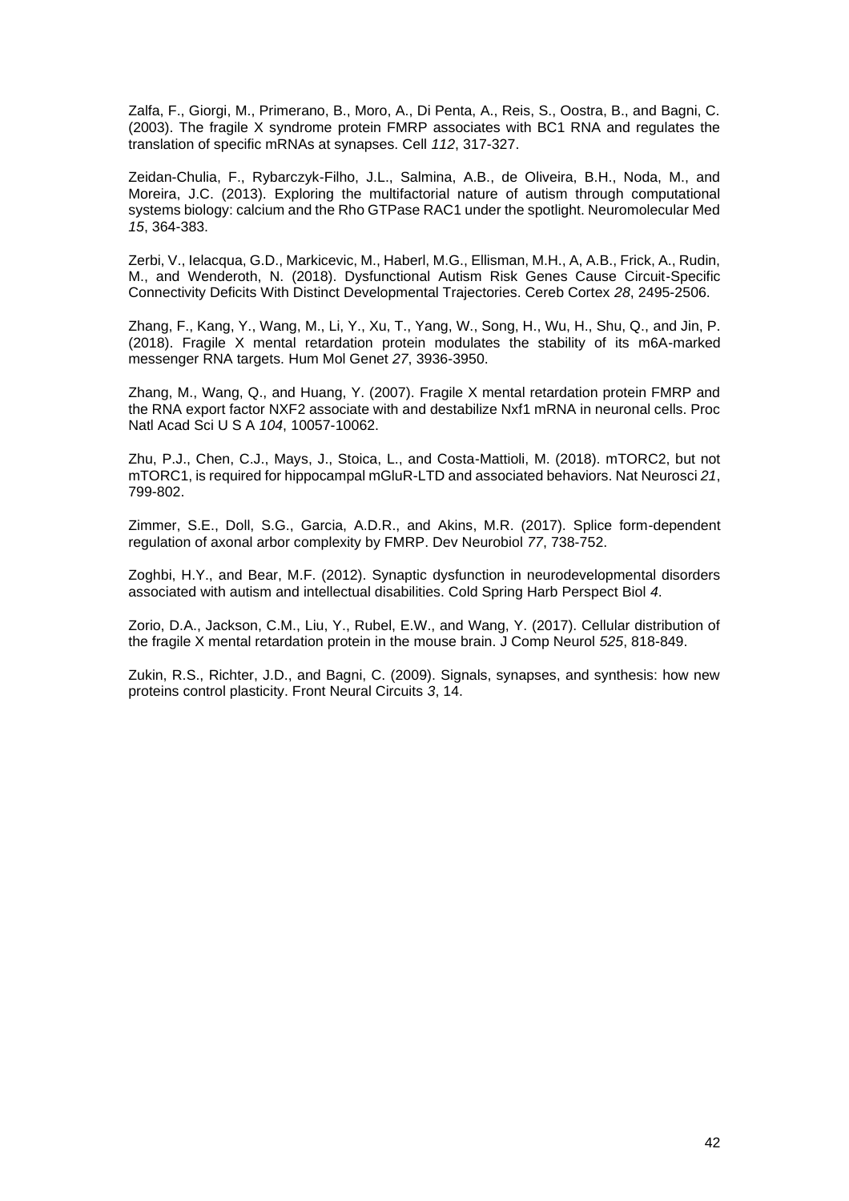Zalfa, F., Giorgi, M., Primerano, B., Moro, A., Di Penta, A., Reis, S., Oostra, B., and Bagni, C. (2003). The fragile X syndrome protein FMRP associates with BC1 RNA and regulates the translation of specific mRNAs at synapses. Cell *112*, 317-327.

Zeidan-Chulia, F., Rybarczyk-Filho, J.L., Salmina, A.B., de Oliveira, B.H., Noda, M., and Moreira, J.C. (2013). Exploring the multifactorial nature of autism through computational systems biology: calcium and the Rho GTPase RAC1 under the spotlight. Neuromolecular Med *15*, 364-383.

Zerbi, V., Ielacqua, G.D., Markicevic, M., Haberl, M.G., Ellisman, M.H., A, A.B., Frick, A., Rudin, M., and Wenderoth, N. (2018). Dysfunctional Autism Risk Genes Cause Circuit-Specific Connectivity Deficits With Distinct Developmental Trajectories. Cereb Cortex *28*, 2495-2506.

Zhang, F., Kang, Y., Wang, M., Li, Y., Xu, T., Yang, W., Song, H., Wu, H., Shu, Q., and Jin, P. (2018). Fragile X mental retardation protein modulates the stability of its m6A-marked messenger RNA targets. Hum Mol Genet *27*, 3936-3950.

Zhang, M., Wang, Q., and Huang, Y. (2007). Fragile X mental retardation protein FMRP and the RNA export factor NXF2 associate with and destabilize Nxf1 mRNA in neuronal cells. Proc Natl Acad Sci U S A *104*, 10057-10062.

Zhu, P.J., Chen, C.J., Mays, J., Stoica, L., and Costa-Mattioli, M. (2018). mTORC2, but not mTORC1, is required for hippocampal mGluR-LTD and associated behaviors. Nat Neurosci *21*, 799-802.

Zimmer, S.E., Doll, S.G., Garcia, A.D.R., and Akins, M.R. (2017). Splice form-dependent regulation of axonal arbor complexity by FMRP. Dev Neurobiol *77*, 738-752.

Zoghbi, H.Y., and Bear, M.F. (2012). Synaptic dysfunction in neurodevelopmental disorders associated with autism and intellectual disabilities. Cold Spring Harb Perspect Biol *4*.

Zorio, D.A., Jackson, C.M., Liu, Y., Rubel, E.W., and Wang, Y. (2017). Cellular distribution of the fragile X mental retardation protein in the mouse brain. J Comp Neurol *525*, 818-849.

Zukin, R.S., Richter, J.D., and Bagni, C. (2009). Signals, synapses, and synthesis: how new proteins control plasticity. Front Neural Circuits *3*, 14.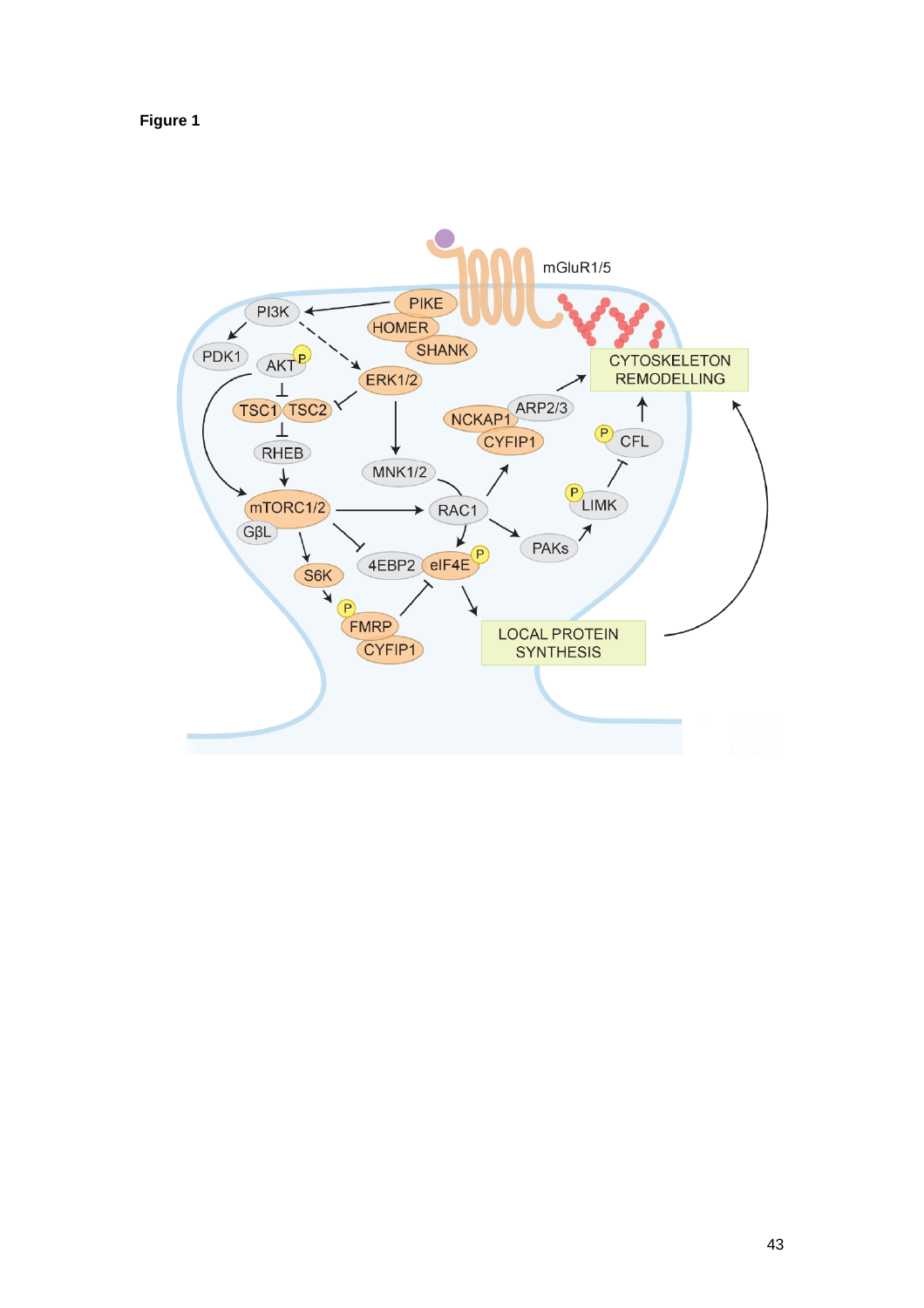**Figure 1**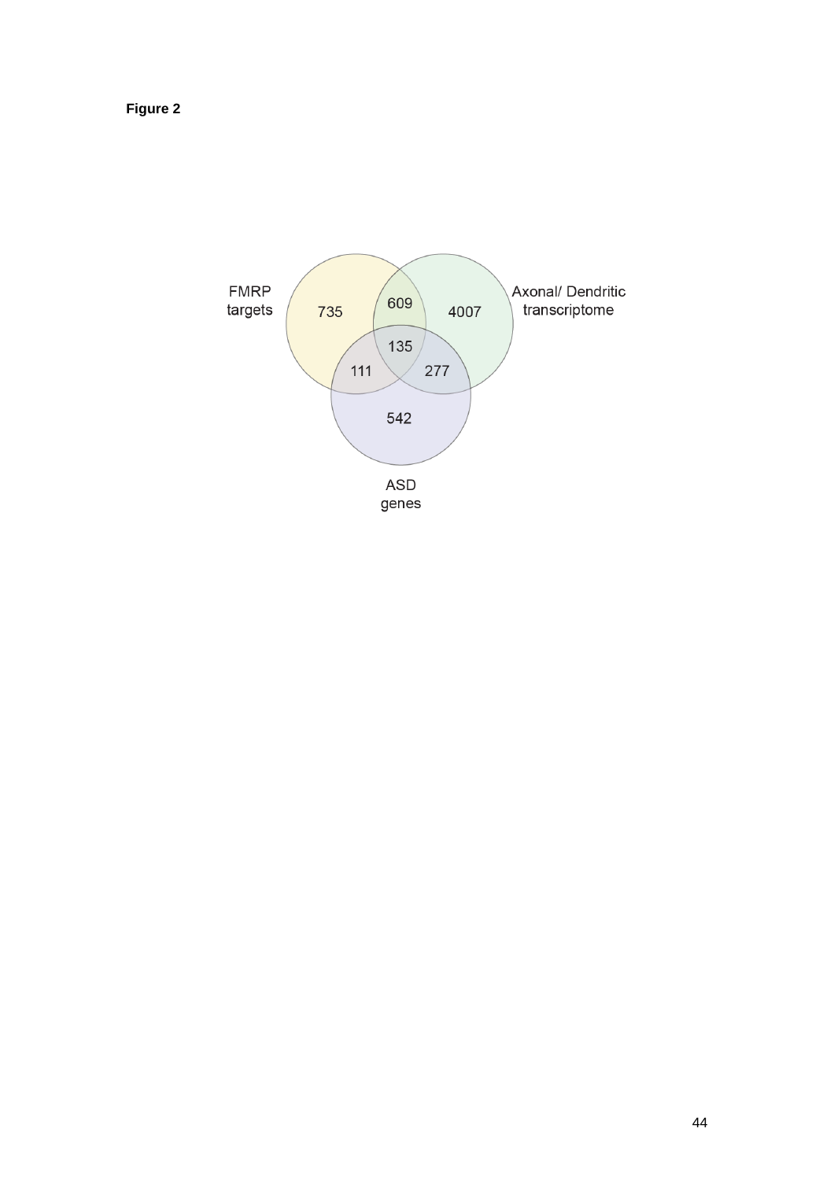**Figure 2**

FMRP targets

Axonal/ Dendritic transcriptome

ASD genes

735

609

4007

135

111

277

542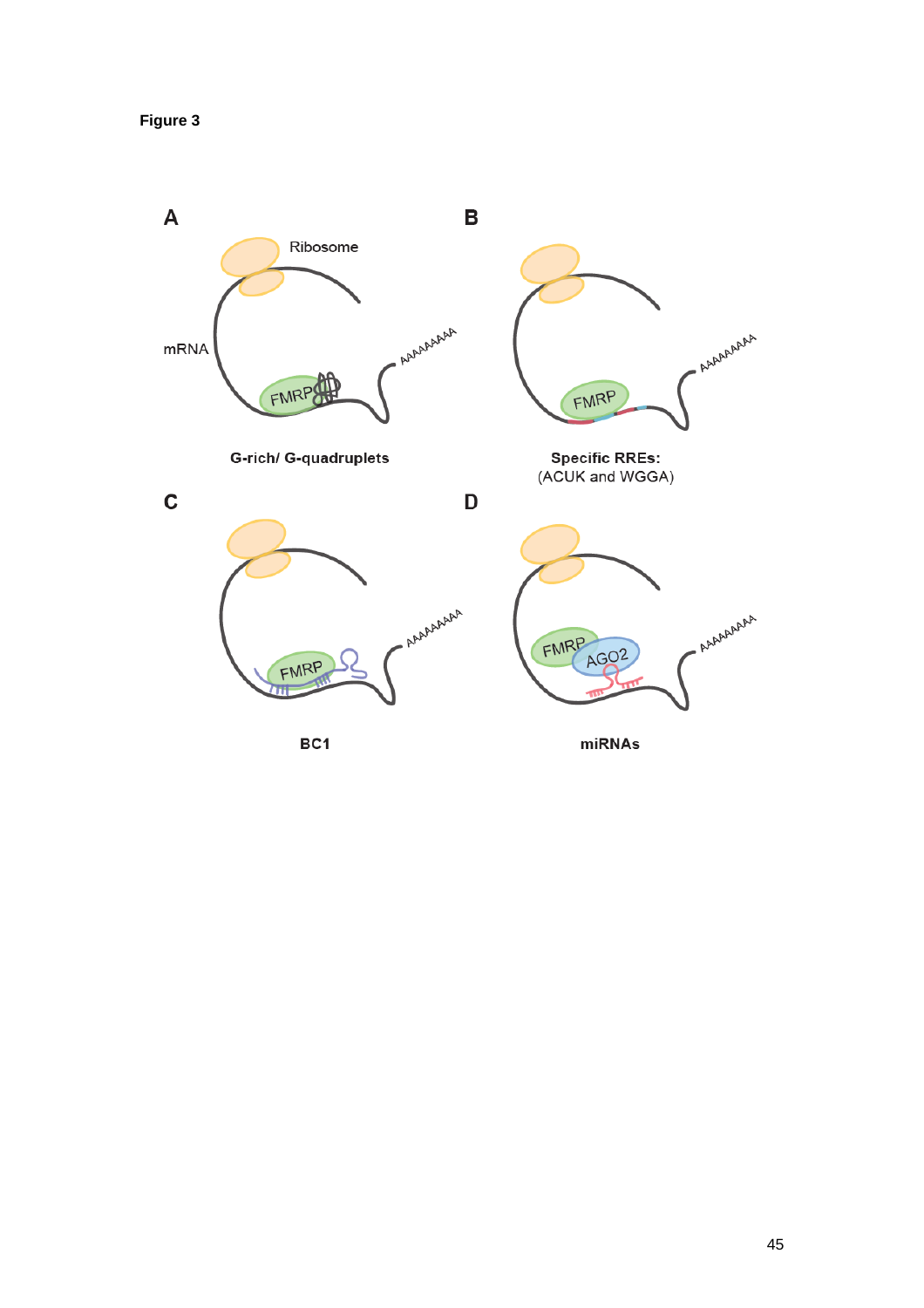**Figure 3**

**A**

Ribosome

mRNA

FMRP

AAAAAAAAA

**G-rich/ G-quadruplets**

**B**

FMRP

AAAAAAAAA

**Specific RREs:**
(ACUK and WGGA)

**C**

FMRP

AAAAAAAAA

**BC1**

**D**

FMRP

AGO2

AAAAAAAAA

**miRNAs**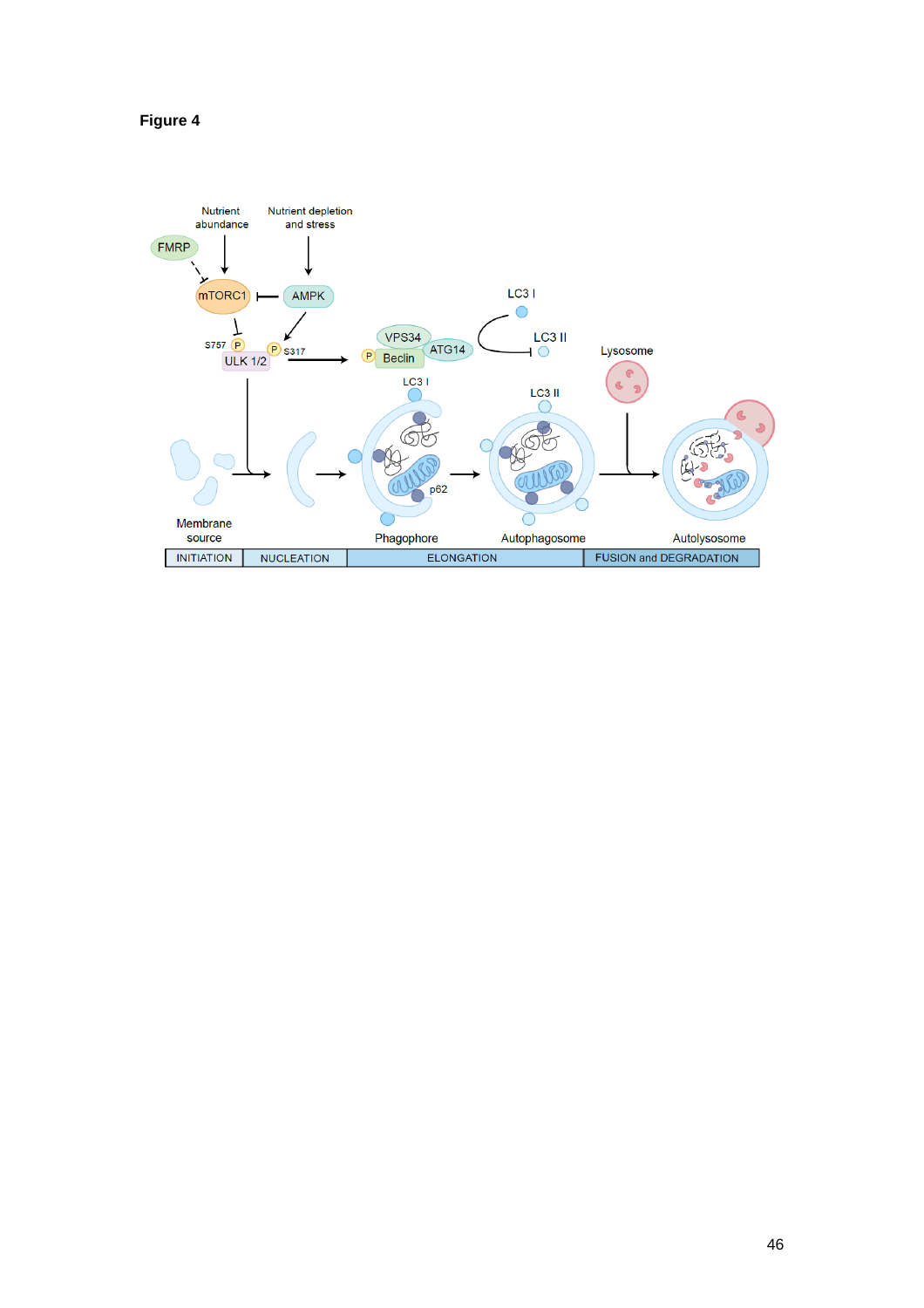**Figure 4**

Nutrient abundance

Nutrient depletion and stress

FMRP

mTORC1

AMPK

S757 P

P S317

ULK 1/2

VPS34

P Beclin

ATG14

LC3 I

LC3 II

Lysosome

LC3 I

LC3 II

p62

Membrane source

Phagophore

Autophagosome

Autolysosome

INITIATION

NUCLEATION

ELONGATION

FUSION and DEGRADATION